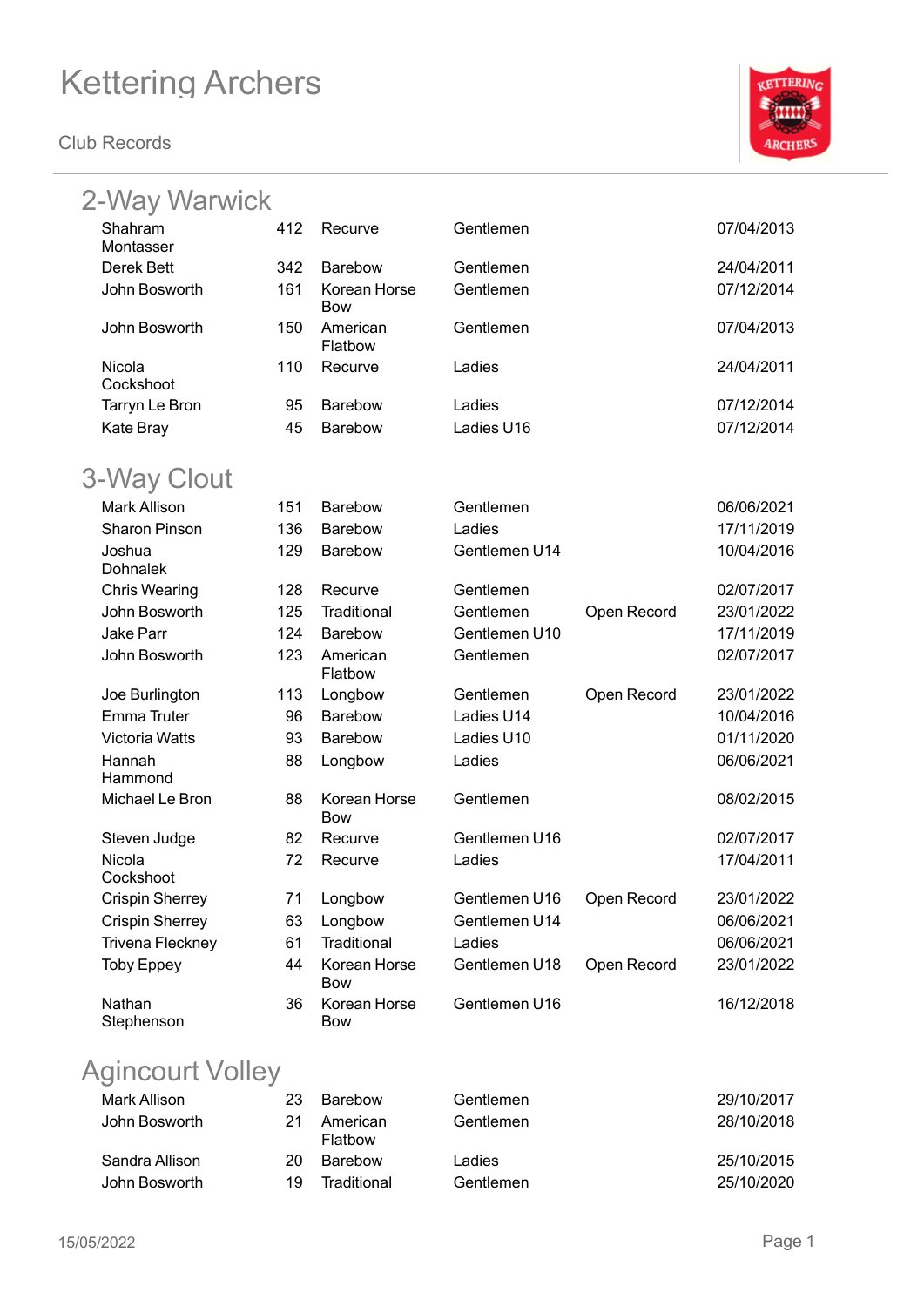# Kettering Archers

Club Records

## 2-Way Warwick

| | | | | | |
|---|---|---|---|---|---|
| Shahram Montasser | 412 | Recurve | Gentlemen | | 07/04/2013 |
| Derek Bett | 342 | Barebow | Gentlemen | | 24/04/2011 |
| John Bosworth | 161 | Korean Horse Bow | Gentlemen | | 07/12/2014 |
| John Bosworth | 150 | American Flatbow | Gentlemen | | 07/04/2013 |
| Nicola Cockshoot | 110 | Recurve | Ladies | | 24/04/2011 |
| Tarryn Le Bron | 95 | Barebow | Ladies | | 07/12/2014 |
| Kate Bray | 45 | Barebow | Ladies U16 | | 07/12/2014 |

## 3-Way Clout

| | | | | | |
|---|---|---|---|---|---|
| Mark Allison | 151 | Barebow | Gentlemen | | 06/06/2021 |
| Sharon Pinson | 136 | Barebow | Ladies | | 17/11/2019 |
| Joshua Dohnalek | 129 | Barebow | Gentlemen U14 | | 10/04/2016 |
| Chris Wearing | 128 | Recurve | Gentlemen | | 02/07/2017 |
| John Bosworth | 125 | Traditional | Gentlemen | Open Record | 23/01/2022 |
| Jake Parr | 124 | Barebow | Gentlemen U10 | | 17/11/2019 |
| John Bosworth | 123 | American Flatbow | Gentlemen | | 02/07/2017 |
| Joe Burlington | 113 | Longbow | Gentlemen | Open Record | 23/01/2022 |
| Emma Truter | 96 | Barebow | Ladies U14 | | 10/04/2016 |
| Victoria Watts | 93 | Barebow | Ladies U10 | | 01/11/2020 |
| Hannah Hammond | 88 | Longbow | Ladies | | 06/06/2021 |
| Michael Le Bron | 88 | Korean Horse Bow | Gentlemen | | 08/02/2015 |
| Steven Judge | 82 | Recurve | Gentlemen U16 | | 02/07/2017 |
| Nicola Cockshoot | 72 | Recurve | Ladies | | 17/04/2011 |
| Crispin Sherrey | 71 | Longbow | Gentlemen U16 | Open Record | 23/01/2022 |
| Crispin Sherrey | 63 | Longbow | Gentlemen U14 | | 06/06/2021 |
| Trivena Fleckney | 61 | Traditional | Ladies | | 06/06/2021 |
| Toby Eppey | 44 | Korean Horse Bow | Gentlemen U18 | Open Record | 23/01/2022 |
| Nathan Stephenson | 36 | Korean Horse Bow | Gentlemen U16 | | 16/12/2018 |

## Agincourt Volley

| | | | | | |
|---|---|---|---|---|---|
| Mark Allison | 23 | Barebow | Gentlemen | | 29/10/2017 |
| John Bosworth | 21 | American Flatbow | Gentlemen | | 28/10/2018 |
| Sandra Allison | 20 | Barebow | Ladies | | 25/10/2015 |
| John Bosworth | 19 | Traditional | Gentlemen | | 25/10/2020 |

15/05/2022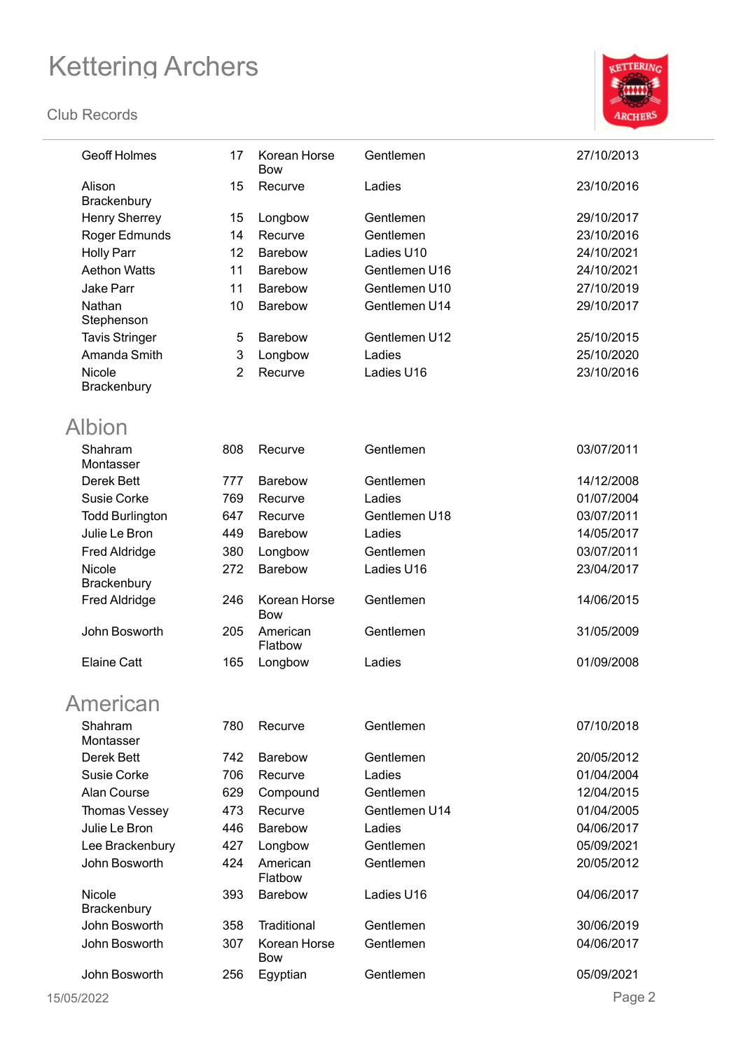| | | | | |
|---|---|---|---|---|
| Geoff Holmes | 17 | Korean Horse Bow | Gentlemen | 27/10/2013 |
| Alison Brackenbury | 15 | Recurve | Ladies | 23/10/2016 |
| Henry Sherrey | 15 | Longbow | Gentlemen | 29/10/2017 |
| Roger Edmunds | 14 | Recurve | Gentlemen | 23/10/2016 |
| Holly Parr | 12 | Barebow | Ladies U10 | 24/10/2021 |
| Aethon Watts | 11 | Barebow | Gentlemen U16 | 24/10/2021 |
| Jake Parr | 11 | Barebow | Gentlemen U10 | 27/10/2019 |
| Nathan Stephenson | 10 | Barebow | Gentlemen U14 | 29/10/2017 |
| Tavis Stringer | 5 | Barebow | Gentlemen U12 | 25/10/2015 |
| Amanda Smith | 3 | Longbow | Ladies | 25/10/2020 |
| Nicole Brackenbury | 2 | Recurve | Ladies U16 | 23/10/2016 |

## Albion

| | | | | |
|---|---|---|---|---|
| Shahram Montasser | 808 | Recurve | Gentlemen | 03/07/2011 |
| Derek Bett | 777 | Barebow | Gentlemen | 14/12/2008 |
| Susie Corke | 769 | Recurve | Ladies | 01/07/2004 |
| Todd Burlington | 647 | Recurve | Gentlemen U18 | 03/07/2011 |
| Julie Le Bron | 449 | Barebow | Ladies | 14/05/2017 |
| Fred Aldridge | 380 | Longbow | Gentlemen | 03/07/2011 |
| Nicole Brackenbury | 272 | Barebow | Ladies U16 | 23/04/2017 |
| Fred Aldridge | 246 | Korean Horse Bow | Gentlemen | 14/06/2015 |
| John Bosworth | 205 | American Flatbow | Gentlemen | 31/05/2009 |
| Elaine Catt | 165 | Longbow | Ladies | 01/09/2008 |

## American

| | | | | |
|---|---|---|---|---|
| Shahram Montasser | 780 | Recurve | Gentlemen | 07/10/2018 |
| Derek Bett | 742 | Barebow | Gentlemen | 20/05/2012 |
| Susie Corke | 706 | Recurve | Ladies | 01/04/2004 |
| Alan Course | 629 | Compound | Gentlemen | 12/04/2015 |
| Thomas Vessey | 473 | Recurve | Gentlemen U14 | 01/04/2005 |
| Julie Le Bron | 446 | Barebow | Ladies | 04/06/2017 |
| Lee Brackenbury | 427 | Longbow | Gentlemen | 05/09/2021 |
| John Bosworth | 424 | American Flatbow | Gentlemen | 20/05/2012 |
| Nicole Brackenbury | 393 | Barebow | Ladies U16 | 04/06/2017 |
| John Bosworth | 358 | Traditional | Gentlemen | 30/06/2019 |
| John Bosworth | 307 | Korean Horse Bow | Gentlemen | 04/06/2017 |
| John Bosworth | 256 | Egyptian | Gentlemen | 05/09/2021 |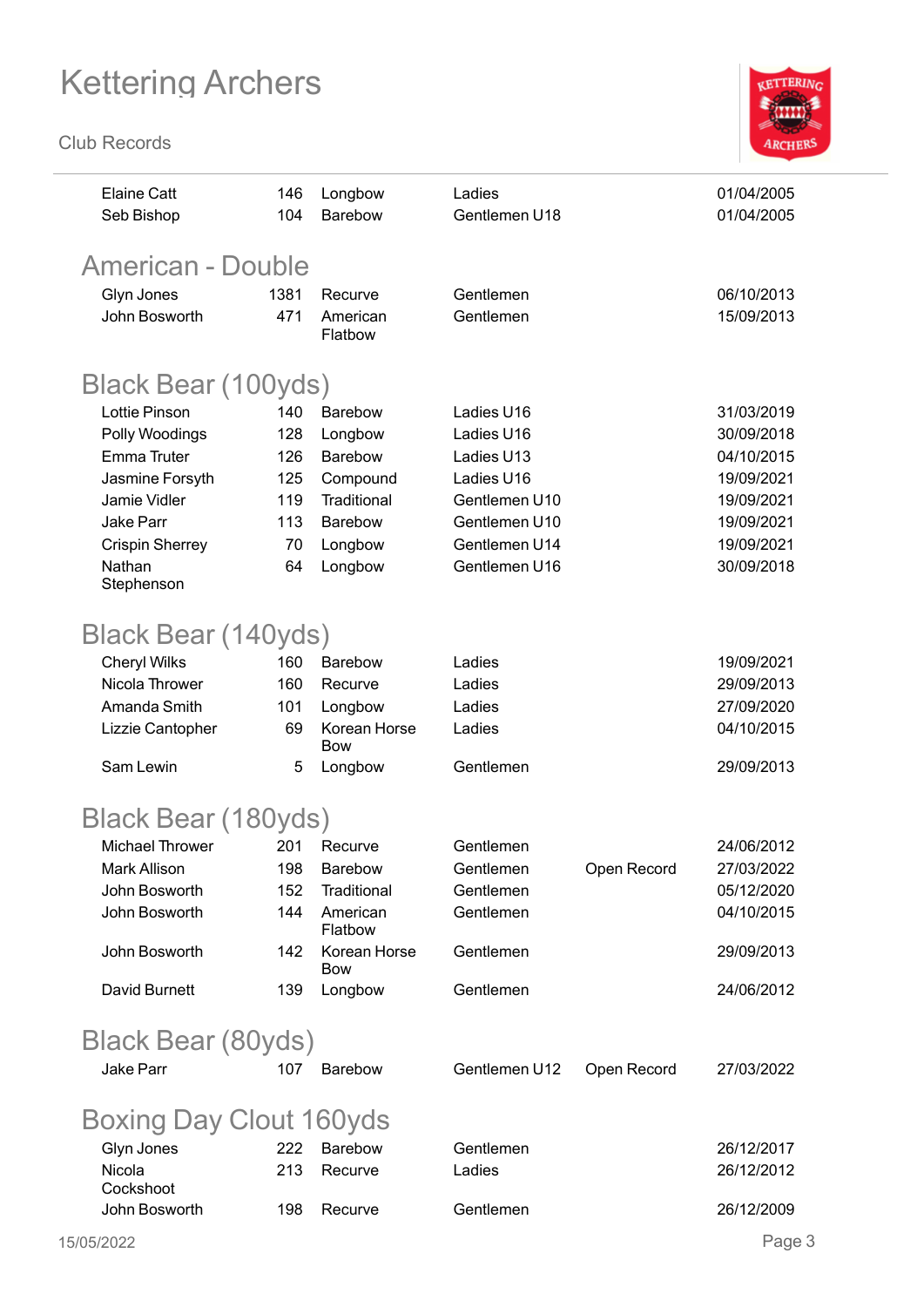# Kettering Archers

Club Records

| | | | | | |
|---|---|---|---|---|---|
| Elaine Catt | 146 | Longbow | Ladies | | 01/04/2005 |
| Seb Bishop | 104 | Barebow | Gentlemen U18 | | 01/04/2005 |

## American - Double

| | | | | | |
|---|---|---|---|---|---|
| Glyn Jones | 1381 | Recurve | Gentlemen | | 06/10/2013 |
| John Bosworth | 471 | American Flatbow | Gentlemen | | 15/09/2013 |

## Black Bear (100yds)

| | | | | | |
|---|---|---|---|---|---|
| Lottie Pinson | 140 | Barebow | Ladies U16 | | 31/03/2019 |
| Polly Woodings | 128 | Longbow | Ladies U16 | | 30/09/2018 |
| Emma Truter | 126 | Barebow | Ladies U13 | | 04/10/2015 |
| Jasmine Forsyth | 125 | Compound | Ladies U16 | | 19/09/2021 |
| Jamie Vidler | 119 | Traditional | Gentlemen U10 | | 19/09/2021 |
| Jake Parr | 113 | Barebow | Gentlemen U10 | | 19/09/2021 |
| Crispin Sherrey | 70 | Longbow | Gentlemen U14 | | 19/09/2021 |
| Nathan Stephenson | 64 | Longbow | Gentlemen U16 | | 30/09/2018 |

## Black Bear (140yds)

| | | | | | |
|---|---|---|---|---|---|
| Cheryl Wilks | 160 | Barebow | Ladies | | 19/09/2021 |
| Nicola Thrower | 160 | Recurve | Ladies | | 29/09/2013 |
| Amanda Smith | 101 | Longbow | Ladies | | 27/09/2020 |
| Lizzie Cantopher | 69 | Korean Horse Bow | Ladies | | 04/10/2015 |
| Sam Lewin | 5 | Longbow | Gentlemen | | 29/09/2013 |

## Black Bear (180yds)

| | | | | | |
|---|---|---|---|---|---|
| Michael Thrower | 201 | Recurve | Gentlemen | | 24/06/2012 |
| Mark Allison | 198 | Barebow | Gentlemen | Open Record | 27/03/2022 |
| John Bosworth | 152 | Traditional | Gentlemen | | 05/12/2020 |
| John Bosworth | 144 | American Flatbow | Gentlemen | | 04/10/2015 |
| John Bosworth | 142 | Korean Horse Bow | Gentlemen | | 29/09/2013 |
| David Burnett | 139 | Longbow | Gentlemen | | 24/06/2012 |

## Black Bear (80yds)

| | | | | | |
|---|---|---|---|---|---|
| Jake Parr | 107 | Barebow | Gentlemen U12 | Open Record | 27/03/2022 |

## Boxing Day Clout 160yds

| | | | | | |
|---|---|---|---|---|---|
| Glyn Jones | 222 | Barebow | Gentlemen | | 26/12/2017 |
| Nicola Cockshoot | 213 | Recurve | Ladies | | 26/12/2012 |
| John Bosworth | 198 | Recurve | Gentlemen | | 26/12/2009 |

15/05/2022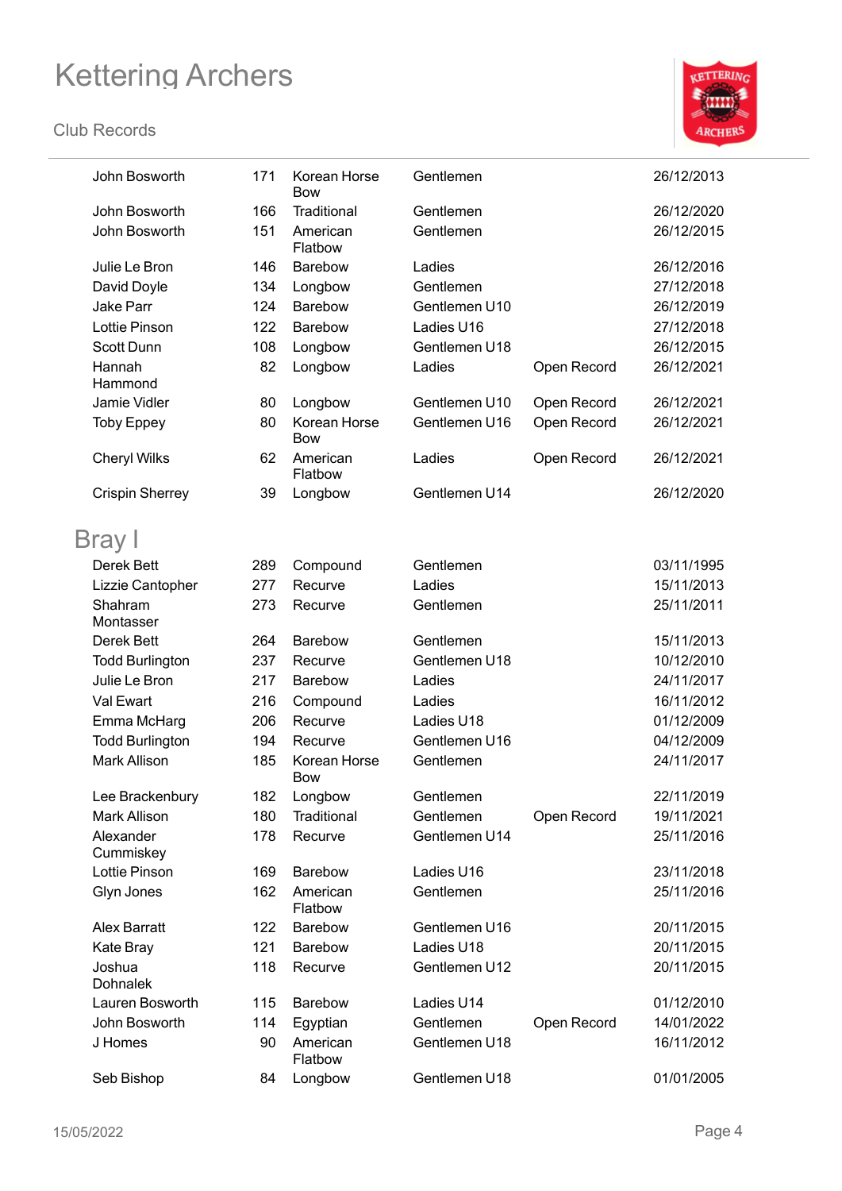| | | | | | |
|---|---|---|---|---|---|
| John Bosworth | 171 | Korean Horse Bow | Gentlemen | | 26/12/2013 |
| John Bosworth | 166 | Traditional | Gentlemen | | 26/12/2020 |
| John Bosworth | 151 | American Flatbow | Gentlemen | | 26/12/2015 |
| Julie Le Bron | 146 | Barebow | Ladies | | 26/12/2016 |
| David Doyle | 134 | Longbow | Gentlemen | | 27/12/2018 |
| Jake Parr | 124 | Barebow | Gentlemen U10 | | 26/12/2019 |
| Lottie Pinson | 122 | Barebow | Ladies U16 | | 27/12/2018 |
| Scott Dunn | 108 | Longbow | Gentlemen U18 | | 26/12/2015 |
| Hannah Hammond | 82 | Longbow | Ladies | Open Record | 26/12/2021 |
| Jamie Vidler | 80 | Longbow | Gentlemen U10 | Open Record | 26/12/2021 |
| Toby Eppey | 80 | Korean Horse Bow | Gentlemen U16 | Open Record | 26/12/2021 |
| Cheryl Wilks | 62 | American Flatbow | Ladies | Open Record | 26/12/2021 |
| Crispin Sherrey | 39 | Longbow | Gentlemen U14 | | 26/12/2020 |

## Bray I

| | | | | | |
|---|---|---|---|---|---|
| Derek Bett | 289 | Compound | Gentlemen | | 03/11/1995 |
| Lizzie Cantopher | 277 | Recurve | Ladies | | 15/11/2013 |
| Shahram Montasser | 273 | Recurve | Gentlemen | | 25/11/2011 |
| Derek Bett | 264 | Barebow | Gentlemen | | 15/11/2013 |
| Todd Burlington | 237 | Recurve | Gentlemen U18 | | 10/12/2010 |
| Julie Le Bron | 217 | Barebow | Ladies | | 24/11/2017 |
| Val Ewart | 216 | Compound | Ladies | | 16/11/2012 |
| Emma McHarg | 206 | Recurve | Ladies U18 | | 01/12/2009 |
| Todd Burlington | 194 | Recurve | Gentlemen U16 | | 04/12/2009 |
| Mark Allison | 185 | Korean Horse Bow | Gentlemen | | 24/11/2017 |
| Lee Brackenbury | 182 | Longbow | Gentlemen | | 22/11/2019 |
| Mark Allison | 180 | Traditional | Gentlemen | Open Record | 19/11/2021 |
| Alexander Cummiskey | 178 | Recurve | Gentlemen U14 | | 25/11/2016 |
| Lottie Pinson | 169 | Barebow | Ladies U16 | | 23/11/2018 |
| Glyn Jones | 162 | American Flatbow | Gentlemen | | 25/11/2016 |
| Alex Barratt | 122 | Barebow | Gentlemen U16 | | 20/11/2015 |
| Kate Bray | 121 | Barebow | Ladies U18 | | 20/11/2015 |
| Joshua Dohnalek | 118 | Recurve | Gentlemen U12 | | 20/11/2015 |
| Lauren Bosworth | 115 | Barebow | Ladies U14 | | 01/12/2010 |
| John Bosworth | 114 | Egyptian | Gentlemen | Open Record | 14/01/2022 |
| J Homes | 90 | American Flatbow | Gentlemen U18 | | 16/11/2012 |
| Seb Bishop | 84 | Longbow | Gentlemen U18 | | 01/01/2005 |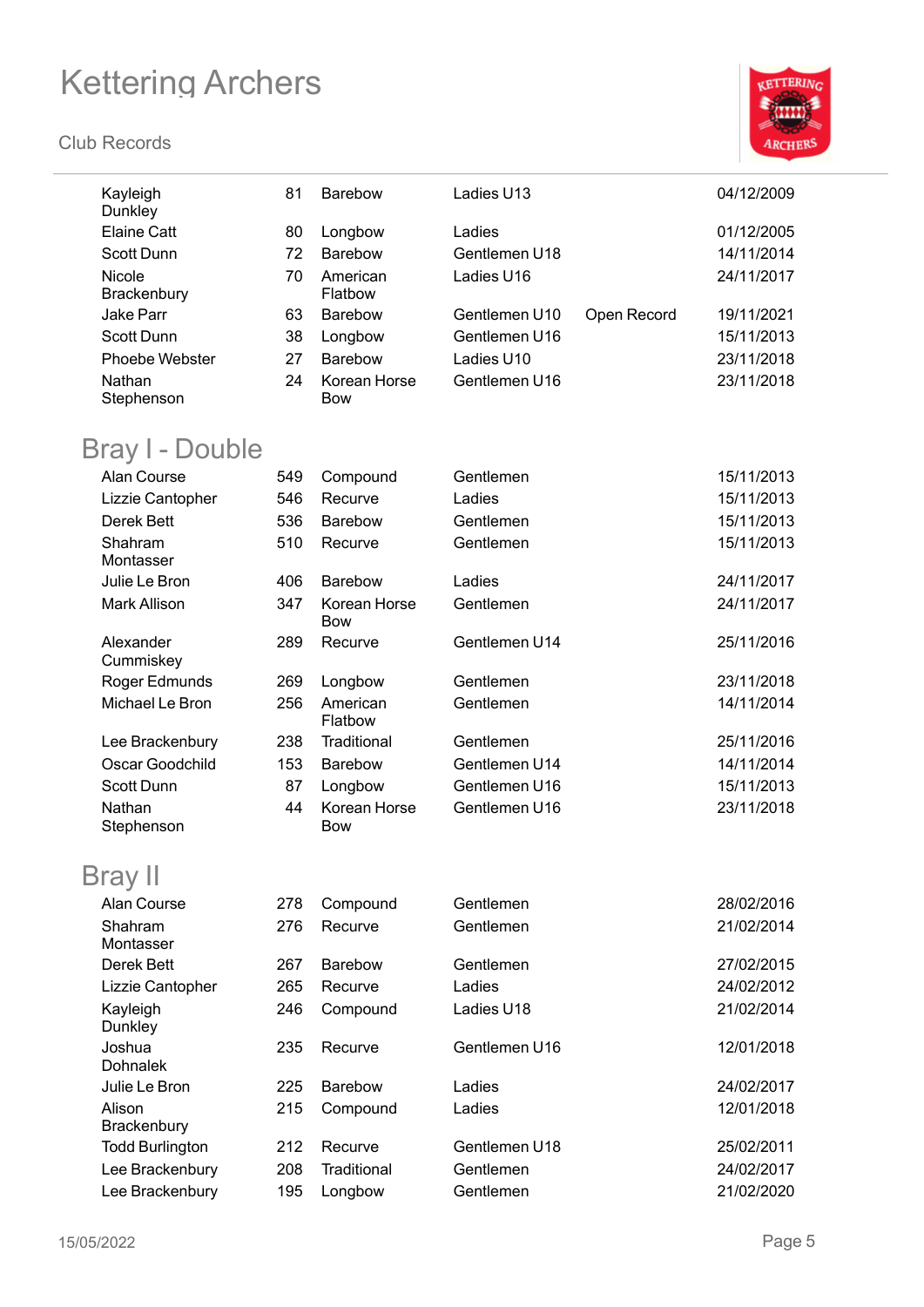| | | | | | |
|---|---|---|---|---|---|
| Kayleigh Dunkley | 81 | Barebow | Ladies U13 | | 04/12/2009 |
| Elaine Catt | 80 | Longbow | Ladies | | 01/12/2005 |
| Scott Dunn | 72 | Barebow | Gentlemen U18 | | 14/11/2014 |
| Nicole Brackenbury | 70 | American Flatbow | Ladies U16 | | 24/11/2017 |
| Jake Parr | 63 | Barebow | Gentlemen U10 | Open Record | 19/11/2021 |
| Scott Dunn | 38 | Longbow | Gentlemen U16 | | 15/11/2013 |
| Phoebe Webster | 27 | Barebow | Ladies U10 | | 23/11/2018 |
| Nathan Stephenson | 24 | Korean Horse Bow | Gentlemen U16 | | 23/11/2018 |

## Bray I - Double

| | | | | | |
|---|---|---|---|---|---|
| Alan Course | 549 | Compound | Gentlemen | | 15/11/2013 |
| Lizzie Cantopher | 546 | Recurve | Ladies | | 15/11/2013 |
| Derek Bett | 536 | Barebow | Gentlemen | | 15/11/2013 |
| Shahram Montasser | 510 | Recurve | Gentlemen | | 15/11/2013 |
| Julie Le Bron | 406 | Barebow | Ladies | | 24/11/2017 |
| Mark Allison | 347 | Korean Horse Bow | Gentlemen | | 24/11/2017 |
| Alexander Cummiskey | 289 | Recurve | Gentlemen U14 | | 25/11/2016 |
| Roger Edmunds | 269 | Longbow | Gentlemen | | 23/11/2018 |
| Michael Le Bron | 256 | American Flatbow | Gentlemen | | 14/11/2014 |
| Lee Brackenbury | 238 | Traditional | Gentlemen | | 25/11/2016 |
| Oscar Goodchild | 153 | Barebow | Gentlemen U14 | | 14/11/2014 |
| Scott Dunn | 87 | Longbow | Gentlemen U16 | | 15/11/2013 |
| Nathan Stephenson | 44 | Korean Horse Bow | Gentlemen U16 | | 23/11/2018 |

## Bray II

| | | | | | |
|---|---|---|---|---|---|
| Alan Course | 278 | Compound | Gentlemen | | 28/02/2016 |
| Shahram Montasser | 276 | Recurve | Gentlemen | | 21/02/2014 |
| Derek Bett | 267 | Barebow | Gentlemen | | 27/02/2015 |
| Lizzie Cantopher | 265 | Recurve | Ladies | | 24/02/2012 |
| Kayleigh Dunkley | 246 | Compound | Ladies U18 | | 21/02/2014 |
| Joshua Dohnalek | 235 | Recurve | Gentlemen U16 | | 12/01/2018 |
| Julie Le Bron | 225 | Barebow | Ladies | | 24/02/2017 |
| Alison Brackenbury | 215 | Compound | Ladies | | 12/01/2018 |
| Todd Burlington | 212 | Recurve | Gentlemen U18 | | 25/02/2011 |
| Lee Brackenbury | 208 | Traditional | Gentlemen | | 24/02/2017 |
| Lee Brackenbury | 195 | Longbow | Gentlemen | | 21/02/2020 |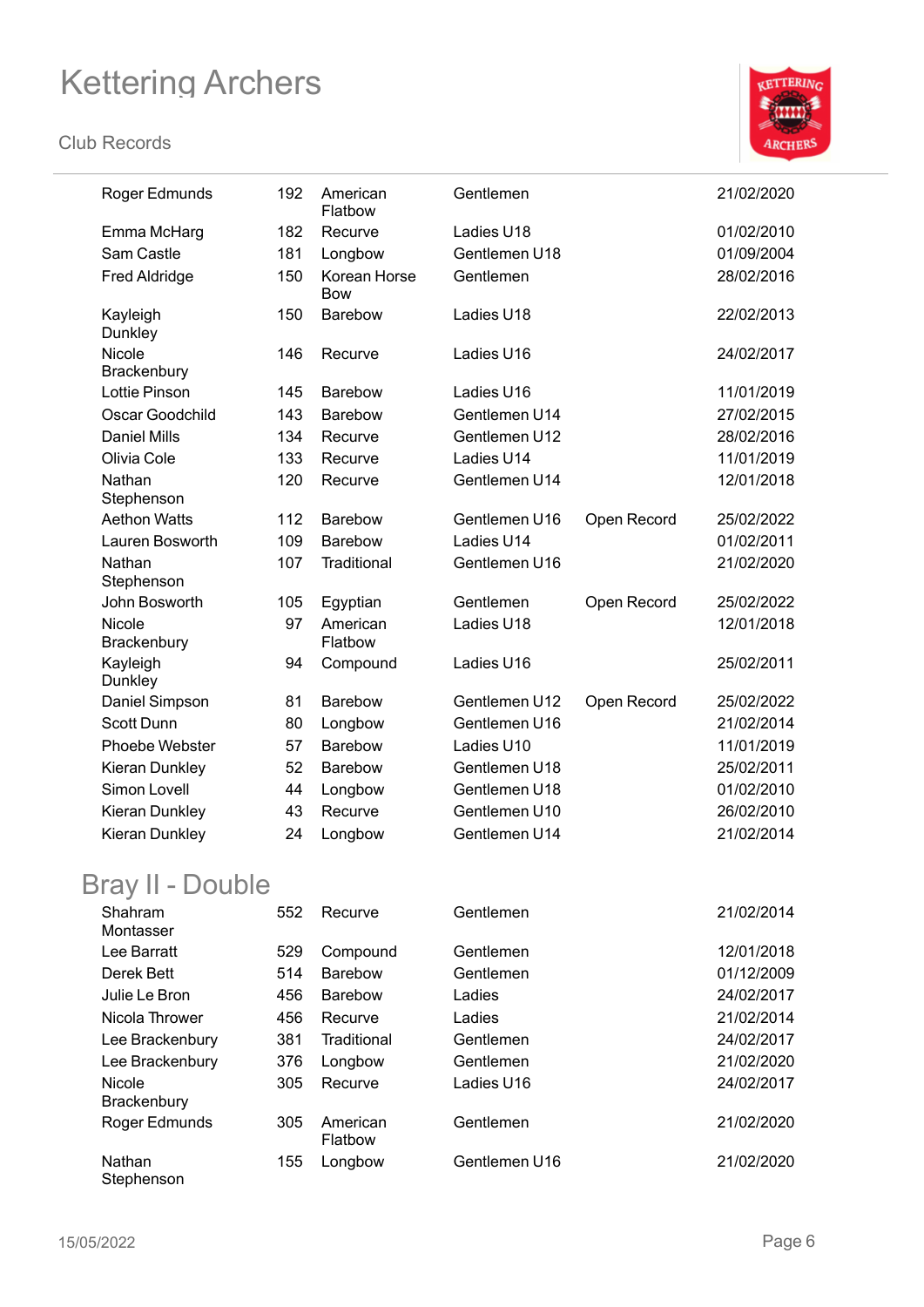| | | | | | |
|---|---|---|---|---|---|
| Roger Edmunds | 192 | American Flatbow | Gentlemen | | 21/02/2020 |
| Emma McHarg | 182 | Recurve | Ladies U18 | | 01/02/2010 |
| Sam Castle | 181 | Longbow | Gentlemen U18 | | 01/09/2004 |
| Fred Aldridge | 150 | Korean Horse Bow | Gentlemen | | 28/02/2016 |
| Kayleigh Dunkley | 150 | Barebow | Ladies U18 | | 22/02/2013 |
| Nicole Brackenbury | 146 | Recurve | Ladies U16 | | 24/02/2017 |
| Lottie Pinson | 145 | Barebow | Ladies U16 | | 11/01/2019 |
| Oscar Goodchild | 143 | Barebow | Gentlemen U14 | | 27/02/2015 |
| Daniel Mills | 134 | Recurve | Gentlemen U12 | | 28/02/2016 |
| Olivia Cole | 133 | Recurve | Ladies U14 | | 11/01/2019 |
| Nathan Stephenson | 120 | Recurve | Gentlemen U14 | | 12/01/2018 |
| Aethon Watts | 112 | Barebow | Gentlemen U16 | Open Record | 25/02/2022 |
| Lauren Bosworth | 109 | Barebow | Ladies U14 | | 01/02/2011 |
| Nathan Stephenson | 107 | Traditional | Gentlemen U16 | | 21/02/2020 |
| John Bosworth | 105 | Egyptian | Gentlemen | Open Record | 25/02/2022 |
| Nicole Brackenbury | 97 | American Flatbow | Ladies U18 | | 12/01/2018 |
| Kayleigh Dunkley | 94 | Compound | Ladies U16 | | 25/02/2011 |
| Daniel Simpson | 81 | Barebow | Gentlemen U12 | Open Record | 25/02/2022 |
| Scott Dunn | 80 | Longbow | Gentlemen U16 | | 21/02/2014 |
| Phoebe Webster | 57 | Barebow | Ladies U10 | | 11/01/2019 |
| Kieran Dunkley | 52 | Barebow | Gentlemen U18 | | 25/02/2011 |
| Simon Lovell | 44 | Longbow | Gentlemen U18 | | 01/02/2010 |
| Kieran Dunkley | 43 | Recurve | Gentlemen U10 | | 26/02/2010 |
| Kieran Dunkley | 24 | Longbow | Gentlemen U14 | | 21/02/2014 |

## Bray II - Double

| | | | | | |
|---|---|---|---|---|---|
| Shahram Montasser | 552 | Recurve | Gentlemen | | 21/02/2014 |
| Lee Barratt | 529 | Compound | Gentlemen | | 12/01/2018 |
| Derek Bett | 514 | Barebow | Gentlemen | | 01/12/2009 |
| Julie Le Bron | 456 | Barebow | Ladies | | 24/02/2017 |
| Nicola Thrower | 456 | Recurve | Ladies | | 21/02/2014 |
| Lee Brackenbury | 381 | Traditional | Gentlemen | | 24/02/2017 |
| Lee Brackenbury | 376 | Longbow | Gentlemen | | 21/02/2020 |
| Nicole Brackenbury | 305 | Recurve | Ladies U16 | | 24/02/2017 |
| Roger Edmunds | 305 | American Flatbow | Gentlemen | | 21/02/2020 |
| Nathan Stephenson | 155 | Longbow | Gentlemen U16 | | 21/02/2020 |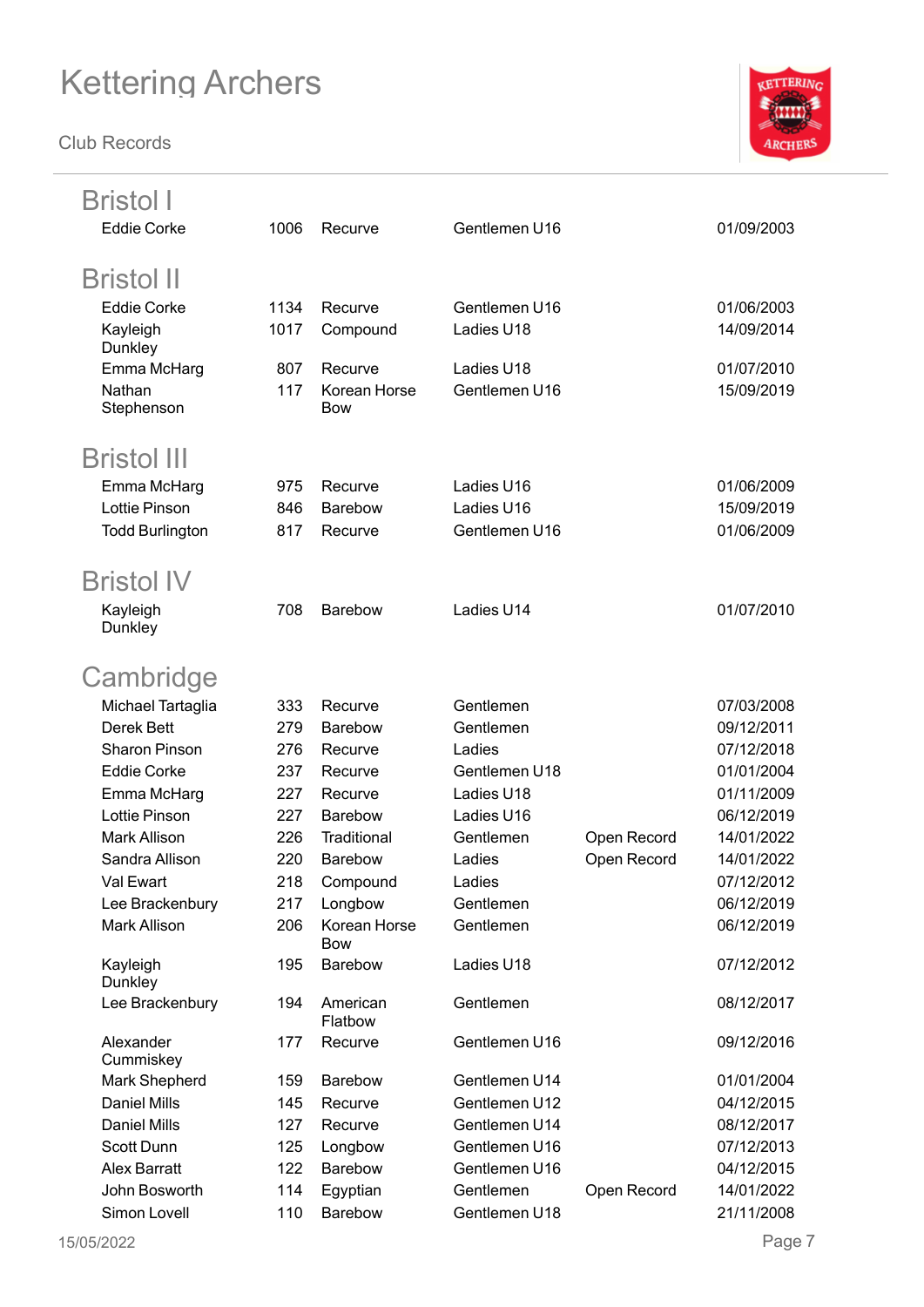# Kettering Archers

Club Records

## Bristol I

| | | | | | |
|---|---|---|---|---|---|
| Eddie Corke | 1006 | Recurve | Gentlemen U16 | | 01/09/2003 |

## Bristol II

| | | | | | |
|---|---|---|---|---|---|
| Eddie Corke | 1134 | Recurve | Gentlemen U16 | | 01/06/2003 |
| Kayleigh Dunkley | 1017 | Compound | Ladies U18 | | 14/09/2014 |
| Emma McHarg | 807 | Recurve | Ladies U18 | | 01/07/2010 |
| Nathan Stephenson | 117 | Korean Horse Bow | Gentlemen U16 | | 15/09/2019 |

## Bristol III

| | | | | | |
|---|---|---|---|---|---|
| Emma McHarg | 975 | Recurve | Ladies U16 | | 01/06/2009 |
| Lottie Pinson | 846 | Barebow | Ladies U16 | | 15/09/2019 |
| Todd Burlington | 817 | Recurve | Gentlemen U16 | | 01/06/2009 |

## Bristol IV

| | | | | | |
|---|---|---|---|---|---|
| Kayleigh Dunkley | 708 | Barebow | Ladies U14 | | 01/07/2010 |

## Cambridge

| | | | | | |
|---|---|---|---|---|---|
| Michael Tartaglia | 333 | Recurve | Gentlemen | | 07/03/2008 |
| Derek Bett | 279 | Barebow | Gentlemen | | 09/12/2011 |
| Sharon Pinson | 276 | Recurve | Ladies | | 07/12/2018 |
| Eddie Corke | 237 | Recurve | Gentlemen U18 | | 01/01/2004 |
| Emma McHarg | 227 | Recurve | Ladies U18 | | 01/11/2009 |
| Lottie Pinson | 227 | Barebow | Ladies U16 | | 06/12/2019 |
| Mark Allison | 226 | Traditional | Gentlemen | Open Record | 14/01/2022 |
| Sandra Allison | 220 | Barebow | Ladies | Open Record | 14/01/2022 |
| Val Ewart | 218 | Compound | Ladies | | 07/12/2012 |
| Lee Brackenbury | 217 | Longbow | Gentlemen | | 06/12/2019 |
| Mark Allison | 206 | Korean Horse Bow | Gentlemen | | 06/12/2019 |
| Kayleigh Dunkley | 195 | Barebow | Ladies U18 | | 07/12/2012 |
| Lee Brackenbury | 194 | American Flatbow | Gentlemen | | 08/12/2017 |
| Alexander Cummiskey | 177 | Recurve | Gentlemen U16 | | 09/12/2016 |
| Mark Shepherd | 159 | Barebow | Gentlemen U14 | | 01/01/2004 |
| Daniel Mills | 145 | Recurve | Gentlemen U12 | | 04/12/2015 |
| Daniel Mills | 127 | Recurve | Gentlemen U14 | | 08/12/2017 |
| Scott Dunn | 125 | Longbow | Gentlemen U16 | | 07/12/2013 |
| Alex Barratt | 122 | Barebow | Gentlemen U16 | | 04/12/2015 |
| John Bosworth | 114 | Egyptian | Gentlemen | Open Record | 14/01/2022 |
| Simon Lovell | 110 | Barebow | Gentlemen U18 | | 21/11/2008 |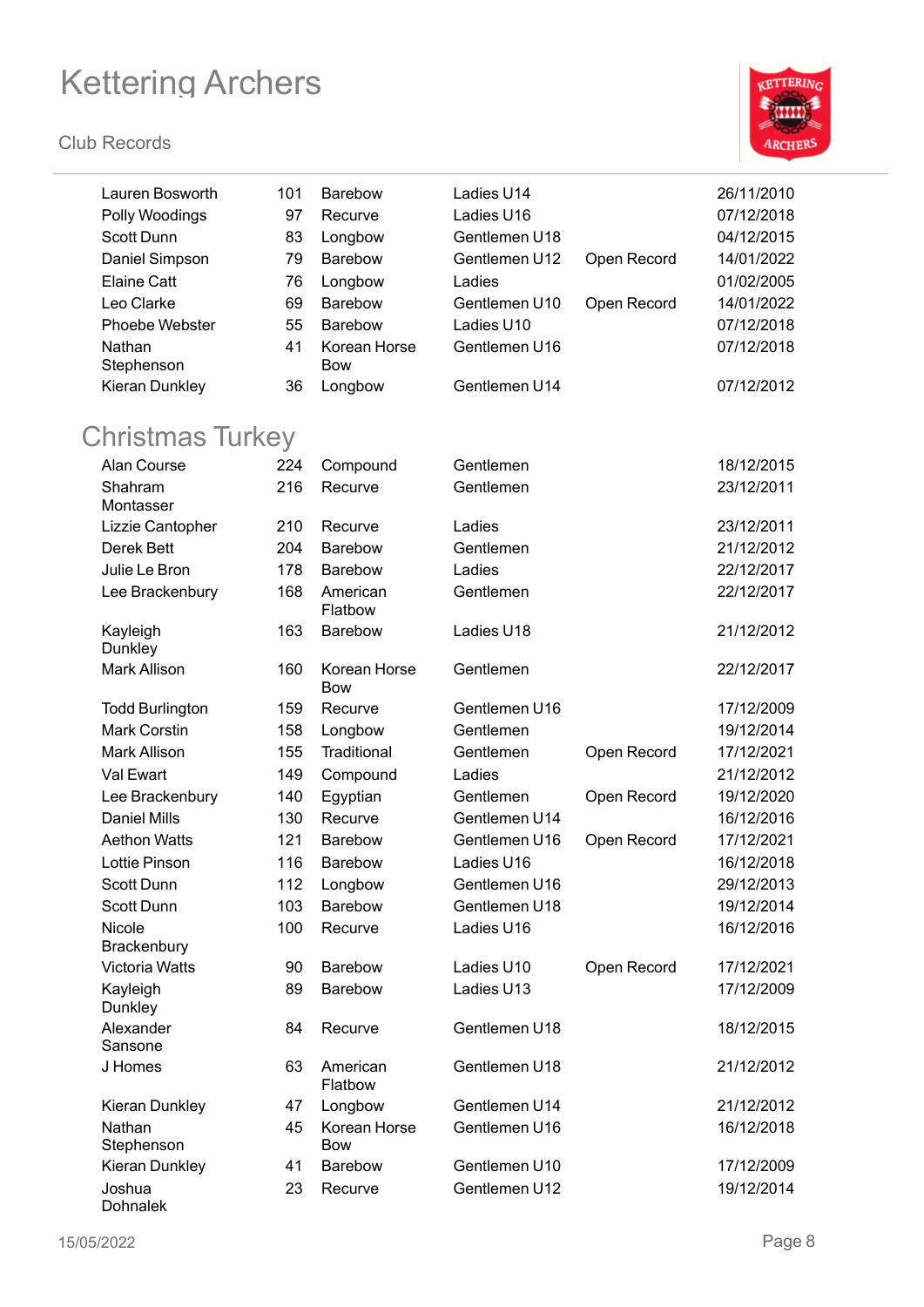| | | | | | |
|---|---|---|---|---|---|
| Lauren Bosworth | 101 | Barebow | Ladies U14 | | 26/11/2010 |
| Polly Woodings | 97 | Recurve | Ladies U16 | | 07/12/2018 |
| Scott Dunn | 83 | Longbow | Gentlemen U18 | | 04/12/2015 |
| Daniel Simpson | 79 | Barebow | Gentlemen U12 | Open Record | 14/01/2022 |
| Elaine Catt | 76 | Longbow | Ladies | | 01/02/2005 |
| Leo Clarke | 69 | Barebow | Gentlemen U10 | Open Record | 14/01/2022 |
| Phoebe Webster | 55 | Barebow | Ladies U10 | | 07/12/2018 |
| Nathan Stephenson | 41 | Korean Horse Bow | Gentlemen U16 | | 07/12/2018 |
| Kieran Dunkley | 36 | Longbow | Gentlemen U14 | | 07/12/2012 |

## Christmas Turkey

| | | | | | |
|---|---|---|---|---|---|
| Alan Course | 224 | Compound | Gentlemen | | 18/12/2015 |
| Shahram Montasser | 216 | Recurve | Gentlemen | | 23/12/2011 |
| Lizzie Cantopher | 210 | Recurve | Ladies | | 23/12/2011 |
| Derek Bett | 204 | Barebow | Gentlemen | | 21/12/2012 |
| Julie Le Bron | 178 | Barebow | Ladies | | 22/12/2017 |
| Lee Brackenbury | 168 | American Flatbow | Gentlemen | | 22/12/2017 |
| Kayleigh Dunkley | 163 | Barebow | Ladies U18 | | 21/12/2012 |
| Mark Allison | 160 | Korean Horse Bow | Gentlemen | | 22/12/2017 |
| Todd Burlington | 159 | Recurve | Gentlemen U16 | | 17/12/2009 |
| Mark Corstin | 158 | Longbow | Gentlemen | | 19/12/2014 |
| Mark Allison | 155 | Traditional | Gentlemen | Open Record | 17/12/2021 |
| Val Ewart | 149 | Compound | Ladies | | 21/12/2012 |
| Lee Brackenbury | 140 | Egyptian | Gentlemen | Open Record | 19/12/2020 |
| Daniel Mills | 130 | Recurve | Gentlemen U14 | | 16/12/2016 |
| Aethon Watts | 121 | Barebow | Gentlemen U16 | Open Record | 17/12/2021 |
| Lottie Pinson | 116 | Barebow | Ladies U16 | | 16/12/2018 |
| Scott Dunn | 112 | Longbow | Gentlemen U16 | | 29/12/2013 |
| Scott Dunn | 103 | Barebow | Gentlemen U18 | | 19/12/2014 |
| Nicole Brackenbury | 100 | Recurve | Ladies U16 | | 16/12/2016 |
| Victoria Watts | 90 | Barebow | Ladies U10 | Open Record | 17/12/2021 |
| Kayleigh Dunkley | 89 | Barebow | Ladies U13 | | 17/12/2009 |
| Alexander Sansone | 84 | Recurve | Gentlemen U18 | | 18/12/2015 |
| J Homes | 63 | American Flatbow | Gentlemen U18 | | 21/12/2012 |
| Kieran Dunkley | 47 | Longbow | Gentlemen U14 | | 21/12/2012 |
| Nathan Stephenson | 45 | Korean Horse Bow | Gentlemen U16 | | 16/12/2018 |
| Kieran Dunkley | 41 | Barebow | Gentlemen U10 | | 17/12/2009 |
| Joshua Dohnalek | 23 | Recurve | Gentlemen U12 | | 19/12/2014 |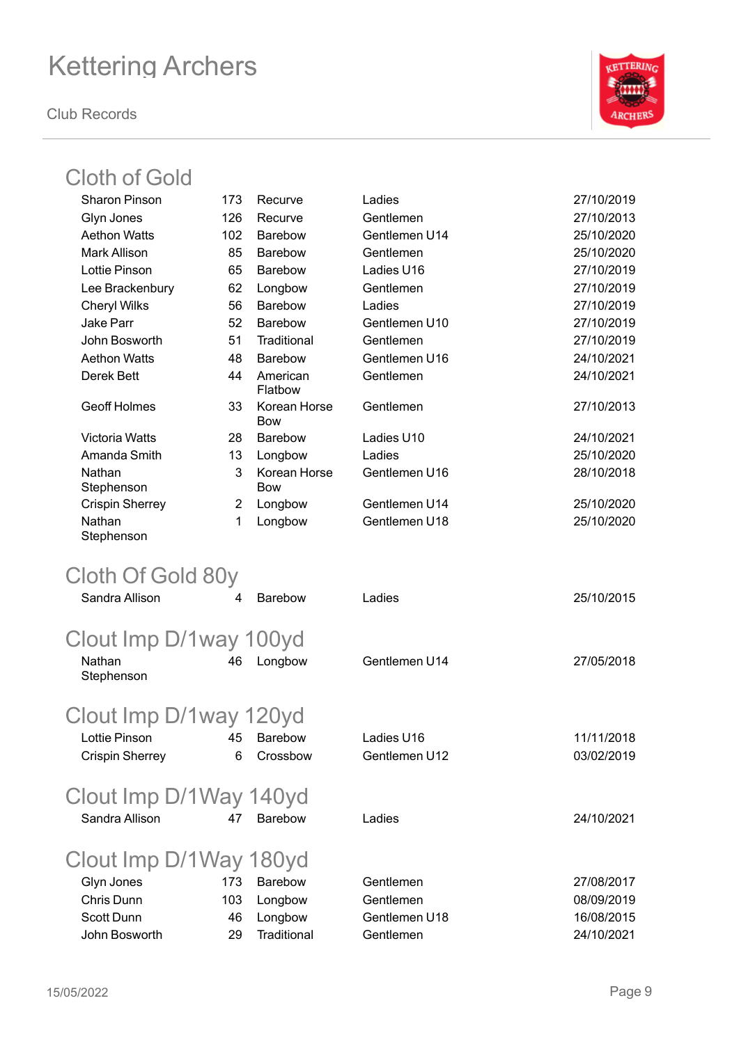# Kettering Archers

Club Records

## Cloth of Gold

| | | | | |
|---|---|---|---|---|
| Sharon Pinson | 173 | Recurve | Ladies | 27/10/2019 |
| Glyn Jones | 126 | Recurve | Gentlemen | 27/10/2013 |
| Aethon Watts | 102 | Barebow | Gentlemen U14 | 25/10/2020 |
| Mark Allison | 85 | Barebow | Gentlemen | 25/10/2020 |
| Lottie Pinson | 65 | Barebow | Ladies U16 | 27/10/2019 |
| Lee Brackenbury | 62 | Longbow | Gentlemen | 27/10/2019 |
| Cheryl Wilks | 56 | Barebow | Ladies | 27/10/2019 |
| Jake Parr | 52 | Barebow | Gentlemen U10 | 27/10/2019 |
| John Bosworth | 51 | Traditional | Gentlemen | 27/10/2019 |
| Aethon Watts | 48 | Barebow | Gentlemen U16 | 24/10/2021 |
| Derek Bett | 44 | American Flatbow | Gentlemen | 24/10/2021 |
| Geoff Holmes | 33 | Korean Horse Bow | Gentlemen | 27/10/2013 |
| Victoria Watts | 28 | Barebow | Ladies U10 | 24/10/2021 |
| Amanda Smith | 13 | Longbow | Ladies | 25/10/2020 |
| Nathan Stephenson | 3 | Korean Horse Bow | Gentlemen U16 | 28/10/2018 |
| Crispin Sherrey | 2 | Longbow | Gentlemen U14 | 25/10/2020 |
| Nathan Stephenson | 1 | Longbow | Gentlemen U18 | 25/10/2020 |

## Cloth Of Gold 80y

| | | | | |
|---|---|---|---|---|
| Sandra Allison | 4 | Barebow | Ladies | 25/10/2015 |

## Clout Imp D/1way 100yd

| | | | | |
|---|---|---|---|---|
| Nathan Stephenson | 46 | Longbow | Gentlemen U14 | 27/05/2018 |

## Clout Imp D/1way 120yd

| | | | | |
|---|---|---|---|---|
| Lottie Pinson | 45 | Barebow | Ladies U16 | 11/11/2018 |
| Crispin Sherrey | 6 | Crossbow | Gentlemen U12 | 03/02/2019 |

## Clout Imp D/1Way 140yd

| | | | | |
|---|---|---|---|---|
| Sandra Allison | 47 | Barebow | Ladies | 24/10/2021 |

## Clout Imp D/1Way 180yd

| | | | | |
|---|---|---|---|---|
| Glyn Jones | 173 | Barebow | Gentlemen | 27/08/2017 |
| Chris Dunn | 103 | Longbow | Gentlemen | 08/09/2019 |
| Scott Dunn | 46 | Longbow | Gentlemen U18 | 16/08/2015 |
| John Bosworth | 29 | Traditional | Gentlemen | 24/10/2021 |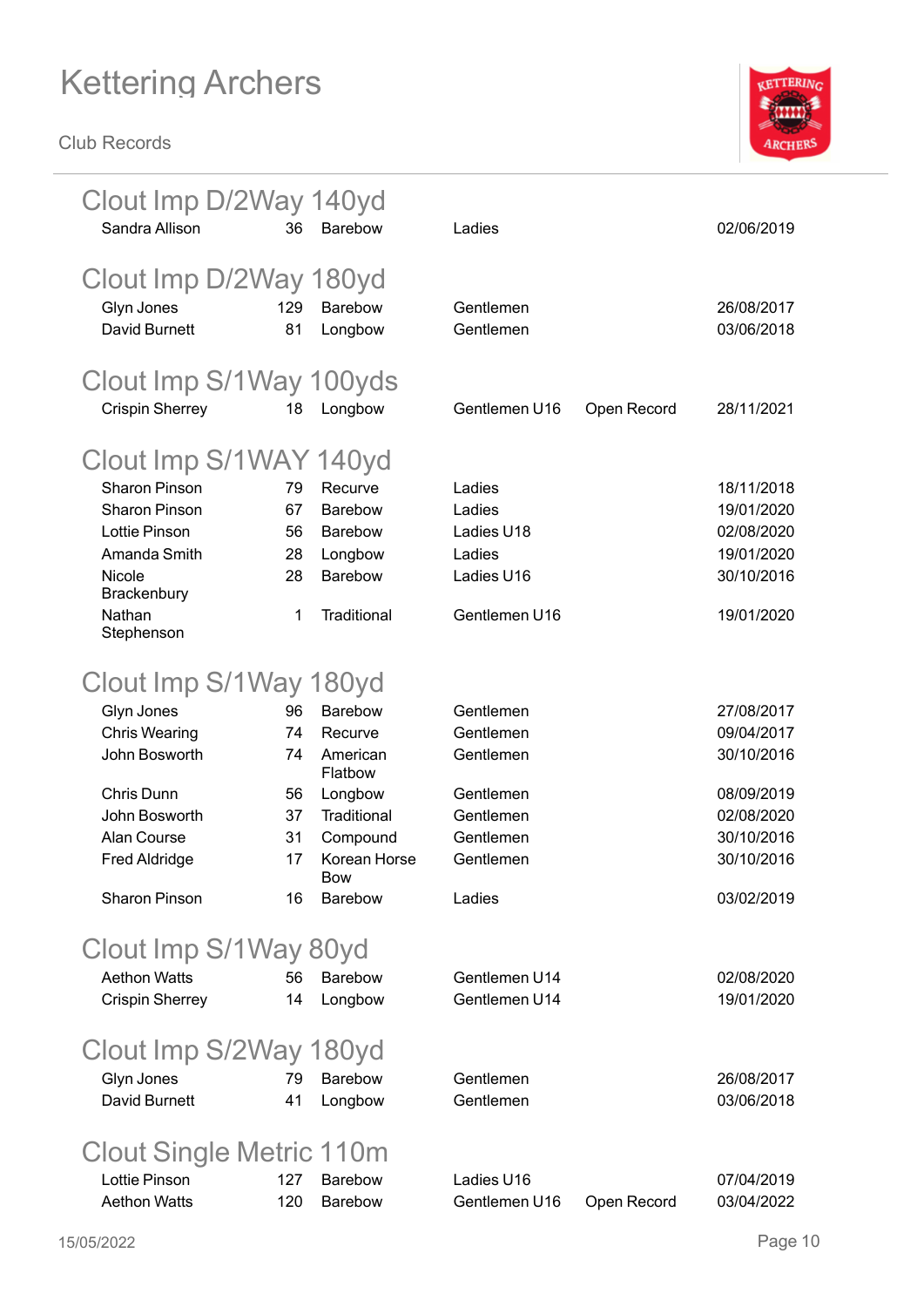# Kettering Archers

Club Records

## Clout Imp D/2Way 140yd

| | | | | | |
|---|---|---|---|---|---|
| Sandra Allison | 36 | Barebow | Ladies | | 02/06/2019 |

## Clout Imp D/2Way 180yd

| | | | | | |
|---|---|---|---|---|---|
| Glyn Jones | 129 | Barebow | Gentlemen | | 26/08/2017 |
| David Burnett | 81 | Longbow | Gentlemen | | 03/06/2018 |

## Clout Imp S/1Way 100yds

| | | | | | |
|---|---|---|---|---|---|
| Crispin Sherrey | 18 | Longbow | Gentlemen U16 | Open Record | 28/11/2021 |

## Clout Imp S/1WAY 140yd

| | | | | | |
|---|---|---|---|---|---|
| Sharon Pinson | 79 | Recurve | Ladies | | 18/11/2018 |
| Sharon Pinson | 67 | Barebow | Ladies | | 19/01/2020 |
| Lottie Pinson | 56 | Barebow | Ladies U18 | | 02/08/2020 |
| Amanda Smith | 28 | Longbow | Ladies | | 19/01/2020 |
| Nicole Brackenbury | 28 | Barebow | Ladies U16 | | 30/10/2016 |
| Nathan Stephenson | 1 | Traditional | Gentlemen U16 | | 19/01/2020 |

## Clout Imp S/1Way 180yd

| | | | | | |
|---|---|---|---|---|---|
| Glyn Jones | 96 | Barebow | Gentlemen | | 27/08/2017 |
| Chris Wearing | 74 | Recurve | Gentlemen | | 09/04/2017 |
| John Bosworth | 74 | American Flatbow | Gentlemen | | 30/10/2016 |
| Chris Dunn | 56 | Longbow | Gentlemen | | 08/09/2019 |
| John Bosworth | 37 | Traditional | Gentlemen | | 02/08/2020 |
| Alan Course | 31 | Compound | Gentlemen | | 30/10/2016 |
| Fred Aldridge | 17 | Korean Horse Bow | Gentlemen | | 30/10/2016 |
| Sharon Pinson | 16 | Barebow | Ladies | | 03/02/2019 |

## Clout Imp S/1Way 80yd

| | | | | | |
|---|---|---|---|---|---|
| Aethon Watts | 56 | Barebow | Gentlemen U14 | | 02/08/2020 |
| Crispin Sherrey | 14 | Longbow | Gentlemen U14 | | 19/01/2020 |

## Clout Imp S/2Way 180yd

| | | | | | |
|---|---|---|---|---|---|
| Glyn Jones | 79 | Barebow | Gentlemen | | 26/08/2017 |
| David Burnett | 41 | Longbow | Gentlemen | | 03/06/2018 |

## Clout Single Metric 110m

| | | | | | |
|---|---|---|---|---|---|
| Lottie Pinson | 127 | Barebow | Ladies U16 | | 07/04/2019 |
| Aethon Watts | 120 | Barebow | Gentlemen U16 | Open Record | 03/04/2022 |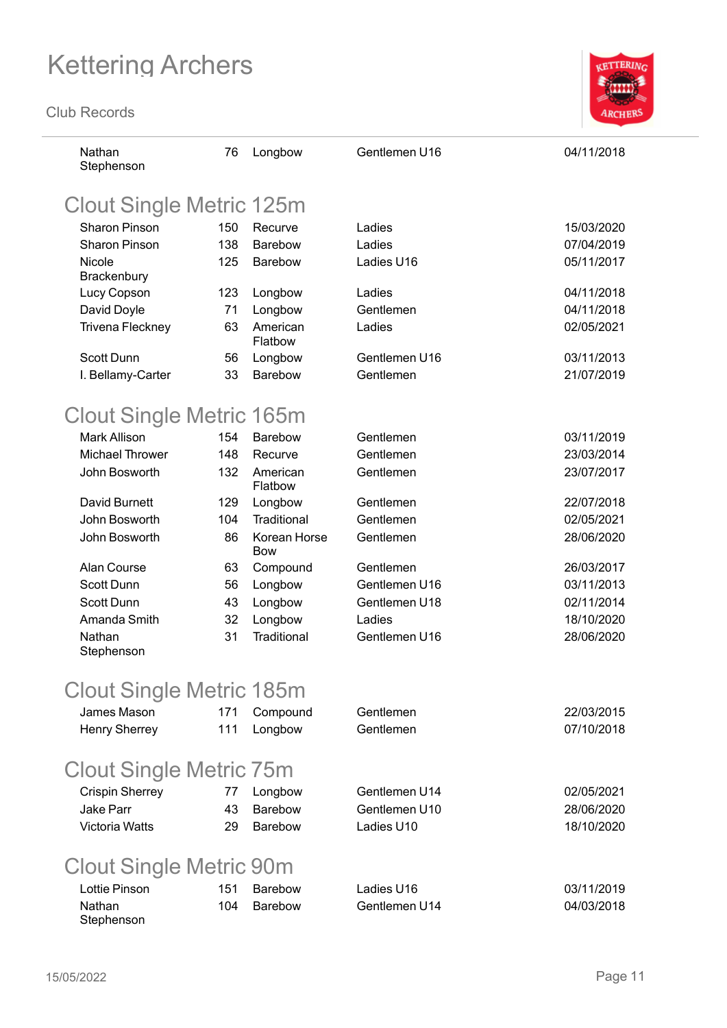| | | | | |
|---|---|---|---|---|
| Nathan Stephenson | 76 | Longbow | Gentlemen U16 | 04/11/2018 |

## Clout Single Metric 125m

| | | | | |
|---|---|---|---|---|
| Sharon Pinson | 150 | Recurve | Ladies | 15/03/2020 |
| Sharon Pinson | 138 | Barebow | Ladies | 07/04/2019 |
| Nicole Brackenbury | 125 | Barebow | Ladies U16 | 05/11/2017 |
| Lucy Copson | 123 | Longbow | Ladies | 04/11/2018 |
| David Doyle | 71 | Longbow | Gentlemen | 04/11/2018 |
| Trivena Fleckney | 63 | American Flatbow | Ladies | 02/05/2021 |
| Scott Dunn | 56 | Longbow | Gentlemen U16 | 03/11/2013 |
| I. Bellamy-Carter | 33 | Barebow | Gentlemen | 21/07/2019 |

## Clout Single Metric 165m

| | | | | |
|---|---|---|---|---|
| Mark Allison | 154 | Barebow | Gentlemen | 03/11/2019 |
| Michael Thrower | 148 | Recurve | Gentlemen | 23/03/2014 |
| John Bosworth | 132 | American Flatbow | Gentlemen | 23/07/2017 |
| David Burnett | 129 | Longbow | Gentlemen | 22/07/2018 |
| John Bosworth | 104 | Traditional | Gentlemen | 02/05/2021 |
| John Bosworth | 86 | Korean Horse Bow | Gentlemen | 28/06/2020 |
| Alan Course | 63 | Compound | Gentlemen | 26/03/2017 |
| Scott Dunn | 56 | Longbow | Gentlemen U16 | 03/11/2013 |
| Scott Dunn | 43 | Longbow | Gentlemen U18 | 02/11/2014 |
| Amanda Smith | 32 | Longbow | Ladies | 18/10/2020 |
| Nathan Stephenson | 31 | Traditional | Gentlemen U16 | 28/06/2020 |

## Clout Single Metric 185m

| | | | | |
|---|---|---|---|---|
| James Mason | 171 | Compound | Gentlemen | 22/03/2015 |
| Henry Sherrey | 111 | Longbow | Gentlemen | 07/10/2018 |

## Clout Single Metric 75m

| | | | | |
|---|---|---|---|---|
| Crispin Sherrey | 77 | Longbow | Gentlemen U14 | 02/05/2021 |
| Jake Parr | 43 | Barebow | Gentlemen U10 | 28/06/2020 |
| Victoria Watts | 29 | Barebow | Ladies U10 | 18/10/2020 |

## Clout Single Metric 90m

| | | | | |
|---|---|---|---|---|
| Lottie Pinson | 151 | Barebow | Ladies U16 | 03/11/2019 |
| Nathan Stephenson | 104 | Barebow | Gentlemen U14 | 04/03/2018 |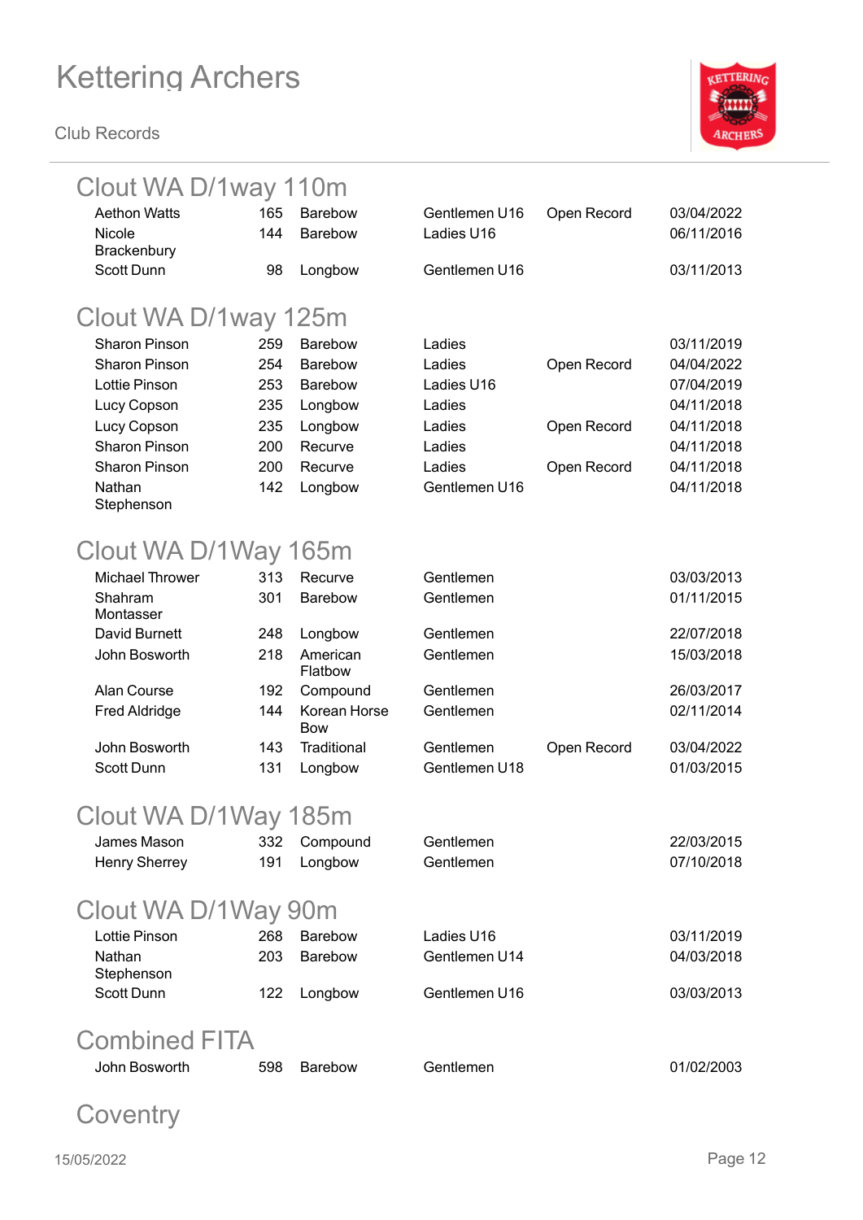# Kettering Archers

Club Records

## Clout WA D/1way 110m

| | | | | | |
|---|---|---|---|---|---|
| Aethon Watts | 165 | Barebow | Gentlemen U16 | Open Record | 03/04/2022 |
| Nicole Brackenbury | 144 | Barebow | Ladies U16 | | 06/11/2016 |
| Scott Dunn | 98 | Longbow | Gentlemen U16 | | 03/11/2013 |

## Clout WA D/1way 125m

| | | | | | |
|---|---|---|---|---|---|
| Sharon Pinson | 259 | Barebow | Ladies | | 03/11/2019 |
| Sharon Pinson | 254 | Barebow | Ladies | Open Record | 04/04/2022 |
| Lottie Pinson | 253 | Barebow | Ladies U16 | | 07/04/2019 |
| Lucy Copson | 235 | Longbow | Ladies | | 04/11/2018 |
| Lucy Copson | 235 | Longbow | Ladies | Open Record | 04/11/2018 |
| Sharon Pinson | 200 | Recurve | Ladies | | 04/11/2018 |
| Sharon Pinson | 200 | Recurve | Ladies | Open Record | 04/11/2018 |
| Nathan Stephenson | 142 | Longbow | Gentlemen U16 | | 04/11/2018 |

## Clout WA D/1Way 165m

| | | | | | |
|---|---|---|---|---|---|
| Michael Thrower | 313 | Recurve | Gentlemen | | 03/03/2013 |
| Shahram Montasser | 301 | Barebow | Gentlemen | | 01/11/2015 |
| David Burnett | 248 | Longbow | Gentlemen | | 22/07/2018 |
| John Bosworth | 218 | American Flatbow | Gentlemen | | 15/03/2018 |
| Alan Course | 192 | Compound | Gentlemen | | 26/03/2017 |
| Fred Aldridge | 144 | Korean Horse Bow | Gentlemen | | 02/11/2014 |
| John Bosworth | 143 | Traditional | Gentlemen | Open Record | 03/04/2022 |
| Scott Dunn | 131 | Longbow | Gentlemen U18 | | 01/03/2015 |

## Clout WA D/1Way 185m

| | | | | | |
|---|---|---|---|---|---|
| James Mason | 332 | Compound | Gentlemen | | 22/03/2015 |
| Henry Sherrey | 191 | Longbow | Gentlemen | | 07/10/2018 |

## Clout WA D/1Way 90m

| | | | | | |
|---|---|---|---|---|---|
| Lottie Pinson | 268 | Barebow | Ladies U16 | | 03/11/2019 |
| Nathan Stephenson | 203 | Barebow | Gentlemen U14 | | 04/03/2018 |
| Scott Dunn | 122 | Longbow | Gentlemen U16 | | 03/03/2013 |

## Combined FITA

| | | | | | |
|---|---|---|---|---|---|
| John Bosworth | 598 | Barebow | Gentlemen | | 01/02/2003 |

## Coventry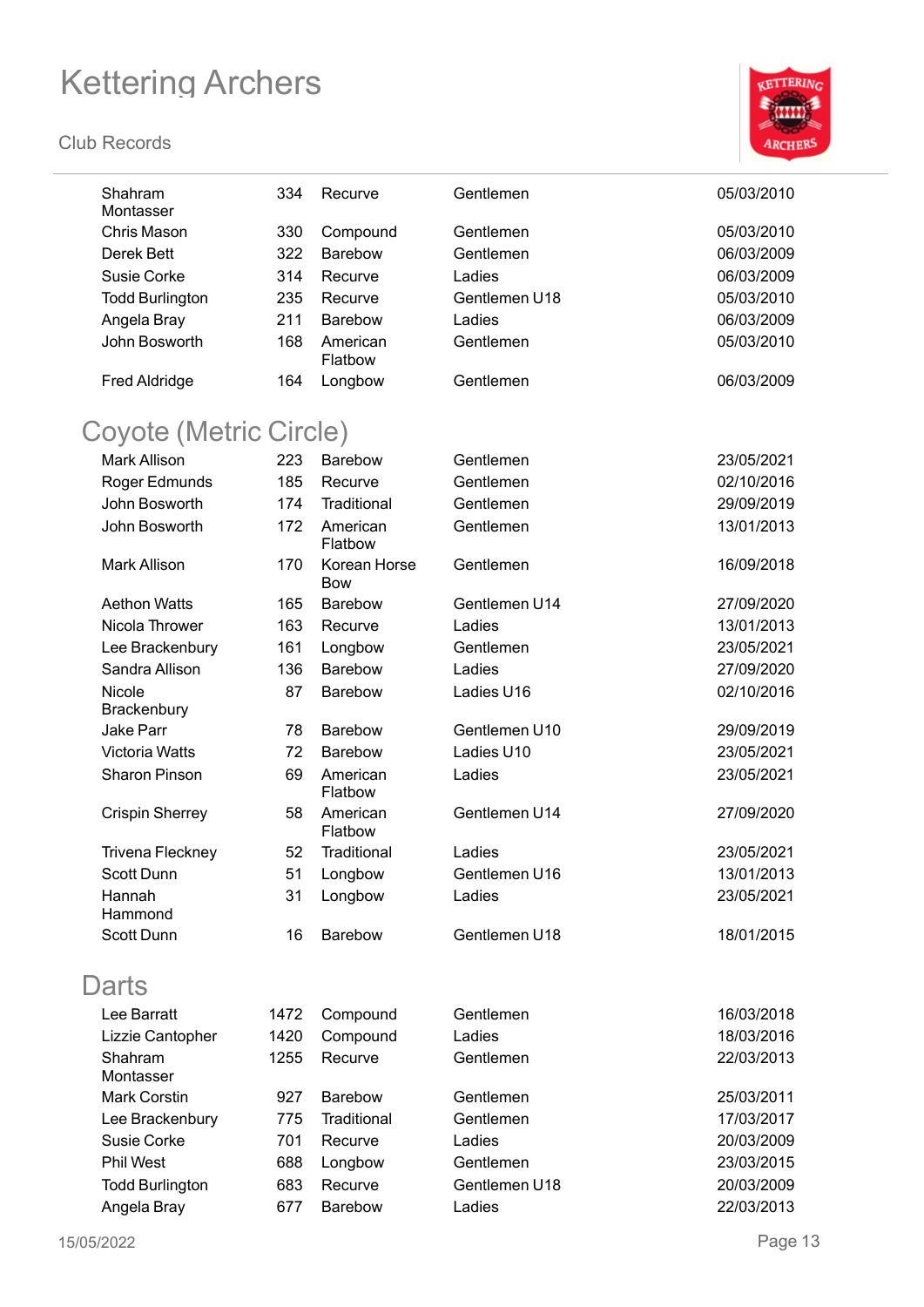| | | | | |
|---|---|---|---|---|
| Shahram Montasser | 334 | Recurve | Gentlemen | 05/03/2010 |
| Chris Mason | 330 | Compound | Gentlemen | 05/03/2010 |
| Derek Bett | 322 | Barebow | Gentlemen | 06/03/2009 |
| Susie Corke | 314 | Recurve | Ladies | 06/03/2009 |
| Todd Burlington | 235 | Recurve | Gentlemen U18 | 05/03/2010 |
| Angela Bray | 211 | Barebow | Ladies | 06/03/2009 |
| John Bosworth | 168 | American Flatbow | Gentlemen | 05/03/2010 |
| Fred Aldridge | 164 | Longbow | Gentlemen | 06/03/2009 |

## Coyote (Metric Circle)

| | | | | |
|---|---|---|---|---|
| Mark Allison | 223 | Barebow | Gentlemen | 23/05/2021 |
| Roger Edmunds | 185 | Recurve | Gentlemen | 02/10/2016 |
| John Bosworth | 174 | Traditional | Gentlemen | 29/09/2019 |
| John Bosworth | 172 | American Flatbow | Gentlemen | 13/01/2013 |
| Mark Allison | 170 | Korean Horse Bow | Gentlemen | 16/09/2018 |
| Aethon Watts | 165 | Barebow | Gentlemen U14 | 27/09/2020 |
| Nicola Thrower | 163 | Recurve | Ladies | 13/01/2013 |
| Lee Brackenbury | 161 | Longbow | Gentlemen | 23/05/2021 |
| Sandra Allison | 136 | Barebow | Ladies | 27/09/2020 |
| Nicole Brackenbury | 87 | Barebow | Ladies U16 | 02/10/2016 |
| Jake Parr | 78 | Barebow | Gentlemen U10 | 29/09/2019 |
| Victoria Watts | 72 | Barebow | Ladies U10 | 23/05/2021 |
| Sharon Pinson | 69 | American Flatbow | Ladies | 23/05/2021 |
| Crispin Sherrey | 58 | American Flatbow | Gentlemen U14 | 27/09/2020 |
| Trivena Fleckney | 52 | Traditional | Ladies | 23/05/2021 |
| Scott Dunn | 51 | Longbow | Gentlemen U16 | 13/01/2013 |
| Hannah Hammond | 31 | Longbow | Ladies | 23/05/2021 |
| Scott Dunn | 16 | Barebow | Gentlemen U18 | 18/01/2015 |

## Darts

| | | | | |
|---|---|---|---|---|
| Lee Barratt | 1472 | Compound | Gentlemen | 16/03/2018 |
| Lizzie Cantopher | 1420 | Compound | Ladies | 18/03/2016 |
| Shahram Montasser | 1255 | Recurve | Gentlemen | 22/03/2013 |
| Mark Corstin | 927 | Barebow | Gentlemen | 25/03/2011 |
| Lee Brackenbury | 775 | Traditional | Gentlemen | 17/03/2017 |
| Susie Corke | 701 | Recurve | Ladies | 20/03/2009 |
| Phil West | 688 | Longbow | Gentlemen | 23/03/2015 |
| Todd Burlington | 683 | Recurve | Gentlemen U18 | 20/03/2009 |
| Angela Bray | 677 | Barebow | Ladies | 22/03/2013 |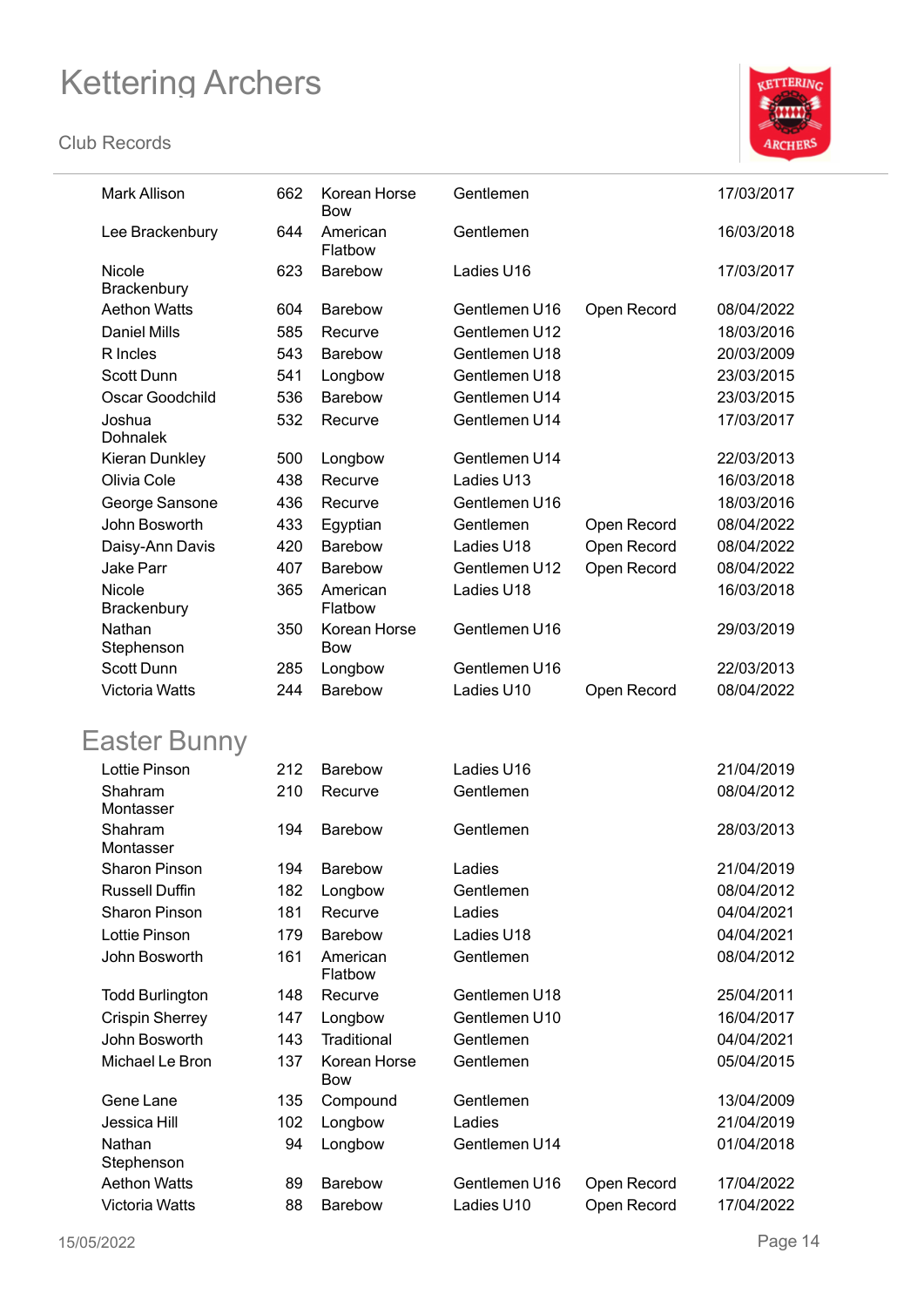| Name | Score | Bow | Class | Record | Date |
|---|---|---|---|---|---|
| Mark Allison | 662 | Korean Horse Bow | Gentlemen | | 17/03/2017 |
| Lee Brackenbury | 644 | American Flatbow | Gentlemen | | 16/03/2018 |
| Nicole Brackenbury | 623 | Barebow | Ladies U16 | | 17/03/2017 |
| Aethon Watts | 604 | Barebow | Gentlemen U16 | Open Record | 08/04/2022 |
| Daniel Mills | 585 | Recurve | Gentlemen U12 | | 18/03/2016 |
| R Incles | 543 | Barebow | Gentlemen U18 | | 20/03/2009 |
| Scott Dunn | 541 | Longbow | Gentlemen U18 | | 23/03/2015 |
| Oscar Goodchild | 536 | Barebow | Gentlemen U14 | | 23/03/2015 |
| Joshua Dohnalek | 532 | Recurve | Gentlemen U14 | | 17/03/2017 |
| Kieran Dunkley | 500 | Longbow | Gentlemen U14 | | 22/03/2013 |
| Olivia Cole | 438 | Recurve | Ladies U13 | | 16/03/2018 |
| George Sansone | 436 | Recurve | Gentlemen U16 | | 18/03/2016 |
| John Bosworth | 433 | Egyptian | Gentlemen | Open Record | 08/04/2022 |
| Daisy-Ann Davis | 420 | Barebow | Ladies U18 | Open Record | 08/04/2022 |
| Jake Parr | 407 | Barebow | Gentlemen U12 | Open Record | 08/04/2022 |
| Nicole Brackenbury | 365 | American Flatbow | Ladies U18 | | 16/03/2018 |
| Nathan Stephenson | 350 | Korean Horse Bow | Gentlemen U16 | | 29/03/2019 |
| Scott Dunn | 285 | Longbow | Gentlemen U16 | | 22/03/2013 |
| Victoria Watts | 244 | Barebow | Ladies U10 | Open Record | 08/04/2022 |

## Easter Bunny

| Name | Score | Bow | Class | Record | Date |
|---|---|---|---|---|---|
| Lottie Pinson | 212 | Barebow | Ladies U16 | | 21/04/2019 |
| Shahram Montasser | 210 | Recurve | Gentlemen | | 08/04/2012 |
| Shahram Montasser | 194 | Barebow | Gentlemen | | 28/03/2013 |
| Sharon Pinson | 194 | Barebow | Ladies | | 21/04/2019 |
| Russell Duffin | 182 | Longbow | Gentlemen | | 08/04/2012 |
| Sharon Pinson | 181 | Recurve | Ladies | | 04/04/2021 |
| Lottie Pinson | 179 | Barebow | Ladies U18 | | 04/04/2021 |
| John Bosworth | 161 | American Flatbow | Gentlemen | | 08/04/2012 |
| Todd Burlington | 148 | Recurve | Gentlemen U18 | | 25/04/2011 |
| Crispin Sherrey | 147 | Longbow | Gentlemen U10 | | 16/04/2017 |
| John Bosworth | 143 | Traditional | Gentlemen | | 04/04/2021 |
| Michael Le Bron | 137 | Korean Horse Bow | Gentlemen | | 05/04/2015 |
| Gene Lane | 135 | Compound | Gentlemen | | 13/04/2009 |
| Jessica Hill | 102 | Longbow | Ladies | | 21/04/2019 |
| Nathan Stephenson | 94 | Longbow | Gentlemen U14 | | 01/04/2018 |
| Aethon Watts | 89 | Barebow | Gentlemen U16 | Open Record | 17/04/2022 |
| Victoria Watts | 88 | Barebow | Ladies U10 | Open Record | 17/04/2022 |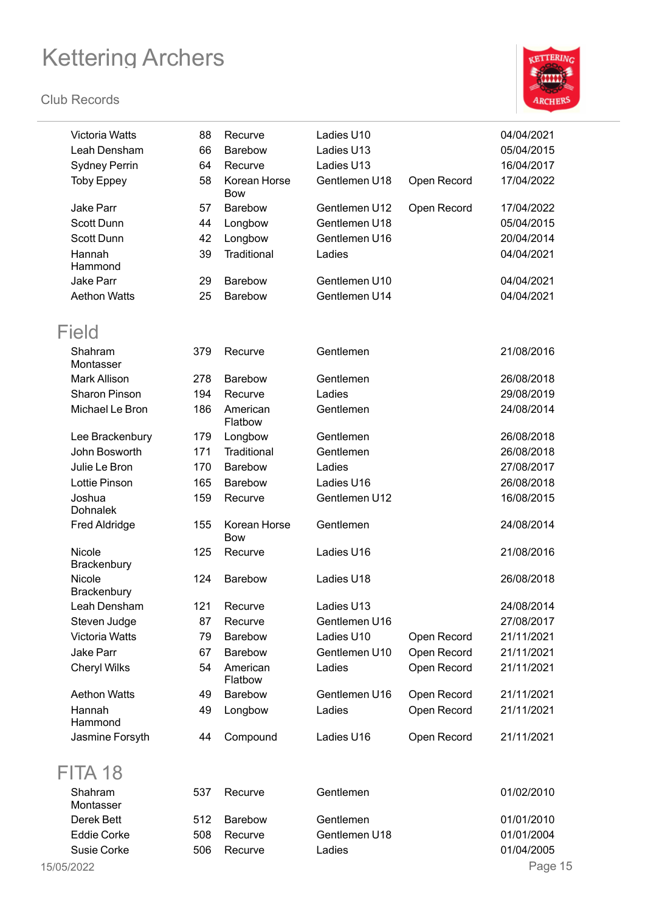| | | | | | |
|---|---|---|---|---|---|
| Victoria Watts | 88 | Recurve | Ladies U10 | | 04/04/2021 |
| Leah Densham | 66 | Barebow | Ladies U13 | | 05/04/2015 |
| Sydney Perrin | 64 | Recurve | Ladies U13 | | 16/04/2017 |
| Toby Eppey | 58 | Korean Horse Bow | Gentlemen U18 | Open Record | 17/04/2022 |
| Jake Parr | 57 | Barebow | Gentlemen U12 | Open Record | 17/04/2022 |
| Scott Dunn | 44 | Longbow | Gentlemen U18 | | 05/04/2015 |
| Scott Dunn | 42 | Longbow | Gentlemen U16 | | 20/04/2014 |
| Hannah Hammond | 39 | Traditional | Ladies | | 04/04/2021 |
| Jake Parr | 29 | Barebow | Gentlemen U10 | | 04/04/2021 |
| Aethon Watts | 25 | Barebow | Gentlemen U14 | | 04/04/2021 |

## Field

| | | | | | |
|---|---|---|---|---|---|
| Shahram Montasser | 379 | Recurve | Gentlemen | | 21/08/2016 |
| Mark Allison | 278 | Barebow | Gentlemen | | 26/08/2018 |
| Sharon Pinson | 194 | Recurve | Ladies | | 29/08/2019 |
| Michael Le Bron | 186 | American Flatbow | Gentlemen | | 24/08/2014 |
| Lee Brackenbury | 179 | Longbow | Gentlemen | | 26/08/2018 |
| John Bosworth | 171 | Traditional | Gentlemen | | 26/08/2018 |
| Julie Le Bron | 170 | Barebow | Ladies | | 27/08/2017 |
| Lottie Pinson | 165 | Barebow | Ladies U16 | | 26/08/2018 |
| Joshua Dohnalek | 159 | Recurve | Gentlemen U12 | | 16/08/2015 |
| Fred Aldridge | 155 | Korean Horse Bow | Gentlemen | | 24/08/2014 |
| Nicole Brackenbury | 125 | Recurve | Ladies U16 | | 21/08/2016 |
| Nicole Brackenbury | 124 | Barebow | Ladies U18 | | 26/08/2018 |
| Leah Densham | 121 | Recurve | Ladies U13 | | 24/08/2014 |
| Steven Judge | 87 | Recurve | Gentlemen U16 | | 27/08/2017 |
| Victoria Watts | 79 | Barebow | Ladies U10 | Open Record | 21/11/2021 |
| Jake Parr | 67 | Barebow | Gentlemen U10 | Open Record | 21/11/2021 |
| Cheryl Wilks | 54 | American Flatbow | Ladies | Open Record | 21/11/2021 |
| Aethon Watts | 49 | Barebow | Gentlemen U16 | Open Record | 21/11/2021 |
| Hannah Hammond | 49 | Longbow | Ladies | Open Record | 21/11/2021 |
| Jasmine Forsyth | 44 | Compound | Ladies U16 | Open Record | 21/11/2021 |

## FITA 18

| | | | | | |
|---|---|---|---|---|---|
| Shahram Montasser | 537 | Recurve | Gentlemen | | 01/02/2010 |
| Derek Bett | 512 | Barebow | Gentlemen | | 01/01/2010 |
| Eddie Corke | 508 | Recurve | Gentlemen U18 | | 01/01/2004 |
| Susie Corke | 506 | Recurve | Ladies | | 01/04/2005 |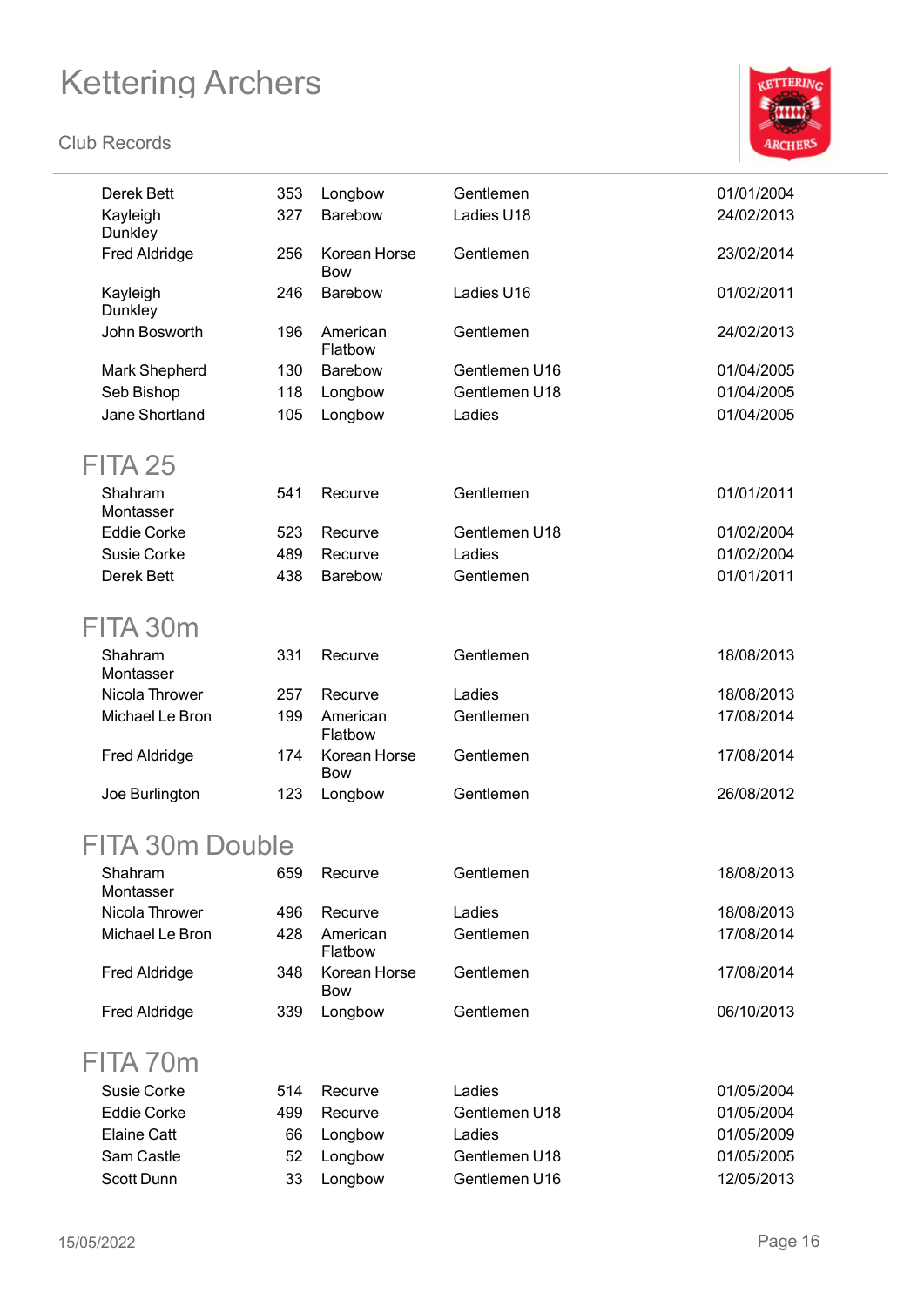| | | | | |
|---|---|---|---|---|
| Derek Bett | 353 | Longbow | Gentlemen | 01/01/2004 |
| Kayleigh Dunkley | 327 | Barebow | Ladies U18 | 24/02/2013 |
| Fred Aldridge | 256 | Korean Horse Bow | Gentlemen | 23/02/2014 |
| Kayleigh Dunkley | 246 | Barebow | Ladies U16 | 01/02/2011 |
| John Bosworth | 196 | American Flatbow | Gentlemen | 24/02/2013 |
| Mark Shepherd | 130 | Barebow | Gentlemen U16 | 01/04/2005 |
| Seb Bishop | 118 | Longbow | Gentlemen U18 | 01/04/2005 |
| Jane Shortland | 105 | Longbow | Ladies | 01/04/2005 |

## FITA 25

| | | | | |
|---|---|---|---|---|
| Shahram Montasser | 541 | Recurve | Gentlemen | 01/01/2011 |
| Eddie Corke | 523 | Recurve | Gentlemen U18 | 01/02/2004 |
| Susie Corke | 489 | Recurve | Ladies | 01/02/2004 |
| Derek Bett | 438 | Barebow | Gentlemen | 01/01/2011 |

## FITA 30m

| | | | | |
|---|---|---|---|---|
| Shahram Montasser | 331 | Recurve | Gentlemen | 18/08/2013 |
| Nicola Thrower | 257 | Recurve | Ladies | 18/08/2013 |
| Michael Le Bron | 199 | American Flatbow | Gentlemen | 17/08/2014 |
| Fred Aldridge | 174 | Korean Horse Bow | Gentlemen | 17/08/2014 |
| Joe Burlington | 123 | Longbow | Gentlemen | 26/08/2012 |

## FITA 30m Double

| | | | | |
|---|---|---|---|---|
| Shahram Montasser | 659 | Recurve | Gentlemen | 18/08/2013 |
| Nicola Thrower | 496 | Recurve | Ladies | 18/08/2013 |
| Michael Le Bron | 428 | American Flatbow | Gentlemen | 17/08/2014 |
| Fred Aldridge | 348 | Korean Horse Bow | Gentlemen | 17/08/2014 |
| Fred Aldridge | 339 | Longbow | Gentlemen | 06/10/2013 |

## FITA 70m

| | | | | |
|---|---|---|---|---|
| Susie Corke | 514 | Recurve | Ladies | 01/05/2004 |
| Eddie Corke | 499 | Recurve | Gentlemen U18 | 01/05/2004 |
| Elaine Catt | 66 | Longbow | Ladies | 01/05/2009 |
| Sam Castle | 52 | Longbow | Gentlemen U18 | 01/05/2005 |
| Scott Dunn | 33 | Longbow | Gentlemen U16 | 12/05/2013 |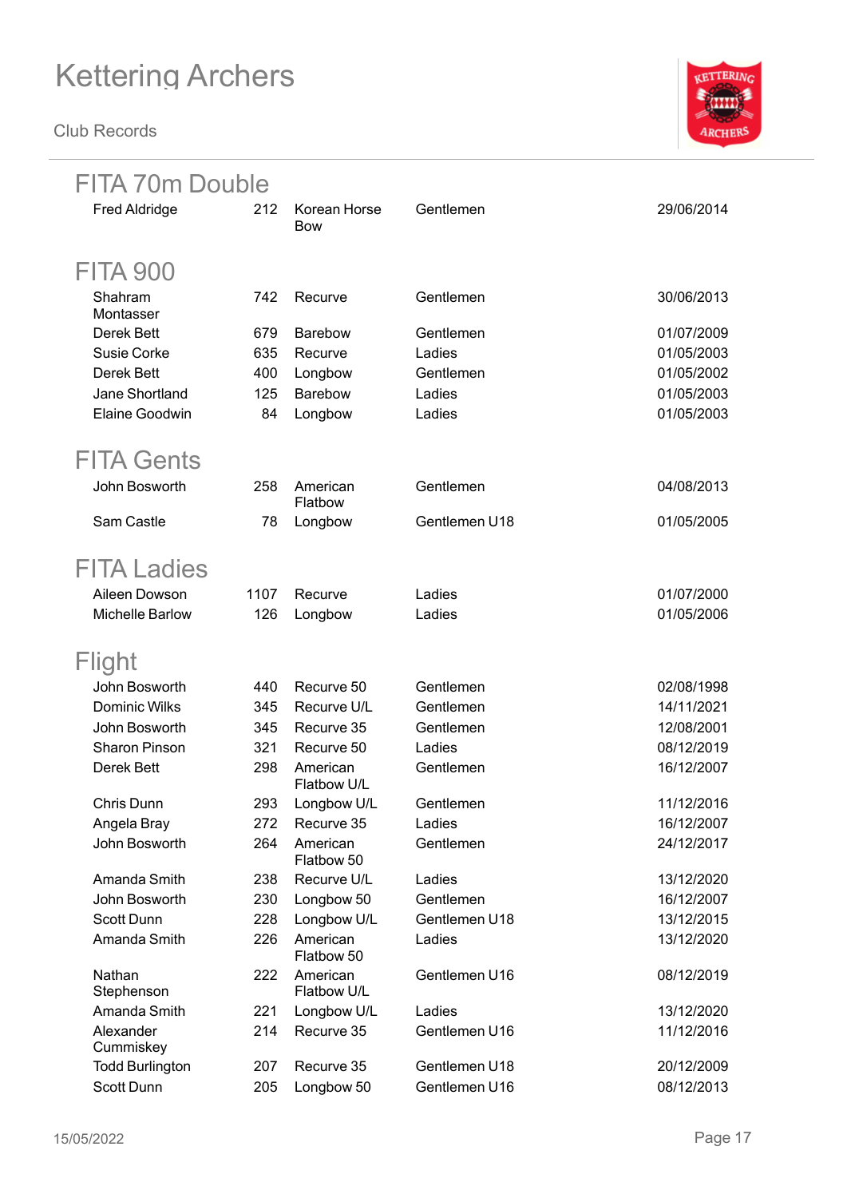# Kettering Archers

Club Records

## FITA 70m Double

| | | | | |
|---|---|---|---|---|
| Fred Aldridge | 212 | Korean Horse Bow | Gentlemen | 29/06/2014 |

## FITA 900

| | | | | |
|---|---|---|---|---|
| Shahram Montasser | 742 | Recurve | Gentlemen | 30/06/2013 |
| Derek Bett | 679 | Barebow | Gentlemen | 01/07/2009 |
| Susie Corke | 635 | Recurve | Ladies | 01/05/2003 |
| Derek Bett | 400 | Longbow | Gentlemen | 01/05/2002 |
| Jane Shortland | 125 | Barebow | Ladies | 01/05/2003 |
| Elaine Goodwin | 84 | Longbow | Ladies | 01/05/2003 |

## FITA Gents

| | | | | |
|---|---|---|---|---|
| John Bosworth | 258 | American Flatbow | Gentlemen | 04/08/2013 |
| Sam Castle | 78 | Longbow | Gentlemen U18 | 01/05/2005 |

## FITA Ladies

| | | | | |
|---|---|---|---|---|
| Aileen Dowson | 1107 | Recurve | Ladies | 01/07/2000 |
| Michelle Barlow | 126 | Longbow | Ladies | 01/05/2006 |

## Flight

| | | | | |
|---|---|---|---|---|
| John Bosworth | 440 | Recurve 50 | Gentlemen | 02/08/1998 |
| Dominic Wilks | 345 | Recurve U/L | Gentlemen | 14/11/2021 |
| John Bosworth | 345 | Recurve 35 | Gentlemen | 12/08/2001 |
| Sharon Pinson | 321 | Recurve 50 | Ladies | 08/12/2019 |
| Derek Bett | 298 | American Flatbow U/L | Gentlemen | 16/12/2007 |
| Chris Dunn | 293 | Longbow U/L | Gentlemen | 11/12/2016 |
| Angela Bray | 272 | Recurve 35 | Ladies | 16/12/2007 |
| John Bosworth | 264 | American Flatbow 50 | Gentlemen | 24/12/2017 |
| Amanda Smith | 238 | Recurve U/L | Ladies | 13/12/2020 |
| John Bosworth | 230 | Longbow 50 | Gentlemen | 16/12/2007 |
| Scott Dunn | 228 | Longbow U/L | Gentlemen U18 | 13/12/2015 |
| Amanda Smith | 226 | American Flatbow 50 | Ladies | 13/12/2020 |
| Nathan Stephenson | 222 | American Flatbow U/L | Gentlemen U16 | 08/12/2019 |
| Amanda Smith | 221 | Longbow U/L | Ladies | 13/12/2020 |
| Alexander Cummiskey | 214 | Recurve 35 | Gentlemen U16 | 11/12/2016 |
| Todd Burlington | 207 | Recurve 35 | Gentlemen U18 | 20/12/2009 |
| Scott Dunn | 205 | Longbow 50 | Gentlemen U16 | 08/12/2013 |

15/05/2022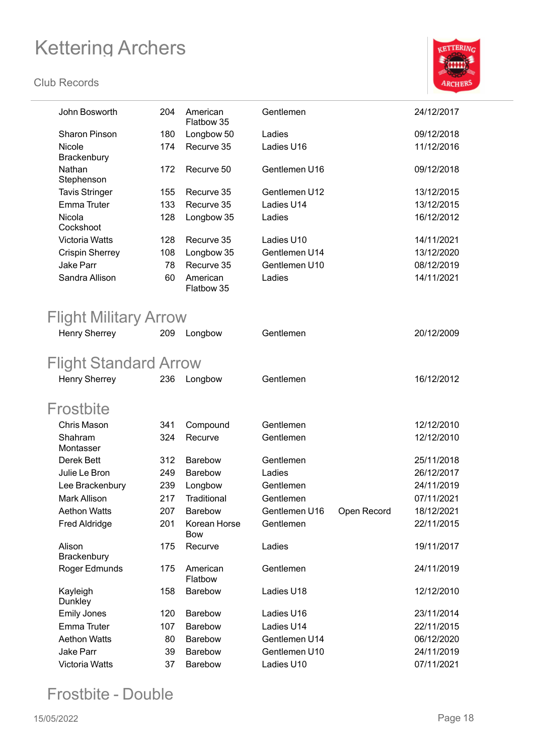| | | | | | |
|---|---|---|---|---|---|
| John Bosworth | 204 | American Flatbow 35 | Gentlemen | | 24/12/2017 |
| Sharon Pinson | 180 | Longbow 50 | Ladies | | 09/12/2018 |
| Nicole Brackenbury | 174 | Recurve 35 | Ladies U16 | | 11/12/2016 |
| Nathan Stephenson | 172 | Recurve 50 | Gentlemen U16 | | 09/12/2018 |
| Tavis Stringer | 155 | Recurve 35 | Gentlemen U12 | | 13/12/2015 |
| Emma Truter | 133 | Recurve 35 | Ladies U14 | | 13/12/2015 |
| Nicola Cockshoot | 128 | Longbow 35 | Ladies | | 16/12/2012 |
| Victoria Watts | 128 | Recurve 35 | Ladies U10 | | 14/11/2021 |
| Crispin Sherrey | 108 | Longbow 35 | Gentlemen U14 | | 13/12/2020 |
| Jake Parr | 78 | Recurve 35 | Gentlemen U10 | | 08/12/2019 |
| Sandra Allison | 60 | American Flatbow 35 | Ladies | | 14/11/2021 |

## Flight Military Arrow

| | | | | | |
|---|---|---|---|---|---|
| Henry Sherrey | 209 | Longbow | Gentlemen | | 20/12/2009 |

## Flight Standard Arrow

| | | | | | |
|---|---|---|---|---|---|
| Henry Sherrey | 236 | Longbow | Gentlemen | | 16/12/2012 |

## Frostbite

| | | | | | |
|---|---|---|---|---|---|
| Chris Mason | 341 | Compound | Gentlemen | | 12/12/2010 |
| Shahram Montasser | 324 | Recurve | Gentlemen | | 12/12/2010 |
| Derek Bett | 312 | Barebow | Gentlemen | | 25/11/2018 |
| Julie Le Bron | 249 | Barebow | Ladies | | 26/12/2017 |
| Lee Brackenbury | 239 | Longbow | Gentlemen | | 24/11/2019 |
| Mark Allison | 217 | Traditional | Gentlemen | | 07/11/2021 |
| Aethon Watts | 207 | Barebow | Gentlemen U16 | Open Record | 18/12/2021 |
| Fred Aldridge | 201 | Korean Horse Bow | Gentlemen | | 22/11/2015 |
| Alison Brackenbury | 175 | Recurve | Ladies | | 19/11/2017 |
| Roger Edmunds | 175 | American Flatbow | Gentlemen | | 24/11/2019 |
| Kayleigh Dunkley | 158 | Barebow | Ladies U18 | | 12/12/2010 |
| Emily Jones | 120 | Barebow | Ladies U16 | | 23/11/2014 |
| Emma Truter | 107 | Barebow | Ladies U14 | | 22/11/2015 |
| Aethon Watts | 80 | Barebow | Gentlemen U14 | | 06/12/2020 |
| Jake Parr | 39 | Barebow | Gentlemen U10 | | 24/11/2019 |
| Victoria Watts | 37 | Barebow | Ladies U10 | | 07/11/2021 |

## Frostbite - Double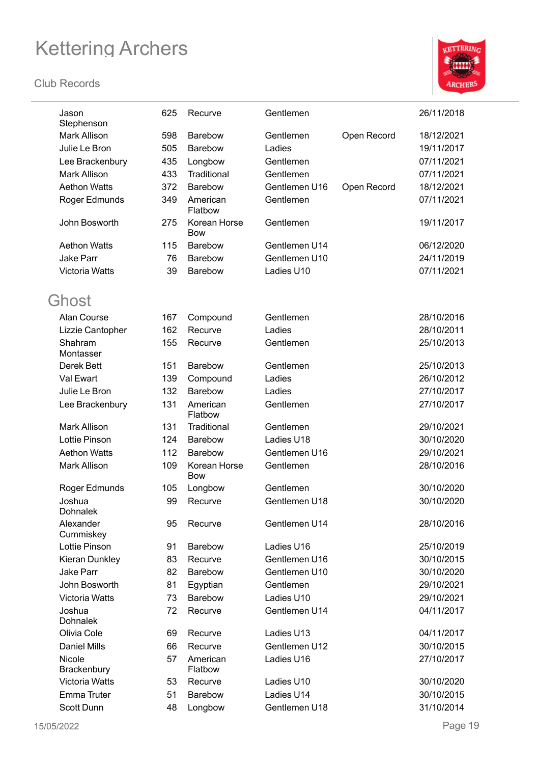| | | | | | |
|---|---|---|---|---|---|
| Jason Stephenson | 625 | Recurve | Gentlemen | | 26/11/2018 |
| Mark Allison | 598 | Barebow | Gentlemen | Open Record | 18/12/2021 |
| Julie Le Bron | 505 | Barebow | Ladies | | 19/11/2017 |
| Lee Brackenbury | 435 | Longbow | Gentlemen | | 07/11/2021 |
| Mark Allison | 433 | Traditional | Gentlemen | | 07/11/2021 |
| Aethon Watts | 372 | Barebow | Gentlemen U16 | Open Record | 18/12/2021 |
| Roger Edmunds | 349 | American Flatbow | Gentlemen | | 07/11/2021 |
| John Bosworth | 275 | Korean Horse Bow | Gentlemen | | 19/11/2017 |
| Aethon Watts | 115 | Barebow | Gentlemen U14 | | 06/12/2020 |
| Jake Parr | 76 | Barebow | Gentlemen U10 | | 24/11/2019 |
| Victoria Watts | 39 | Barebow | Ladies U10 | | 07/11/2021 |

## Ghost

| | | | | |
|---|---|---|---|---|
| Alan Course | 167 | Compound | Gentlemen | 28/10/2016 |
| Lizzie Cantopher | 162 | Recurve | Ladies | 28/10/2011 |
| Shahram Montasser | 155 | Recurve | Gentlemen | 25/10/2013 |
| Derek Bett | 151 | Barebow | Gentlemen | 25/10/2013 |
| Val Ewart | 139 | Compound | Ladies | 26/10/2012 |
| Julie Le Bron | 132 | Barebow | Ladies | 27/10/2017 |
| Lee Brackenbury | 131 | American Flatbow | Gentlemen | 27/10/2017 |
| Mark Allison | 131 | Traditional | Gentlemen | 29/10/2021 |
| Lottie Pinson | 124 | Barebow | Ladies U18 | 30/10/2020 |
| Aethon Watts | 112 | Barebow | Gentlemen U16 | 29/10/2021 |
| Mark Allison | 109 | Korean Horse Bow | Gentlemen | 28/10/2016 |
| Roger Edmunds | 105 | Longbow | Gentlemen | 30/10/2020 |
| Joshua Dohnalek | 99 | Recurve | Gentlemen U18 | 30/10/2020 |
| Alexander Cummiskey | 95 | Recurve | Gentlemen U14 | 28/10/2016 |
| Lottie Pinson | 91 | Barebow | Ladies U16 | 25/10/2019 |
| Kieran Dunkley | 83 | Recurve | Gentlemen U16 | 30/10/2015 |
| Jake Parr | 82 | Barebow | Gentlemen U10 | 30/10/2020 |
| John Bosworth | 81 | Egyptian | Gentlemen | 29/10/2021 |
| Victoria Watts | 73 | Barebow | Ladies U10 | 29/10/2021 |
| Joshua Dohnalek | 72 | Recurve | Gentlemen U14 | 04/11/2017 |
| Olivia Cole | 69 | Recurve | Ladies U13 | 04/11/2017 |
| Daniel Mills | 66 | Recurve | Gentlemen U12 | 30/10/2015 |
| Nicole Brackenbury | 57 | American Flatbow | Ladies U16 | 27/10/2017 |
| Victoria Watts | 53 | Recurve | Ladies U10 | 30/10/2020 |
| Emma Truter | 51 | Barebow | Ladies U14 | 30/10/2015 |
| Scott Dunn | 48 | Longbow | Gentlemen U18 | 31/10/2014 |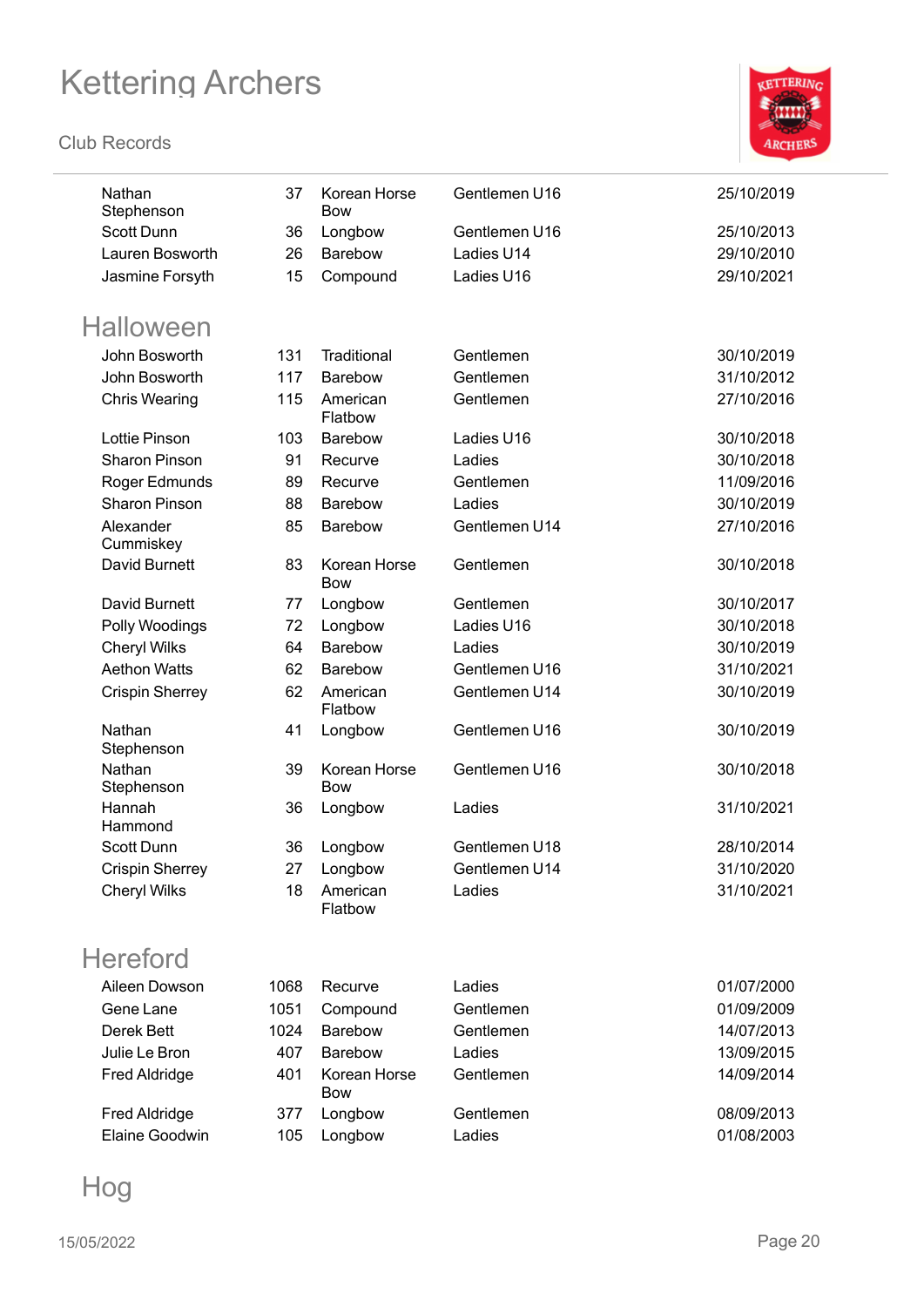| | | | | |
|---|---|---|---|---|
| Nathan Stephenson | 37 | Korean Horse Bow | Gentlemen U16 | 25/10/2019 |
| Scott Dunn | 36 | Longbow | Gentlemen U16 | 25/10/2013 |
| Lauren Bosworth | 26 | Barebow | Ladies U14 | 29/10/2010 |
| Jasmine Forsyth | 15 | Compound | Ladies U16 | 29/10/2021 |

## Halloween

| | | | | |
|---|---|---|---|---|
| John Bosworth | 131 | Traditional | Gentlemen | 30/10/2019 |
| John Bosworth | 117 | Barebow | Gentlemen | 31/10/2012 |
| Chris Wearing | 115 | American Flatbow | Gentlemen | 27/10/2016 |
| Lottie Pinson | 103 | Barebow | Ladies U16 | 30/10/2018 |
| Sharon Pinson | 91 | Recurve | Ladies | 30/10/2018 |
| Roger Edmunds | 89 | Recurve | Gentlemen | 11/09/2016 |
| Sharon Pinson | 88 | Barebow | Ladies | 30/10/2019 |
| Alexander Cummiskey | 85 | Barebow | Gentlemen U14 | 27/10/2016 |
| David Burnett | 83 | Korean Horse Bow | Gentlemen | 30/10/2018 |
| David Burnett | 77 | Longbow | Gentlemen | 30/10/2017 |
| Polly Woodings | 72 | Longbow | Ladies U16 | 30/10/2018 |
| Cheryl Wilks | 64 | Barebow | Ladies | 30/10/2019 |
| Aethon Watts | 62 | Barebow | Gentlemen U16 | 31/10/2021 |
| Crispin Sherrey | 62 | American Flatbow | Gentlemen U14 | 30/10/2019 |
| Nathan Stephenson | 41 | Longbow | Gentlemen U16 | 30/10/2019 |
| Nathan Stephenson | 39 | Korean Horse Bow | Gentlemen U16 | 30/10/2018 |
| Hannah Hammond | 36 | Longbow | Ladies | 31/10/2021 |
| Scott Dunn | 36 | Longbow | Gentlemen U18 | 28/10/2014 |
| Crispin Sherrey | 27 | Longbow | Gentlemen U14 | 31/10/2020 |
| Cheryl Wilks | 18 | American Flatbow | Ladies | 31/10/2021 |

## Hereford

| | | | | |
|---|---|---|---|---|
| Aileen Dowson | 1068 | Recurve | Ladies | 01/07/2000 |
| Gene Lane | 1051 | Compound | Gentlemen | 01/09/2009 |
| Derek Bett | 1024 | Barebow | Gentlemen | 14/07/2013 |
| Julie Le Bron | 407 | Barebow | Ladies | 13/09/2015 |
| Fred Aldridge | 401 | Korean Horse Bow | Gentlemen | 14/09/2014 |
| Fred Aldridge | 377 | Longbow | Gentlemen | 08/09/2013 |
| Elaine Goodwin | 105 | Longbow | Ladies | 01/08/2003 |

## Hog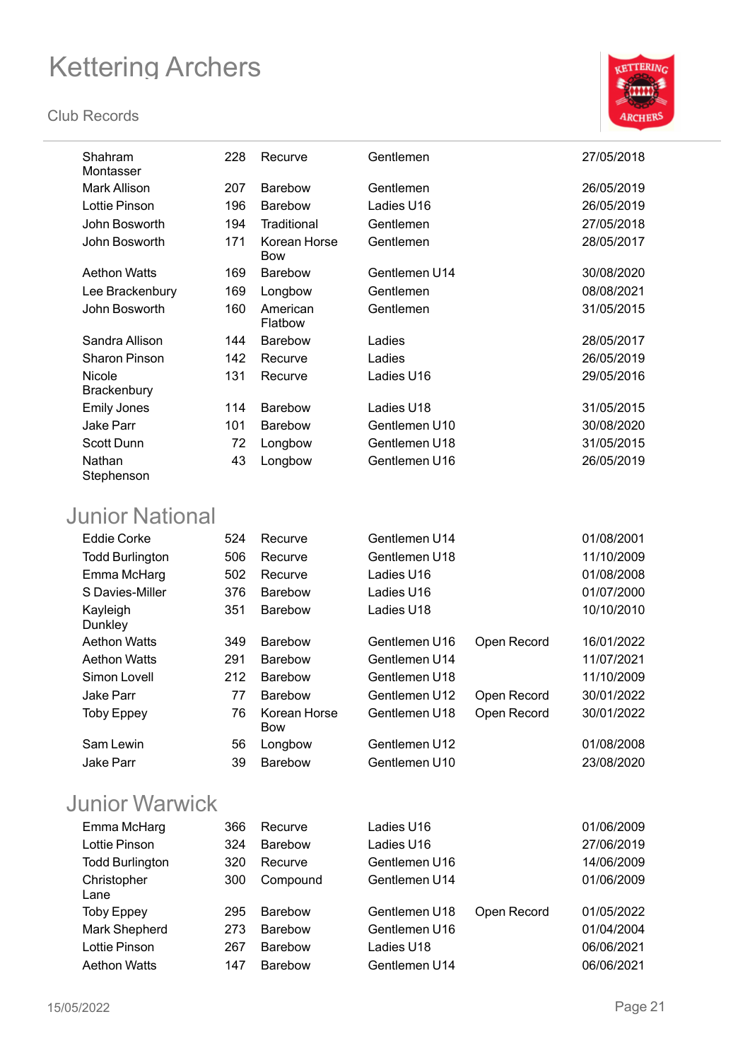| | | | | | |
|---|---|---|---|---|---|
| Shahram Montasser | 228 | Recurve | Gentlemen | | 27/05/2018 |
| Mark Allison | 207 | Barebow | Gentlemen | | 26/05/2019 |
| Lottie Pinson | 196 | Barebow | Ladies U16 | | 26/05/2019 |
| John Bosworth | 194 | Traditional | Gentlemen | | 27/05/2018 |
| John Bosworth | 171 | Korean Horse Bow | Gentlemen | | 28/05/2017 |
| Aethon Watts | 169 | Barebow | Gentlemen U14 | | 30/08/2020 |
| Lee Brackenbury | 169 | Longbow | Gentlemen | | 08/08/2021 |
| John Bosworth | 160 | American Flatbow | Gentlemen | | 31/05/2015 |
| Sandra Allison | 144 | Barebow | Ladies | | 28/05/2017 |
| Sharon Pinson | 142 | Recurve | Ladies | | 26/05/2019 |
| Nicole Brackenbury | 131 | Recurve | Ladies U16 | | 29/05/2016 |
| Emily Jones | 114 | Barebow | Ladies U18 | | 31/05/2015 |
| Jake Parr | 101 | Barebow | Gentlemen U10 | | 30/08/2020 |
| Scott Dunn | 72 | Longbow | Gentlemen U18 | | 31/05/2015 |
| Nathan Stephenson | 43 | Longbow | Gentlemen U16 | | 26/05/2019 |

## Junior National

| | | | | | |
|---|---|---|---|---|---|
| Eddie Corke | 524 | Recurve | Gentlemen U14 | | 01/08/2001 |
| Todd Burlington | 506 | Recurve | Gentlemen U18 | | 11/10/2009 |
| Emma McHarg | 502 | Recurve | Ladies U16 | | 01/08/2008 |
| S Davies-Miller | 376 | Barebow | Ladies U16 | | 01/07/2000 |
| Kayleigh Dunkley | 351 | Barebow | Ladies U18 | | 10/10/2010 |
| Aethon Watts | 349 | Barebow | Gentlemen U16 | Open Record | 16/01/2022 |
| Aethon Watts | 291 | Barebow | Gentlemen U14 | | 11/07/2021 |
| Simon Lovell | 212 | Barebow | Gentlemen U18 | | 11/10/2009 |
| Jake Parr | 77 | Barebow | Gentlemen U12 | Open Record | 30/01/2022 |
| Toby Eppey | 76 | Korean Horse Bow | Gentlemen U18 | Open Record | 30/01/2022 |
| Sam Lewin | 56 | Longbow | Gentlemen U12 | | 01/08/2008 |
| Jake Parr | 39 | Barebow | Gentlemen U10 | | 23/08/2020 |

## Junior Warwick

| | | | | | |
|---|---|---|---|---|---|
| Emma McHarg | 366 | Recurve | Ladies U16 | | 01/06/2009 |
| Lottie Pinson | 324 | Barebow | Ladies U16 | | 27/06/2019 |
| Todd Burlington | 320 | Recurve | Gentlemen U16 | | 14/06/2009 |
| Christopher Lane | 300 | Compound | Gentlemen U14 | | 01/06/2009 |
| Toby Eppey | 295 | Barebow | Gentlemen U18 | Open Record | 01/05/2022 |
| Mark Shepherd | 273 | Barebow | Gentlemen U16 | | 01/04/2004 |
| Lottie Pinson | 267 | Barebow | Ladies U18 | | 06/06/2021 |
| Aethon Watts | 147 | Barebow | Gentlemen U14 | | 06/06/2021 |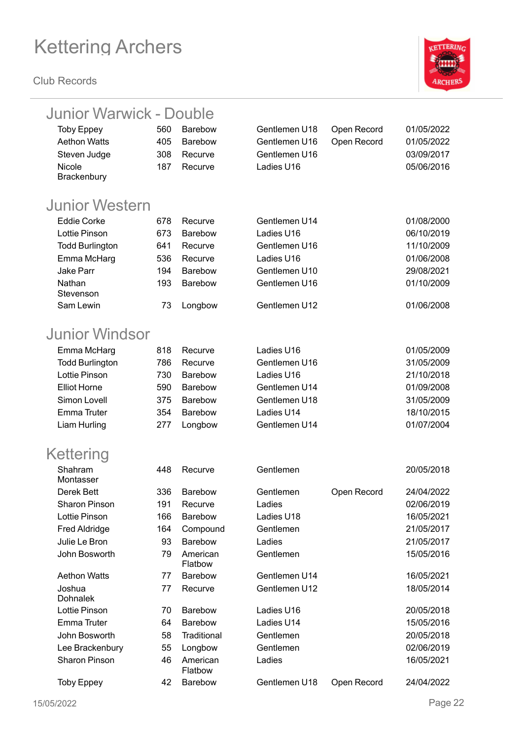# Kettering Archers

Club Records

## Junior Warwick - Double

| | | | | | |
|---|---|---|---|---|---|
| Toby Eppey | 560 | Barebow | Gentlemen U18 | Open Record | 01/05/2022 |
| Aethon Watts | 405 | Barebow | Gentlemen U16 | Open Record | 01/05/2022 |
| Steven Judge | 308 | Recurve | Gentlemen U16 | | 03/09/2017 |
| Nicole Brackenbury | 187 | Recurve | Ladies U16 | | 05/06/2016 |

## Junior Western

| | | | | | |
|---|---|---|---|---|---|
| Eddie Corke | 678 | Recurve | Gentlemen U14 | | 01/08/2000 |
| Lottie Pinson | 673 | Barebow | Ladies U16 | | 06/10/2019 |
| Todd Burlington | 641 | Recurve | Gentlemen U16 | | 11/10/2009 |
| Emma McHarg | 536 | Recurve | Ladies U16 | | 01/06/2008 |
| Jake Parr | 194 | Barebow | Gentlemen U10 | | 29/08/2021 |
| Nathan Stevenson | 193 | Barebow | Gentlemen U16 | | 01/10/2009 |
| Sam Lewin | 73 | Longbow | Gentlemen U12 | | 01/06/2008 |

## Junior Windsor

| | | | | | |
|---|---|---|---|---|---|
| Emma McHarg | 818 | Recurve | Ladies U16 | | 01/05/2009 |
| Todd Burlington | 786 | Recurve | Gentlemen U16 | | 31/05/2009 |
| Lottie Pinson | 730 | Barebow | Ladies U16 | | 21/10/2018 |
| Elliot Horne | 590 | Barebow | Gentlemen U14 | | 01/09/2008 |
| Simon Lovell | 375 | Barebow | Gentlemen U18 | | 31/05/2009 |
| Emma Truter | 354 | Barebow | Ladies U14 | | 18/10/2015 |
| Liam Hurling | 277 | Longbow | Gentlemen U14 | | 01/07/2004 |

## Kettering

| | | | | | |
|---|---|---|---|---|---|
| Shahram Montasser | 448 | Recurve | Gentlemen | | 20/05/2018 |
| Derek Bett | 336 | Barebow | Gentlemen | Open Record | 24/04/2022 |
| Sharon Pinson | 191 | Recurve | Ladies | | 02/06/2019 |
| Lottie Pinson | 166 | Barebow | Ladies U18 | | 16/05/2021 |
| Fred Aldridge | 164 | Compound | Gentlemen | | 21/05/2017 |
| Julie Le Bron | 93 | Barebow | Ladies | | 21/05/2017 |
| John Bosworth | 79 | American Flatbow | Gentlemen | | 15/05/2016 |
| Aethon Watts | 77 | Barebow | Gentlemen U14 | | 16/05/2021 |
| Joshua Dohnalek | 77 | Recurve | Gentlemen U12 | | 18/05/2014 |
| Lottie Pinson | 70 | Barebow | Ladies U16 | | 20/05/2018 |
| Emma Truter | 64 | Barebow | Ladies U14 | | 15/05/2016 |
| John Bosworth | 58 | Traditional | Gentlemen | | 20/05/2018 |
| Lee Brackenbury | 55 | Longbow | Gentlemen | | 02/06/2019 |
| Sharon Pinson | 46 | American Flatbow | Ladies | | 16/05/2021 |
| Toby Eppey | 42 | Barebow | Gentlemen U18 | Open Record | 24/04/2022 |

15/05/2022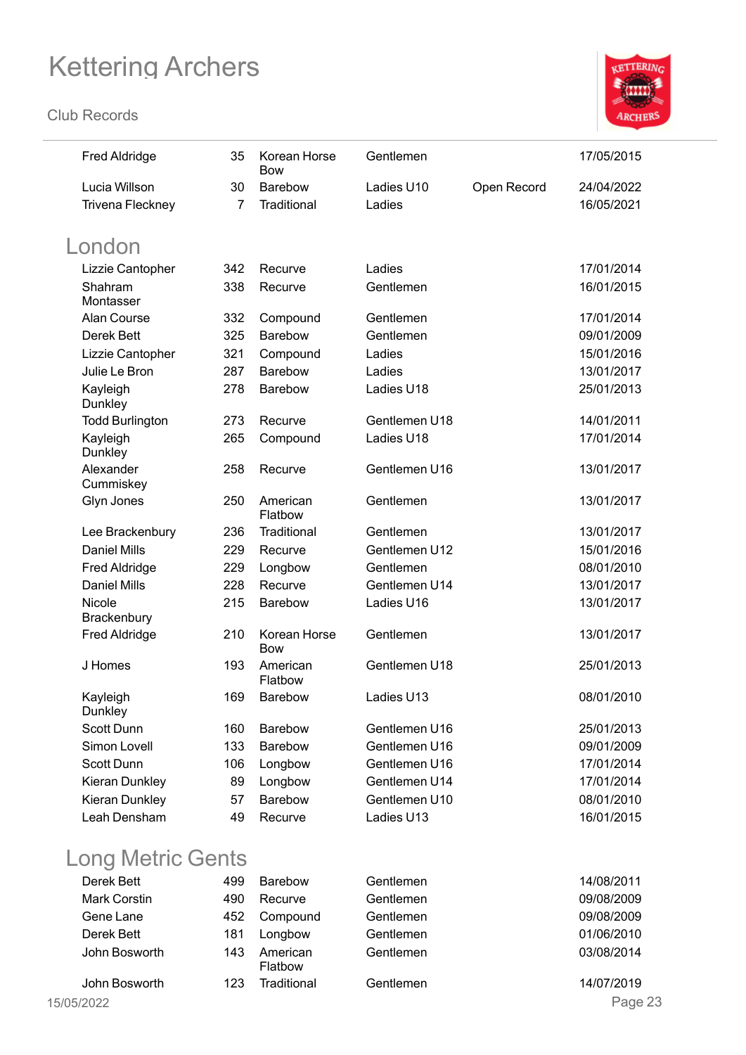| | | | | | |
|---|---|---|---|---|---|
| Fred Aldridge | 35 | Korean Horse Bow | Gentlemen | | 17/05/2015 |
| Lucia Willson | 30 | Barebow | Ladies U10 | Open Record | 24/04/2022 |
| Trivena Fleckney | 7 | Traditional | Ladies | | 16/05/2021 |

## London

| | | | | | |
|---|---|---|---|---|---|
| Lizzie Cantopher | 342 | Recurve | Ladies | | 17/01/2014 |
| Shahram Montasser | 338 | Recurve | Gentlemen | | 16/01/2015 |
| Alan Course | 332 | Compound | Gentlemen | | 17/01/2014 |
| Derek Bett | 325 | Barebow | Gentlemen | | 09/01/2009 |
| Lizzie Cantopher | 321 | Compound | Ladies | | 15/01/2016 |
| Julie Le Bron | 287 | Barebow | Ladies | | 13/01/2017 |
| Kayleigh Dunkley | 278 | Barebow | Ladies U18 | | 25/01/2013 |
| Todd Burlington | 273 | Recurve | Gentlemen U18 | | 14/01/2011 |
| Kayleigh Dunkley | 265 | Compound | Ladies U18 | | 17/01/2014 |
| Alexander Cummiskey | 258 | Recurve | Gentlemen U16 | | 13/01/2017 |
| Glyn Jones | 250 | American Flatbow | Gentlemen | | 13/01/2017 |
| Lee Brackenbury | 236 | Traditional | Gentlemen | | 13/01/2017 |
| Daniel Mills | 229 | Recurve | Gentlemen U12 | | 15/01/2016 |
| Fred Aldridge | 229 | Longbow | Gentlemen | | 08/01/2010 |
| Daniel Mills | 228 | Recurve | Gentlemen U14 | | 13/01/2017 |
| Nicole Brackenbury | 215 | Barebow | Ladies U16 | | 13/01/2017 |
| Fred Aldridge | 210 | Korean Horse Bow | Gentlemen | | 13/01/2017 |
| J Homes | 193 | American Flatbow | Gentlemen U18 | | 25/01/2013 |
| Kayleigh Dunkley | 169 | Barebow | Ladies U13 | | 08/01/2010 |
| Scott Dunn | 160 | Barebow | Gentlemen U16 | | 25/01/2013 |
| Simon Lovell | 133 | Barebow | Gentlemen U16 | | 09/01/2009 |
| Scott Dunn | 106 | Longbow | Gentlemen U16 | | 17/01/2014 |
| Kieran Dunkley | 89 | Longbow | Gentlemen U14 | | 17/01/2014 |
| Kieran Dunkley | 57 | Barebow | Gentlemen U10 | | 08/01/2010 |
| Leah Densham | 49 | Recurve | Ladies U13 | | 16/01/2015 |

## Long Metric Gents

| | | | | | |
|---|---|---|---|---|---|
| Derek Bett | 499 | Barebow | Gentlemen | | 14/08/2011 |
| Mark Corstin | 490 | Recurve | Gentlemen | | 09/08/2009 |
| Gene Lane | 452 | Compound | Gentlemen | | 09/08/2009 |
| Derek Bett | 181 | Longbow | Gentlemen | | 01/06/2010 |
| John Bosworth | 143 | American Flatbow | Gentlemen | | 03/08/2014 |
| John Bosworth | 123 | Traditional | Gentlemen | | 14/07/2019 |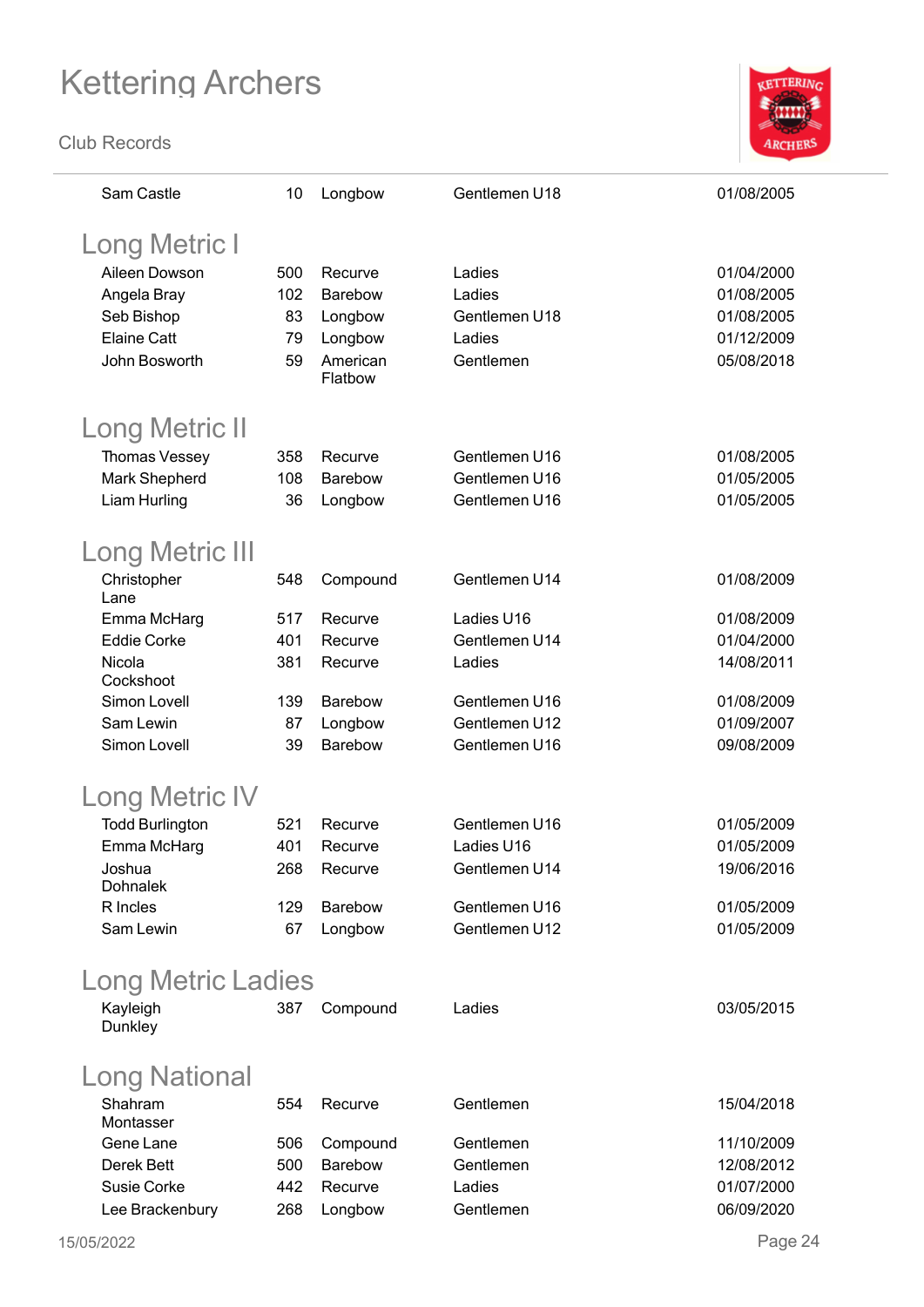| | | | | |
|---|---|---|---|---|
| Sam Castle | 10 | Longbow | Gentlemen U18 | 01/08/2005 |

## Long Metric I

| | | | | |
|---|---|---|---|---|
| Aileen Dowson | 500 | Recurve | Ladies | 01/04/2000 |
| Angela Bray | 102 | Barebow | Ladies | 01/08/2005 |
| Seb Bishop | 83 | Longbow | Gentlemen U18 | 01/08/2005 |
| Elaine Catt | 79 | Longbow | Ladies | 01/12/2009 |
| John Bosworth | 59 | American Flatbow | Gentlemen | 05/08/2018 |

## Long Metric II

| | | | | |
|---|---|---|---|---|
| Thomas Vessey | 358 | Recurve | Gentlemen U16 | 01/08/2005 |
| Mark Shepherd | 108 | Barebow | Gentlemen U16 | 01/05/2005 |
| Liam Hurling | 36 | Longbow | Gentlemen U16 | 01/05/2005 |

## Long Metric III

| | | | | |
|---|---|---|---|---|
| Christopher Lane | 548 | Compound | Gentlemen U14 | 01/08/2009 |
| Emma McHarg | 517 | Recurve | Ladies U16 | 01/08/2009 |
| Eddie Corke | 401 | Recurve | Gentlemen U14 | 01/04/2000 |
| Nicola Cockshoot | 381 | Recurve | Ladies | 14/08/2011 |
| Simon Lovell | 139 | Barebow | Gentlemen U16 | 01/08/2009 |
| Sam Lewin | 87 | Longbow | Gentlemen U12 | 01/09/2007 |
| Simon Lovell | 39 | Barebow | Gentlemen U16 | 09/08/2009 |

## Long Metric IV

| | | | | |
|---|---|---|---|---|
| Todd Burlington | 521 | Recurve | Gentlemen U16 | 01/05/2009 |
| Emma McHarg | 401 | Recurve | Ladies U16 | 01/05/2009 |
| Joshua Dohnalek | 268 | Recurve | Gentlemen U14 | 19/06/2016 |
| R Incles | 129 | Barebow | Gentlemen U16 | 01/05/2009 |
| Sam Lewin | 67 | Longbow | Gentlemen U12 | 01/05/2009 |

## Long Metric Ladies

| | | | | |
|---|---|---|---|---|
| Kayleigh Dunkley | 387 | Compound | Ladies | 03/05/2015 |

## Long National

| | | | | |
|---|---|---|---|---|
| Shahram Montasser | 554 | Recurve | Gentlemen | 15/04/2018 |
| Gene Lane | 506 | Compound | Gentlemen | 11/10/2009 |
| Derek Bett | 500 | Barebow | Gentlemen | 12/08/2012 |
| Susie Corke | 442 | Recurve | Ladies | 01/07/2000 |
| Lee Brackenbury | 268 | Longbow | Gentlemen | 06/09/2020 |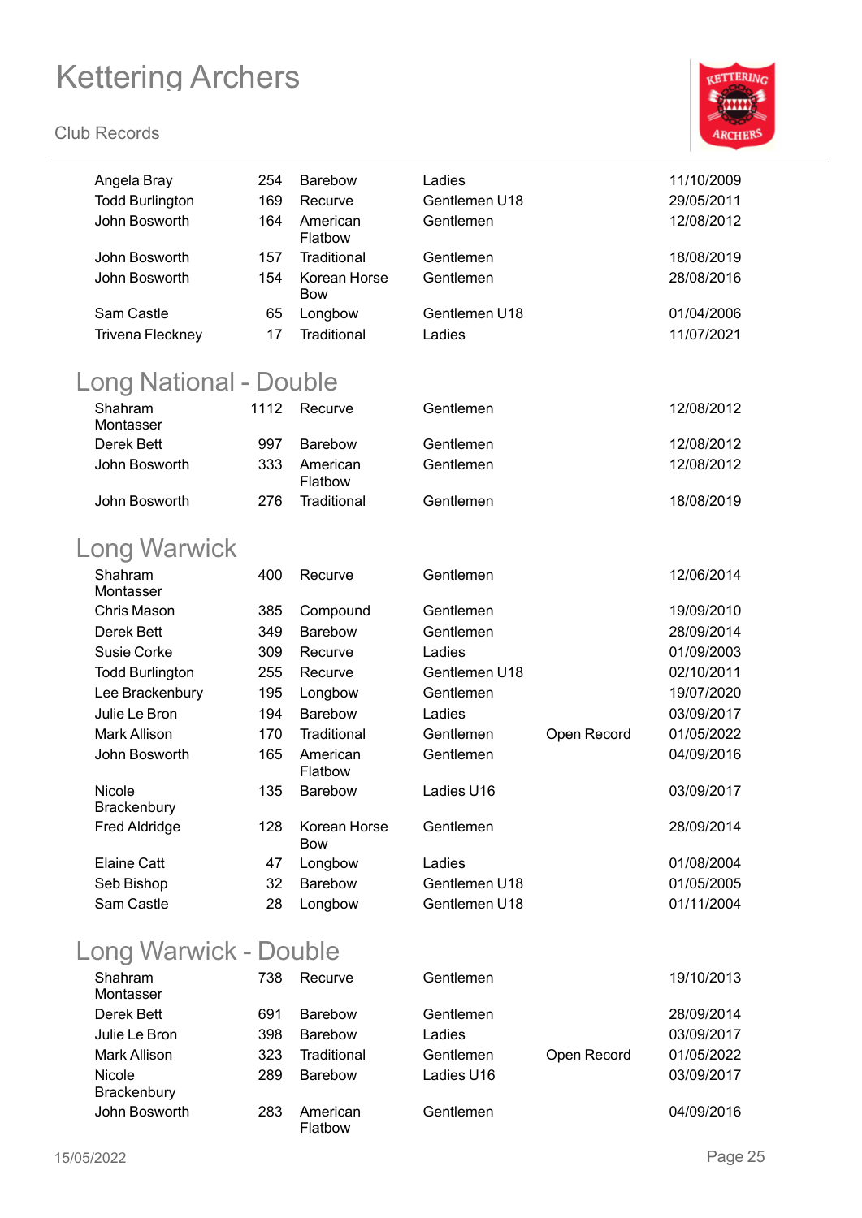| | | | | | |
|---|---|---|---|---|---|
| Angela Bray | 254 | Barebow | Ladies | | 11/10/2009 |
| Todd Burlington | 169 | Recurve | Gentlemen U18 | | 29/05/2011 |
| John Bosworth | 164 | American Flatbow | Gentlemen | | 12/08/2012 |
| John Bosworth | 157 | Traditional | Gentlemen | | 18/08/2019 |
| John Bosworth | 154 | Korean Horse Bow | Gentlemen | | 28/08/2016 |
| Sam Castle | 65 | Longbow | Gentlemen U18 | | 01/04/2006 |
| Trivena Fleckney | 17 | Traditional | Ladies | | 11/07/2021 |

## Long National - Double

| | | | | | |
|---|---|---|---|---|---|
| Shahram Montasser | 1112 | Recurve | Gentlemen | | 12/08/2012 |
| Derek Bett | 997 | Barebow | Gentlemen | | 12/08/2012 |
| John Bosworth | 333 | American Flatbow | Gentlemen | | 12/08/2012 |
| John Bosworth | 276 | Traditional | Gentlemen | | 18/08/2019 |

## Long Warwick

| | | | | | |
|---|---|---|---|---|---|
| Shahram Montasser | 400 | Recurve | Gentlemen | | 12/06/2014 |
| Chris Mason | 385 | Compound | Gentlemen | | 19/09/2010 |
| Derek Bett | 349 | Barebow | Gentlemen | | 28/09/2014 |
| Susie Corke | 309 | Recurve | Ladies | | 01/09/2003 |
| Todd Burlington | 255 | Recurve | Gentlemen U18 | | 02/10/2011 |
| Lee Brackenbury | 195 | Longbow | Gentlemen | | 19/07/2020 |
| Julie Le Bron | 194 | Barebow | Ladies | | 03/09/2017 |
| Mark Allison | 170 | Traditional | Gentlemen | Open Record | 01/05/2022 |
| John Bosworth | 165 | American Flatbow | Gentlemen | | 04/09/2016 |
| Nicole Brackenbury | 135 | Barebow | Ladies U16 | | 03/09/2017 |
| Fred Aldridge | 128 | Korean Horse Bow | Gentlemen | | 28/09/2014 |
| Elaine Catt | 47 | Longbow | Ladies | | 01/08/2004 |
| Seb Bishop | 32 | Barebow | Gentlemen U18 | | 01/05/2005 |
| Sam Castle | 28 | Longbow | Gentlemen U18 | | 01/11/2004 |

## Long Warwick - Double

| | | | | | |
|---|---|---|---|---|---|
| Shahram Montasser | 738 | Recurve | Gentlemen | | 19/10/2013 |
| Derek Bett | 691 | Barebow | Gentlemen | | 28/09/2014 |
| Julie Le Bron | 398 | Barebow | Ladies | | 03/09/2017 |
| Mark Allison | 323 | Traditional | Gentlemen | Open Record | 01/05/2022 |
| Nicole Brackenbury | 289 | Barebow | Ladies U16 | | 03/09/2017 |
| John Bosworth | 283 | American Flatbow | Gentlemen | | 04/09/2016 |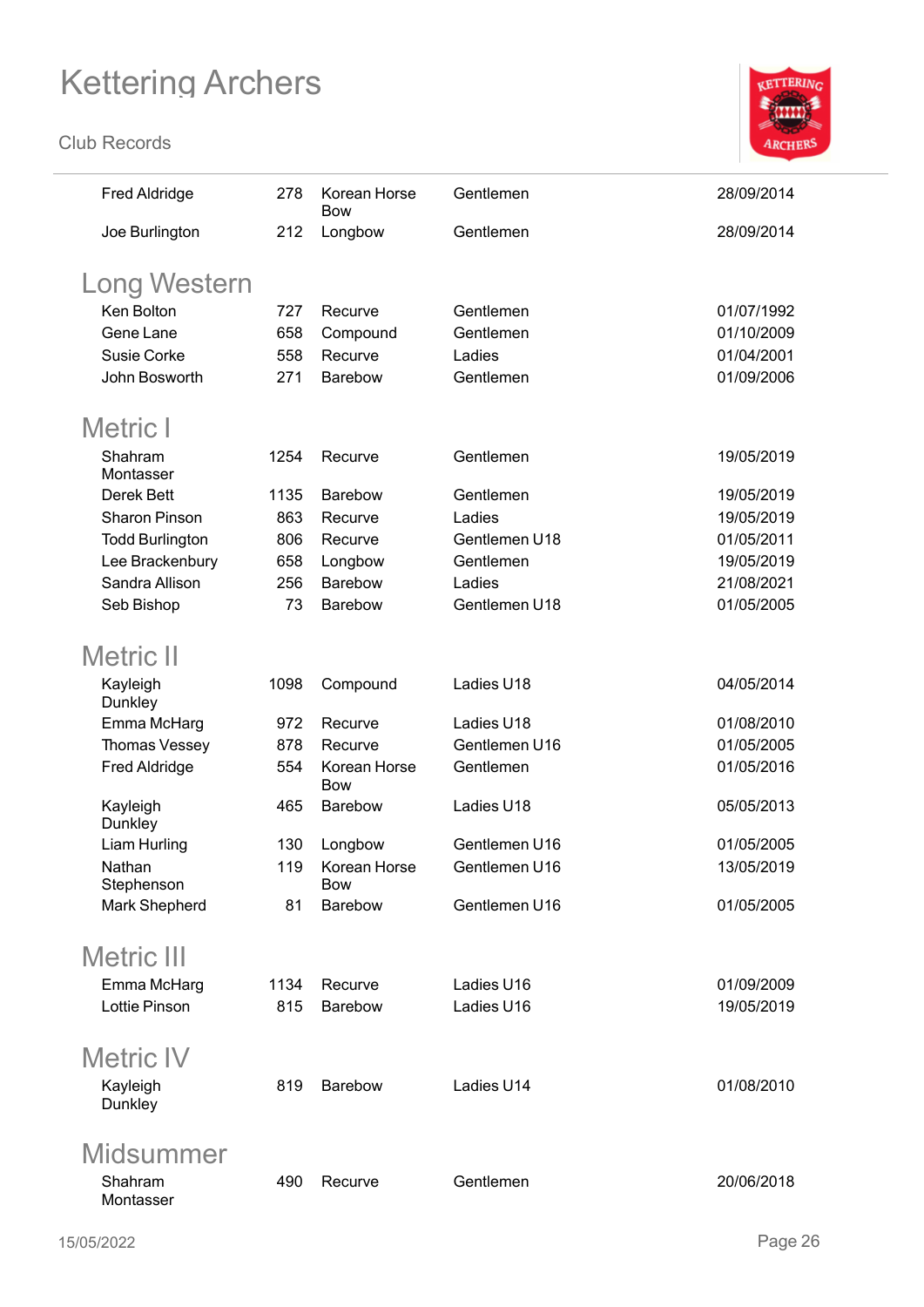| | | | | |
|---|---|---|---|---|
| Fred Aldridge | 278 | Korean Horse Bow | Gentlemen | 28/09/2014 |
| Joe Burlington | 212 | Longbow | Gentlemen | 28/09/2014 |

## Long Western

| | | | | |
|---|---|---|---|---|
| Ken Bolton | 727 | Recurve | Gentlemen | 01/07/1992 |
| Gene Lane | 658 | Compound | Gentlemen | 01/10/2009 |
| Susie Corke | 558 | Recurve | Ladies | 01/04/2001 |
| John Bosworth | 271 | Barebow | Gentlemen | 01/09/2006 |

## Metric I

| | | | | |
|---|---|---|---|---|
| Shahram Montasser | 1254 | Recurve | Gentlemen | 19/05/2019 |
| Derek Bett | 1135 | Barebow | Gentlemen | 19/05/2019 |
| Sharon Pinson | 863 | Recurve | Ladies | 19/05/2019 |
| Todd Burlington | 806 | Recurve | Gentlemen U18 | 01/05/2011 |
| Lee Brackenbury | 658 | Longbow | Gentlemen | 19/05/2019 |
| Sandra Allison | 256 | Barebow | Ladies | 21/08/2021 |
| Seb Bishop | 73 | Barebow | Gentlemen U18 | 01/05/2005 |

## Metric II

| | | | | |
|---|---|---|---|---|
| Kayleigh Dunkley | 1098 | Compound | Ladies U18 | 04/05/2014 |
| Emma McHarg | 972 | Recurve | Ladies U18 | 01/08/2010 |
| Thomas Vessey | 878 | Recurve | Gentlemen U16 | 01/05/2005 |
| Fred Aldridge | 554 | Korean Horse Bow | Gentlemen | 01/05/2016 |
| Kayleigh Dunkley | 465 | Barebow | Ladies U18 | 05/05/2013 |
| Liam Hurling | 130 | Longbow | Gentlemen U16 | 01/05/2005 |
| Nathan Stephenson | 119 | Korean Horse Bow | Gentlemen U16 | 13/05/2019 |
| Mark Shepherd | 81 | Barebow | Gentlemen U16 | 01/05/2005 |

## Metric III

| | | | | |
|---|---|---|---|---|
| Emma McHarg | 1134 | Recurve | Ladies U16 | 01/09/2009 |
| Lottie Pinson | 815 | Barebow | Ladies U16 | 19/05/2019 |

## Metric IV

| | | | | |
|---|---|---|---|---|
| Kayleigh Dunkley | 819 | Barebow | Ladies U14 | 01/08/2010 |

## Midsummer

| | | | | |
|---|---|---|---|---|
| Shahram Montasser | 490 | Recurve | Gentlemen | 20/06/2018 |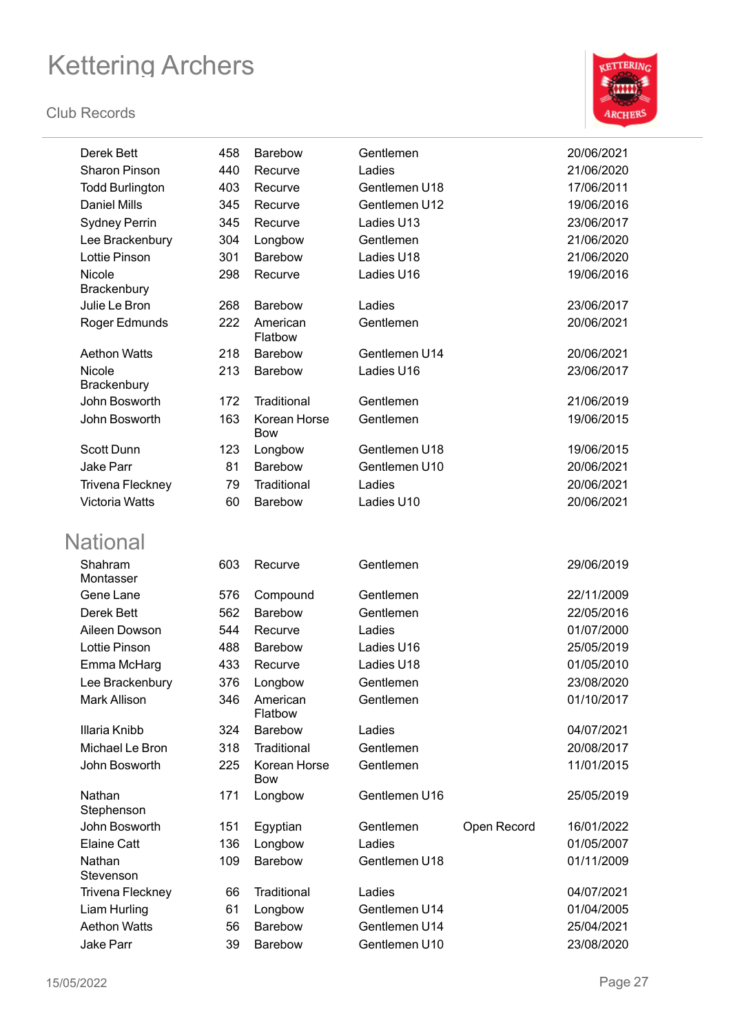| | | | | | |
|---|---|---|---|---|---|
| Derek Bett | 458 | Barebow | Gentlemen | | 20/06/2021 |
| Sharon Pinson | 440 | Recurve | Ladies | | 21/06/2020 |
| Todd Burlington | 403 | Recurve | Gentlemen U18 | | 17/06/2011 |
| Daniel Mills | 345 | Recurve | Gentlemen U12 | | 19/06/2016 |
| Sydney Perrin | 345 | Recurve | Ladies U13 | | 23/06/2017 |
| Lee Brackenbury | 304 | Longbow | Gentlemen | | 21/06/2020 |
| Lottie Pinson | 301 | Barebow | Ladies U18 | | 21/06/2020 |
| Nicole Brackenbury | 298 | Recurve | Ladies U16 | | 19/06/2016 |
| Julie Le Bron | 268 | Barebow | Ladies | | 23/06/2017 |
| Roger Edmunds | 222 | American Flatbow | Gentlemen | | 20/06/2021 |
| Aethon Watts | 218 | Barebow | Gentlemen U14 | | 20/06/2021 |
| Nicole Brackenbury | 213 | Barebow | Ladies U16 | | 23/06/2017 |
| John Bosworth | 172 | Traditional | Gentlemen | | 21/06/2019 |
| John Bosworth | 163 | Korean Horse Bow | Gentlemen | | 19/06/2015 |
| Scott Dunn | 123 | Longbow | Gentlemen U18 | | 19/06/2015 |
| Jake Parr | 81 | Barebow | Gentlemen U10 | | 20/06/2021 |
| Trivena Fleckney | 79 | Traditional | Ladies | | 20/06/2021 |
| Victoria Watts | 60 | Barebow | Ladies U10 | | 20/06/2021 |

## National

| | | | | | |
|---|---|---|---|---|---|
| Shahram Montasser | 603 | Recurve | Gentlemen | | 29/06/2019 |
| Gene Lane | 576 | Compound | Gentlemen | | 22/11/2009 |
| Derek Bett | 562 | Barebow | Gentlemen | | 22/05/2016 |
| Aileen Dowson | 544 | Recurve | Ladies | | 01/07/2000 |
| Lottie Pinson | 488 | Barebow | Ladies U16 | | 25/05/2019 |
| Emma McHarg | 433 | Recurve | Ladies U18 | | 01/05/2010 |
| Lee Brackenbury | 376 | Longbow | Gentlemen | | 23/08/2020 |
| Mark Allison | 346 | American Flatbow | Gentlemen | | 01/10/2017 |
| Illaria Knibb | 324 | Barebow | Ladies | | 04/07/2021 |
| Michael Le Bron | 318 | Traditional | Gentlemen | | 20/08/2017 |
| John Bosworth | 225 | Korean Horse Bow | Gentlemen | | 11/01/2015 |
| Nathan Stephenson | 171 | Longbow | Gentlemen U16 | | 25/05/2019 |
| John Bosworth | 151 | Egyptian | Gentlemen | Open Record | 16/01/2022 |
| Elaine Catt | 136 | Longbow | Ladies | | 01/05/2007 |
| Nathan Stevenson | 109 | Barebow | Gentlemen U18 | | 01/11/2009 |
| Trivena Fleckney | 66 | Traditional | Ladies | | 04/07/2021 |
| Liam Hurling | 61 | Longbow | Gentlemen U14 | | 01/04/2005 |
| Aethon Watts | 56 | Barebow | Gentlemen U14 | | 25/04/2021 |
| Jake Parr | 39 | Barebow | Gentlemen U10 | | 23/08/2020 |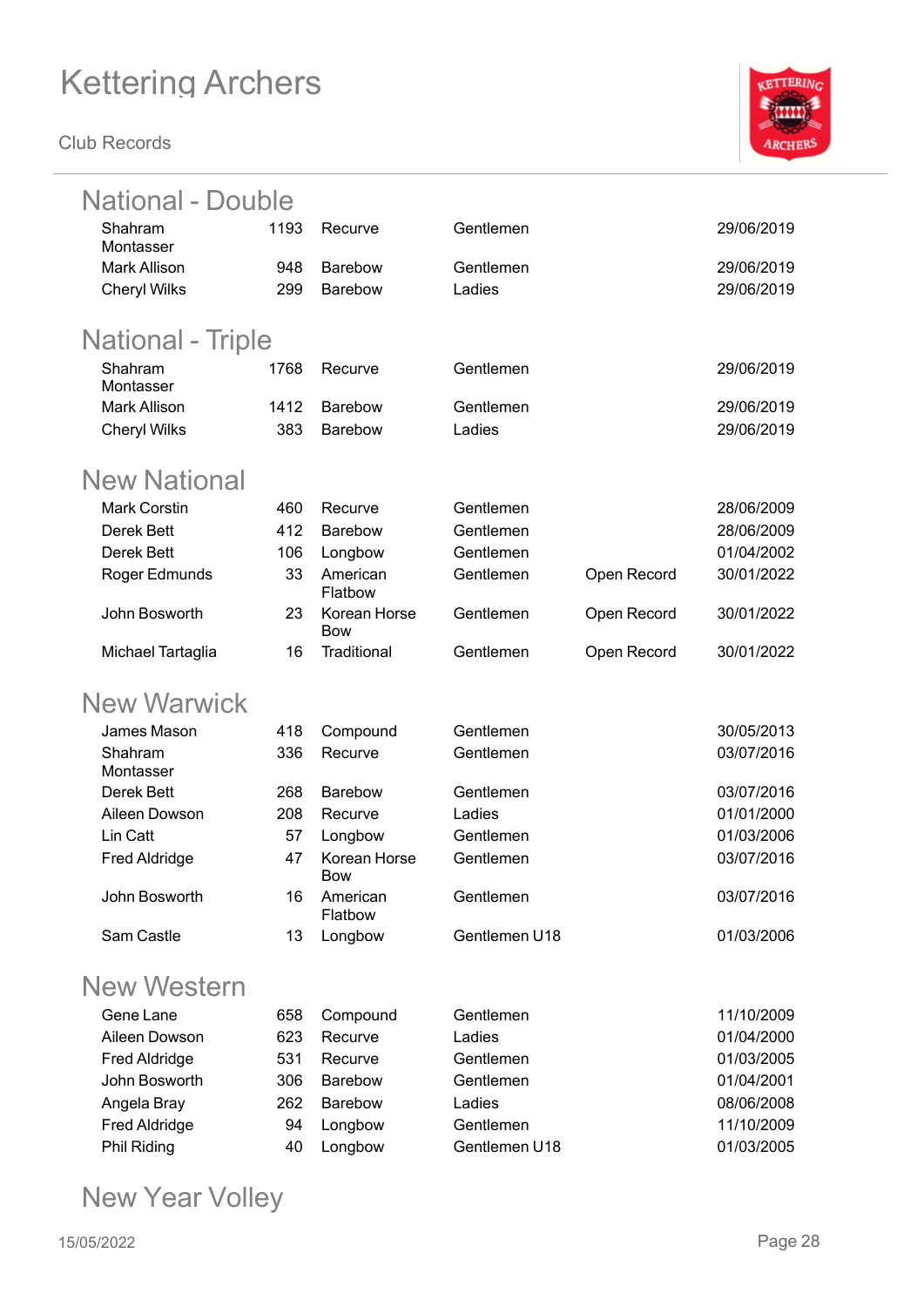# Kettering Archers

Club Records

## National - Double

| | | | | | |
|---|---|---|---|---|---|
| Shahram Montasser | 1193 | Recurve | Gentlemen | | 29/06/2019 |
| Mark Allison | 948 | Barebow | Gentlemen | | 29/06/2019 |
| Cheryl Wilks | 299 | Barebow | Ladies | | 29/06/2019 |

## National - Triple

| | | | | | |
|---|---|---|---|---|---|
| Shahram Montasser | 1768 | Recurve | Gentlemen | | 29/06/2019 |
| Mark Allison | 1412 | Barebow | Gentlemen | | 29/06/2019 |
| Cheryl Wilks | 383 | Barebow | Ladies | | 29/06/2019 |

## New National

| | | | | | |
|---|---|---|---|---|---|
| Mark Corstin | 460 | Recurve | Gentlemen | | 28/06/2009 |
| Derek Bett | 412 | Barebow | Gentlemen | | 28/06/2009 |
| Derek Bett | 106 | Longbow | Gentlemen | | 01/04/2002 |
| Roger Edmunds | 33 | American Flatbow | Gentlemen | Open Record | 30/01/2022 |
| John Bosworth | 23 | Korean Horse Bow | Gentlemen | Open Record | 30/01/2022 |
| Michael Tartaglia | 16 | Traditional | Gentlemen | Open Record | 30/01/2022 |

## New Warwick

| | | | | | |
|---|---|---|---|---|---|
| James Mason | 418 | Compound | Gentlemen | | 30/05/2013 |
| Shahram Montasser | 336 | Recurve | Gentlemen | | 03/07/2016 |
| Derek Bett | 268 | Barebow | Gentlemen | | 03/07/2016 |
| Aileen Dowson | 208 | Recurve | Ladies | | 01/01/2000 |
| Lin Catt | 57 | Longbow | Gentlemen | | 01/03/2006 |
| Fred Aldridge | 47 | Korean Horse Bow | Gentlemen | | 03/07/2016 |
| John Bosworth | 16 | American Flatbow | Gentlemen | | 03/07/2016 |
| Sam Castle | 13 | Longbow | Gentlemen U18 | | 01/03/2006 |

## New Western

| | | | | | |
|---|---|---|---|---|---|
| Gene Lane | 658 | Compound | Gentlemen | | 11/10/2009 |
| Aileen Dowson | 623 | Recurve | Ladies | | 01/04/2000 |
| Fred Aldridge | 531 | Recurve | Gentlemen | | 01/03/2005 |
| John Bosworth | 306 | Barebow | Gentlemen | | 01/04/2001 |
| Angela Bray | 262 | Barebow | Ladies | | 08/06/2008 |
| Fred Aldridge | 94 | Longbow | Gentlemen | | 11/10/2009 |
| Phil Riding | 40 | Longbow | Gentlemen U18 | | 01/03/2005 |

## New Year Volley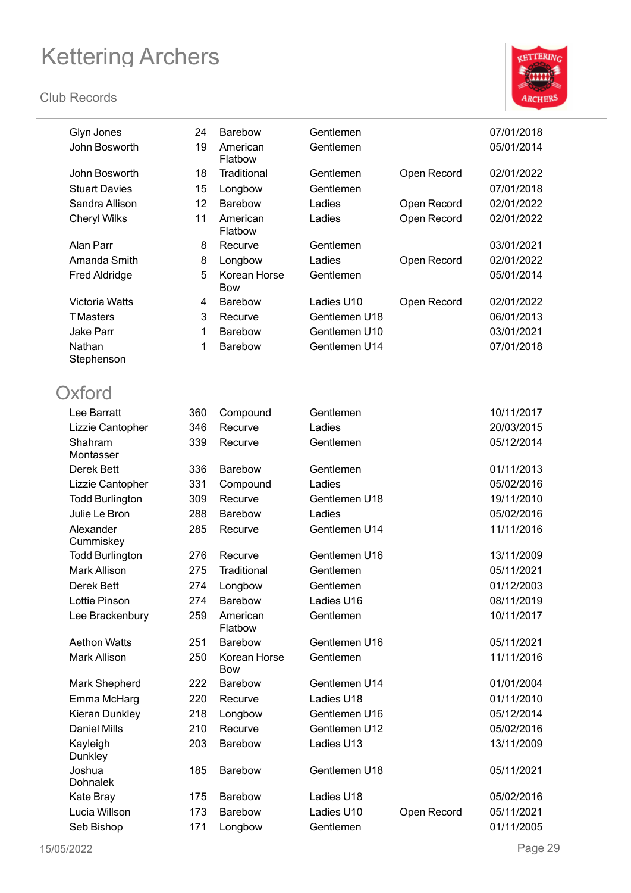| | | | | | |
|---|---|---|---|---|---|
| Glyn Jones | 24 | Barebow | Gentlemen | | 07/01/2018 |
| John Bosworth | 19 | American Flatbow | Gentlemen | | 05/01/2014 |
| John Bosworth | 18 | Traditional | Gentlemen | Open Record | 02/01/2022 |
| Stuart Davies | 15 | Longbow | Gentlemen | | 07/01/2018 |
| Sandra Allison | 12 | Barebow | Ladies | Open Record | 02/01/2022 |
| Cheryl Wilks | 11 | American Flatbow | Ladies | Open Record | 02/01/2022 |
| Alan Parr | 8 | Recurve | Gentlemen | | 03/01/2021 |
| Amanda Smith | 8 | Longbow | Ladies | Open Record | 02/01/2022 |
| Fred Aldridge | 5 | Korean Horse Bow | Gentlemen | | 05/01/2014 |
| Victoria Watts | 4 | Barebow | Ladies U10 | Open Record | 02/01/2022 |
| T Masters | 3 | Recurve | Gentlemen U18 | | 06/01/2013 |
| Jake Parr | 1 | Barebow | Gentlemen U10 | | 03/01/2021 |
| Nathan Stephenson | 1 | Barebow | Gentlemen U14 | | 07/01/2018 |

## Oxford

| | | | | | |
|---|---|---|---|---|---|
| Lee Barratt | 360 | Compound | Gentlemen | | 10/11/2017 |
| Lizzie Cantopher | 346 | Recurve | Ladies | | 20/03/2015 |
| Shahram Montasser | 339 | Recurve | Gentlemen | | 05/12/2014 |
| Derek Bett | 336 | Barebow | Gentlemen | | 01/11/2013 |
| Lizzie Cantopher | 331 | Compound | Ladies | | 05/02/2016 |
| Todd Burlington | 309 | Recurve | Gentlemen U18 | | 19/11/2010 |
| Julie Le Bron | 288 | Barebow | Ladies | | 05/02/2016 |
| Alexander Cummiskey | 285 | Recurve | Gentlemen U14 | | 11/11/2016 |
| Todd Burlington | 276 | Recurve | Gentlemen U16 | | 13/11/2009 |
| Mark Allison | 275 | Traditional | Gentlemen | | 05/11/2021 |
| Derek Bett | 274 | Longbow | Gentlemen | | 01/12/2003 |
| Lottie Pinson | 274 | Barebow | Ladies U16 | | 08/11/2019 |
| Lee Brackenbury | 259 | American Flatbow | Gentlemen | | 10/11/2017 |
| Aethon Watts | 251 | Barebow | Gentlemen U16 | | 05/11/2021 |
| Mark Allison | 250 | Korean Horse Bow | Gentlemen | | 11/11/2016 |
| Mark Shepherd | 222 | Barebow | Gentlemen U14 | | 01/01/2004 |
| Emma McHarg | 220 | Recurve | Ladies U18 | | 01/11/2010 |
| Kieran Dunkley | 218 | Longbow | Gentlemen U16 | | 05/12/2014 |
| Daniel Mills | 210 | Recurve | Gentlemen U12 | | 05/02/2016 |
| Kayleigh Dunkley | 203 | Barebow | Ladies U13 | | 13/11/2009 |
| Joshua Dohnalek | 185 | Barebow | Gentlemen U18 | | 05/11/2021 |
| Kate Bray | 175 | Barebow | Ladies U18 | | 05/02/2016 |
| Lucia Willson | 173 | Barebow | Ladies U10 | Open Record | 05/11/2021 |
| Seb Bishop | 171 | Longbow | Gentlemen | | 01/11/2005 |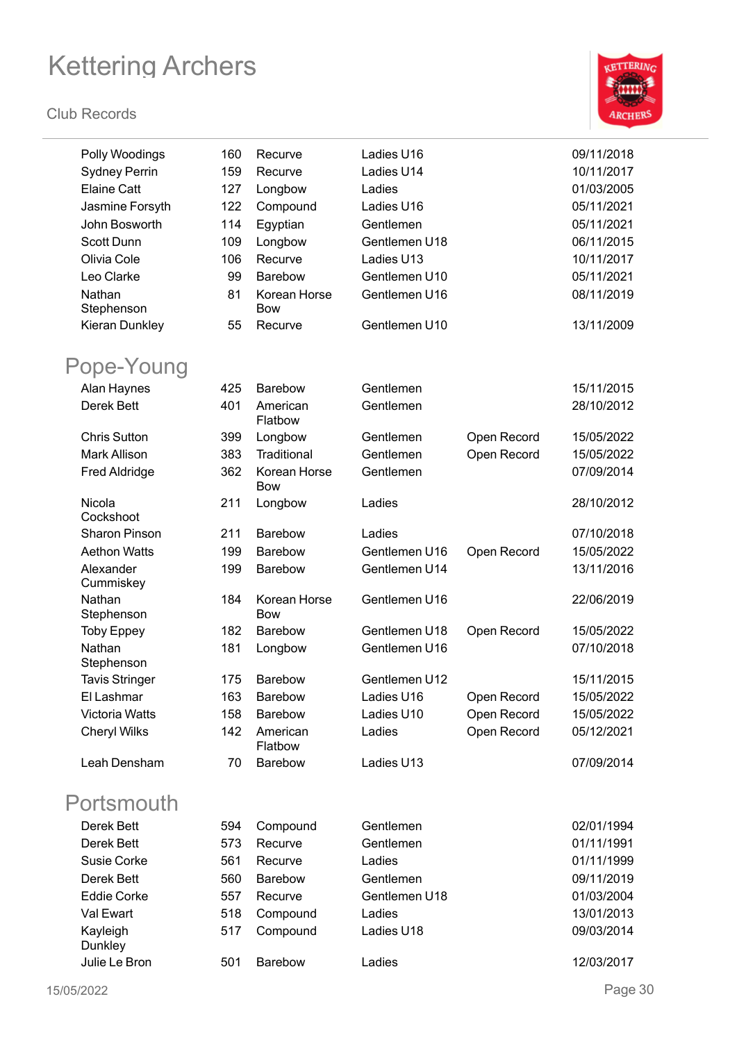| | | | | | |
|---|---|---|---|---|---|
| Polly Woodings | 160 | Recurve | Ladies U16 | | 09/11/2018 |
| Sydney Perrin | 159 | Recurve | Ladies U14 | | 10/11/2017 |
| Elaine Catt | 127 | Longbow | Ladies | | 01/03/2005 |
| Jasmine Forsyth | 122 | Compound | Ladies U16 | | 05/11/2021 |
| John Bosworth | 114 | Egyptian | Gentlemen | | 05/11/2021 |
| Scott Dunn | 109 | Longbow | Gentlemen U18 | | 06/11/2015 |
| Olivia Cole | 106 | Recurve | Ladies U13 | | 10/11/2017 |
| Leo Clarke | 99 | Barebow | Gentlemen U10 | | 05/11/2021 |
| Nathan Stephenson | 81 | Korean Horse Bow | Gentlemen U16 | | 08/11/2019 |
| Kieran Dunkley | 55 | Recurve | Gentlemen U10 | | 13/11/2009 |

## Pope-Young

| | | | | | |
|---|---|---|---|---|---|
| Alan Haynes | 425 | Barebow | Gentlemen | | 15/11/2015 |
| Derek Bett | 401 | American Flatbow | Gentlemen | | 28/10/2012 |
| Chris Sutton | 399 | Longbow | Gentlemen | Open Record | 15/05/2022 |
| Mark Allison | 383 | Traditional | Gentlemen | Open Record | 15/05/2022 |
| Fred Aldridge | 362 | Korean Horse Bow | Gentlemen | | 07/09/2014 |
| Nicola Cockshoot | 211 | Longbow | Ladies | | 28/10/2012 |
| Sharon Pinson | 211 | Barebow | Ladies | | 07/10/2018 |
| Aethon Watts | 199 | Barebow | Gentlemen U16 | Open Record | 15/05/2022 |
| Alexander Cummiskey | 199 | Barebow | Gentlemen U14 | | 13/11/2016 |
| Nathan Stephenson | 184 | Korean Horse Bow | Gentlemen U16 | | 22/06/2019 |
| Toby Eppey | 182 | Barebow | Gentlemen U18 | Open Record | 15/05/2022 |
| Nathan Stephenson | 181 | Longbow | Gentlemen U16 | | 07/10/2018 |
| Tavis Stringer | 175 | Barebow | Gentlemen U12 | | 15/11/2015 |
| El Lashmar | 163 | Barebow | Ladies U16 | Open Record | 15/05/2022 |
| Victoria Watts | 158 | Barebow | Ladies U10 | Open Record | 15/05/2022 |
| Cheryl Wilks | 142 | American Flatbow | Ladies | Open Record | 05/12/2021 |
| Leah Densham | 70 | Barebow | Ladies U13 | | 07/09/2014 |

## Portsmouth

| | | | | | |
|---|---|---|---|---|---|
| Derek Bett | 594 | Compound | Gentlemen | | 02/01/1994 |
| Derek Bett | 573 | Recurve | Gentlemen | | 01/11/1991 |
| Susie Corke | 561 | Recurve | Ladies | | 01/11/1999 |
| Derek Bett | 560 | Barebow | Gentlemen | | 09/11/2019 |
| Eddie Corke | 557 | Recurve | Gentlemen U18 | | 01/03/2004 |
| Val Ewart | 518 | Compound | Ladies | | 13/01/2013 |
| Kayleigh Dunkley | 517 | Compound | Ladies U18 | | 09/03/2014 |
| Julie Le Bron | 501 | Barebow | Ladies | | 12/03/2017 |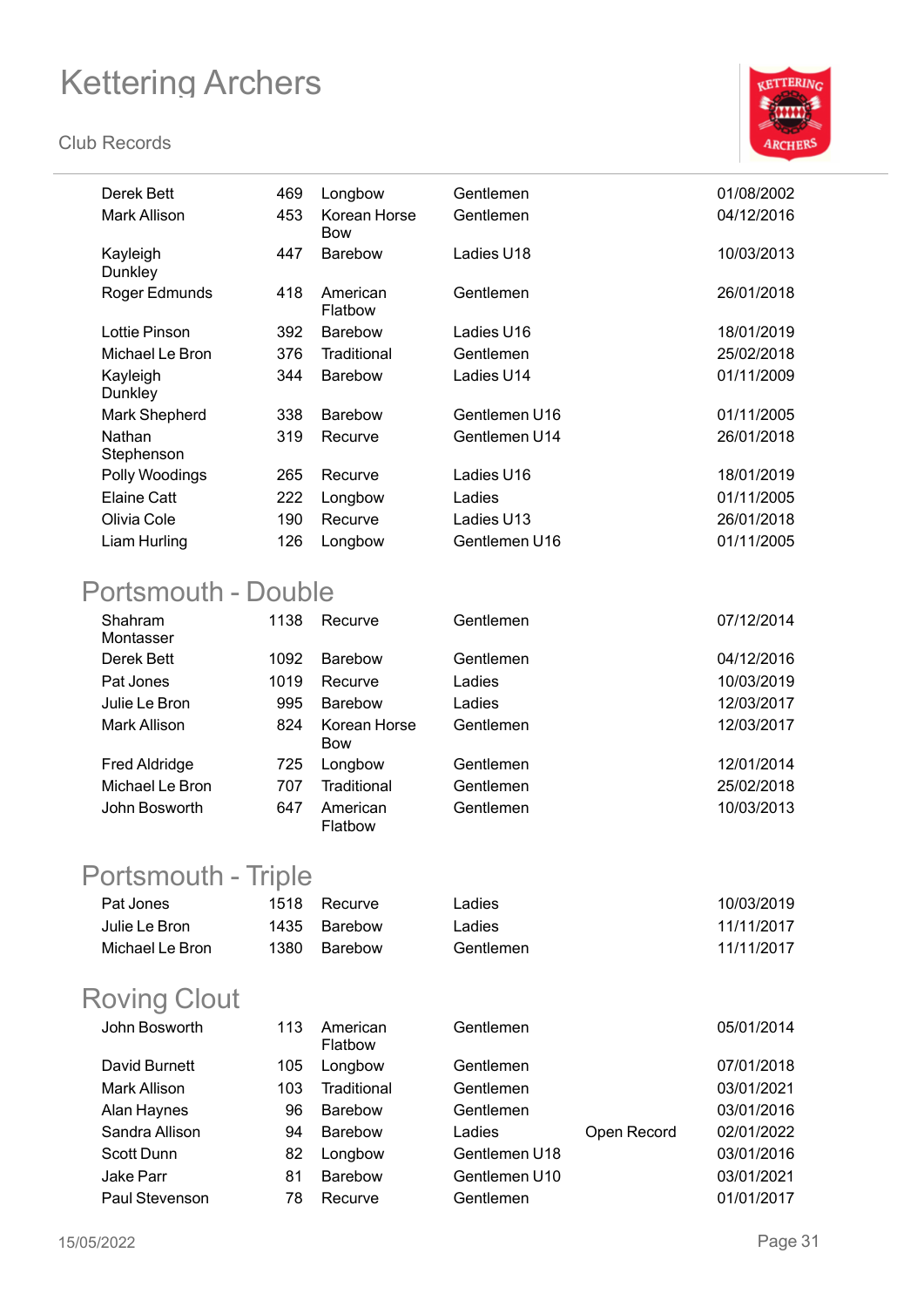| | | | | | |
|---|---|---|---|---|---|
| Derek Bett | 469 | Longbow | Gentlemen | | 01/08/2002 |
| Mark Allison | 453 | Korean Horse Bow | Gentlemen | | 04/12/2016 |
| Kayleigh Dunkley | 447 | Barebow | Ladies U18 | | 10/03/2013 |
| Roger Edmunds | 418 | American Flatbow | Gentlemen | | 26/01/2018 |
| Lottie Pinson | 392 | Barebow | Ladies U16 | | 18/01/2019 |
| Michael Le Bron | 376 | Traditional | Gentlemen | | 25/02/2018 |
| Kayleigh Dunkley | 344 | Barebow | Ladies U14 | | 01/11/2009 |
| Mark Shepherd | 338 | Barebow | Gentlemen U16 | | 01/11/2005 |
| Nathan Stephenson | 319 | Recurve | Gentlemen U14 | | 26/01/2018 |
| Polly Woodings | 265 | Recurve | Ladies U16 | | 18/01/2019 |
| Elaine Catt | 222 | Longbow | Ladies | | 01/11/2005 |
| Olivia Cole | 190 | Recurve | Ladies U13 | | 26/01/2018 |
| Liam Hurling | 126 | Longbow | Gentlemen U16 | | 01/11/2005 |

## Portsmouth - Double

| | | | | | |
|---|---|---|---|---|---|
| Shahram Montasser | 1138 | Recurve | Gentlemen | | 07/12/2014 |
| Derek Bett | 1092 | Barebow | Gentlemen | | 04/12/2016 |
| Pat Jones | 1019 | Recurve | Ladies | | 10/03/2019 |
| Julie Le Bron | 995 | Barebow | Ladies | | 12/03/2017 |
| Mark Allison | 824 | Korean Horse Bow | Gentlemen | | 12/03/2017 |
| Fred Aldridge | 725 | Longbow | Gentlemen | | 12/01/2014 |
| Michael Le Bron | 707 | Traditional | Gentlemen | | 25/02/2018 |
| John Bosworth | 647 | American Flatbow | Gentlemen | | 10/03/2013 |

## Portsmouth - Triple

| | | | | | |
|---|---|---|---|---|---|
| Pat Jones | 1518 | Recurve | Ladies | | 10/03/2019 |
| Julie Le Bron | 1435 | Barebow | Ladies | | 11/11/2017 |
| Michael Le Bron | 1380 | Barebow | Gentlemen | | 11/11/2017 |

## Roving Clout

| | | | | | |
|---|---|---|---|---|---|
| John Bosworth | 113 | American Flatbow | Gentlemen | | 05/01/2014 |
| David Burnett | 105 | Longbow | Gentlemen | | 07/01/2018 |
| Mark Allison | 103 | Traditional | Gentlemen | | 03/01/2021 |
| Alan Haynes | 96 | Barebow | Gentlemen | | 03/01/2016 |
| Sandra Allison | 94 | Barebow | Ladies | Open Record | 02/01/2022 |
| Scott Dunn | 82 | Longbow | Gentlemen U18 | | 03/01/2016 |
| Jake Parr | 81 | Barebow | Gentlemen U10 | | 03/01/2021 |
| Paul Stevenson | 78 | Recurve | Gentlemen | | 01/01/2017 |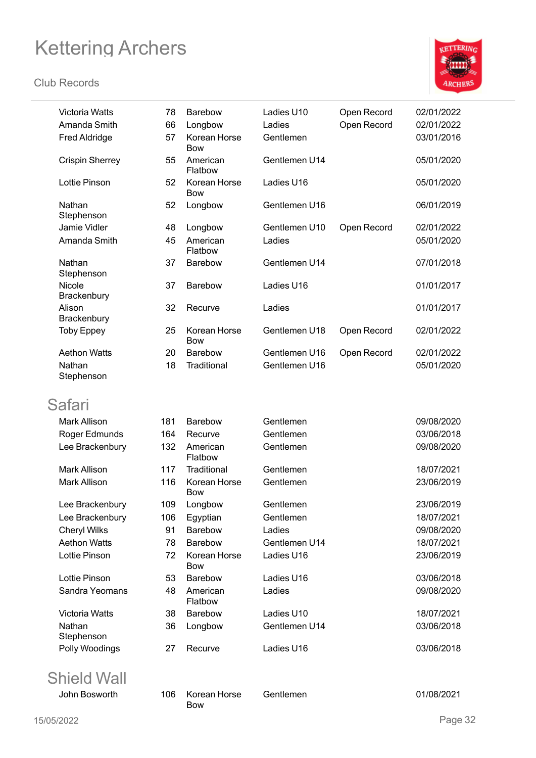| | | | | | |
|---|---|---|---|---|---|
| Victoria Watts | 78 | Barebow | Ladies U10 | Open Record | 02/01/2022 |
| Amanda Smith | 66 | Longbow | Ladies | Open Record | 02/01/2022 |
| Fred Aldridge | 57 | Korean Horse Bow | Gentlemen | | 03/01/2016 |
| Crispin Sherrey | 55 | American Flatbow | Gentlemen U14 | | 05/01/2020 |
| Lottie Pinson | 52 | Korean Horse Bow | Ladies U16 | | 05/01/2020 |
| Nathan Stephenson | 52 | Longbow | Gentlemen U16 | | 06/01/2019 |
| Jamie Vidler | 48 | Longbow | Gentlemen U10 | Open Record | 02/01/2022 |
| Amanda Smith | 45 | American Flatbow | Ladies | | 05/01/2020 |
| Nathan Stephenson | 37 | Barebow | Gentlemen U14 | | 07/01/2018 |
| Nicole Brackenbury | 37 | Barebow | Ladies U16 | | 01/01/2017 |
| Alison Brackenbury | 32 | Recurve | Ladies | | 01/01/2017 |
| Toby Eppey | 25 | Korean Horse Bow | Gentlemen U18 | Open Record | 02/01/2022 |
| Aethon Watts | 20 | Barebow | Gentlemen U16 | Open Record | 02/01/2022 |
| Nathan Stephenson | 18 | Traditional | Gentlemen U16 | | 05/01/2020 |

## Safari

| | | | | | |
|---|---|---|---|---|---|
| Mark Allison | 181 | Barebow | Gentlemen | | 09/08/2020 |
| Roger Edmunds | 164 | Recurve | Gentlemen | | 03/06/2018 |
| Lee Brackenbury | 132 | American Flatbow | Gentlemen | | 09/08/2020 |
| Mark Allison | 117 | Traditional | Gentlemen | | 18/07/2021 |
| Mark Allison | 116 | Korean Horse Bow | Gentlemen | | 23/06/2019 |
| Lee Brackenbury | 109 | Longbow | Gentlemen | | 23/06/2019 |
| Lee Brackenbury | 106 | Egyptian | Gentlemen | | 18/07/2021 |
| Cheryl Wilks | 91 | Barebow | Ladies | | 09/08/2020 |
| Aethon Watts | 78 | Barebow | Gentlemen U14 | | 18/07/2021 |
| Lottie Pinson | 72 | Korean Horse Bow | Ladies U16 | | 23/06/2019 |
| Lottie Pinson | 53 | Barebow | Ladies U16 | | 03/06/2018 |
| Sandra Yeomans | 48 | American Flatbow | Ladies | | 09/08/2020 |
| Victoria Watts | 38 | Barebow | Ladies U10 | | 18/07/2021 |
| Nathan Stephenson | 36 | Longbow | Gentlemen U14 | | 03/06/2018 |
| Polly Woodings | 27 | Recurve | Ladies U16 | | 03/06/2018 |

## Shield Wall

| | | | | | |
|---|---|---|---|---|---|
| John Bosworth | 106 | Korean Horse Bow | Gentlemen | | 01/08/2021 |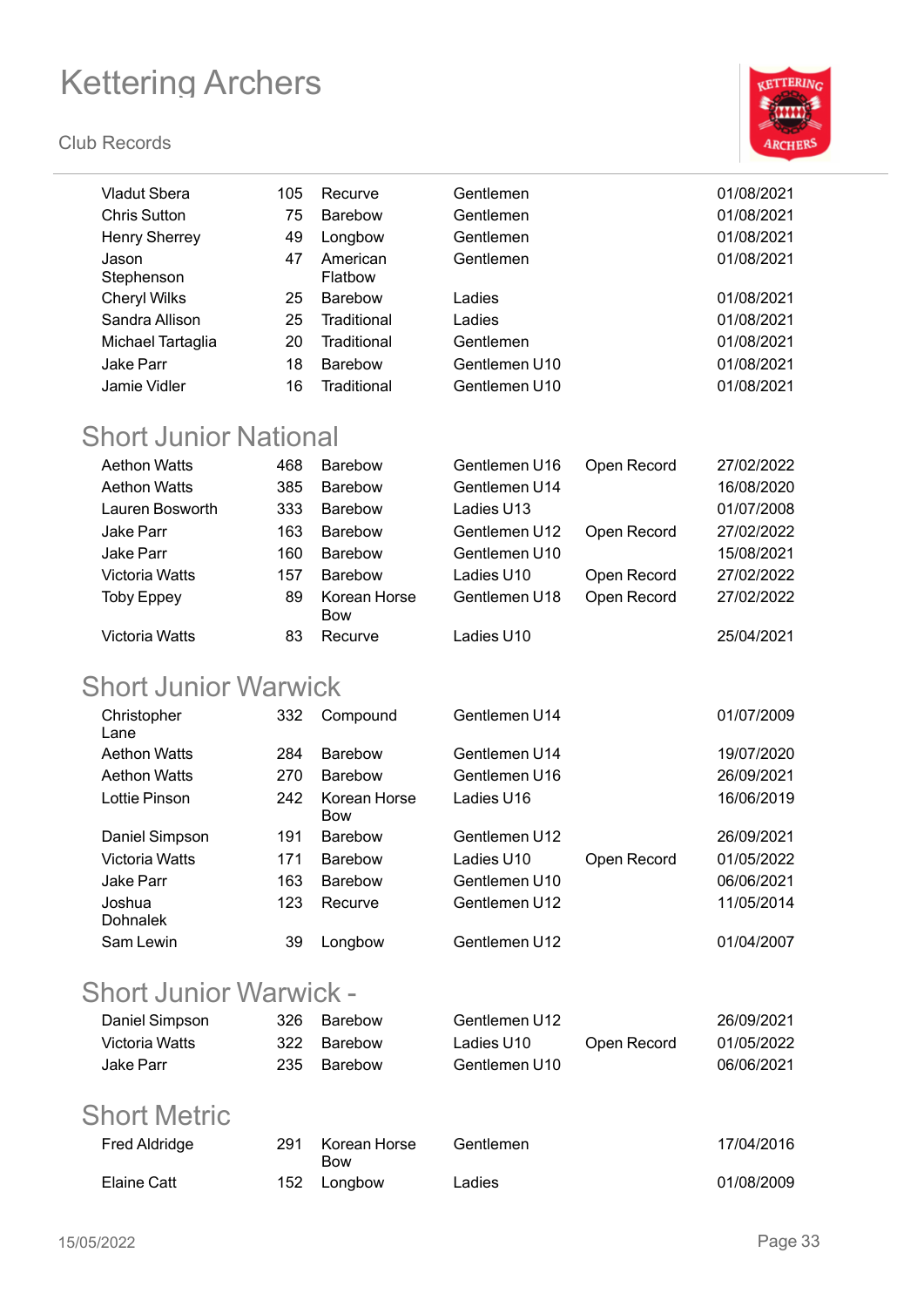| | | | | | |
|---|---|---|---|---|---|
| Vladut Sbera | 105 | Recurve | Gentlemen | | 01/08/2021 |
| Chris Sutton | 75 | Barebow | Gentlemen | | 01/08/2021 |
| Henry Sherrey | 49 | Longbow | Gentlemen | | 01/08/2021 |
| Jason Stephenson | 47 | American Flatbow | Gentlemen | | 01/08/2021 |
| Cheryl Wilks | 25 | Barebow | Ladies | | 01/08/2021 |
| Sandra Allison | 25 | Traditional | Ladies | | 01/08/2021 |
| Michael Tartaglia | 20 | Traditional | Gentlemen | | 01/08/2021 |
| Jake Parr | 18 | Barebow | Gentlemen U10 | | 01/08/2021 |
| Jamie Vidler | 16 | Traditional | Gentlemen U10 | | 01/08/2021 |

## Short Junior National

| | | | | | |
|---|---|---|---|---|---|
| Aethon Watts | 468 | Barebow | Gentlemen U16 | Open Record | 27/02/2022 |
| Aethon Watts | 385 | Barebow | Gentlemen U14 | | 16/08/2020 |
| Lauren Bosworth | 333 | Barebow | Ladies U13 | | 01/07/2008 |
| Jake Parr | 163 | Barebow | Gentlemen U12 | Open Record | 27/02/2022 |
| Jake Parr | 160 | Barebow | Gentlemen U10 | | 15/08/2021 |
| Victoria Watts | 157 | Barebow | Ladies U10 | Open Record | 27/02/2022 |
| Toby Eppey | 89 | Korean Horse Bow | Gentlemen U18 | Open Record | 27/02/2022 |
| Victoria Watts | 83 | Recurve | Ladies U10 | | 25/04/2021 |

## Short Junior Warwick

| | | | | | |
|---|---|---|---|---|---|
| Christopher Lane | 332 | Compound | Gentlemen U14 | | 01/07/2009 |
| Aethon Watts | 284 | Barebow | Gentlemen U14 | | 19/07/2020 |
| Aethon Watts | 270 | Barebow | Gentlemen U16 | | 26/09/2021 |
| Lottie Pinson | 242 | Korean Horse Bow | Ladies U16 | | 16/06/2019 |
| Daniel Simpson | 191 | Barebow | Gentlemen U12 | | 26/09/2021 |
| Victoria Watts | 171 | Barebow | Ladies U10 | Open Record | 01/05/2022 |
| Jake Parr | 163 | Barebow | Gentlemen U10 | | 06/06/2021 |
| Joshua Dohnalek | 123 | Recurve | Gentlemen U12 | | 11/05/2014 |
| Sam Lewin | 39 | Longbow | Gentlemen U12 | | 01/04/2007 |

## Short Junior Warwick -

| | | | | | |
|---|---|---|---|---|---|
| Daniel Simpson | 326 | Barebow | Gentlemen U12 | | 26/09/2021 |
| Victoria Watts | 322 | Barebow | Ladies U10 | Open Record | 01/05/2022 |
| Jake Parr | 235 | Barebow | Gentlemen U10 | | 06/06/2021 |

## Short Metric

| | | | | | |
|---|---|---|---|---|---|
| Fred Aldridge | 291 | Korean Horse Bow | Gentlemen | | 17/04/2016 |
| Elaine Catt | 152 | Longbow | Ladies | | 01/08/2009 |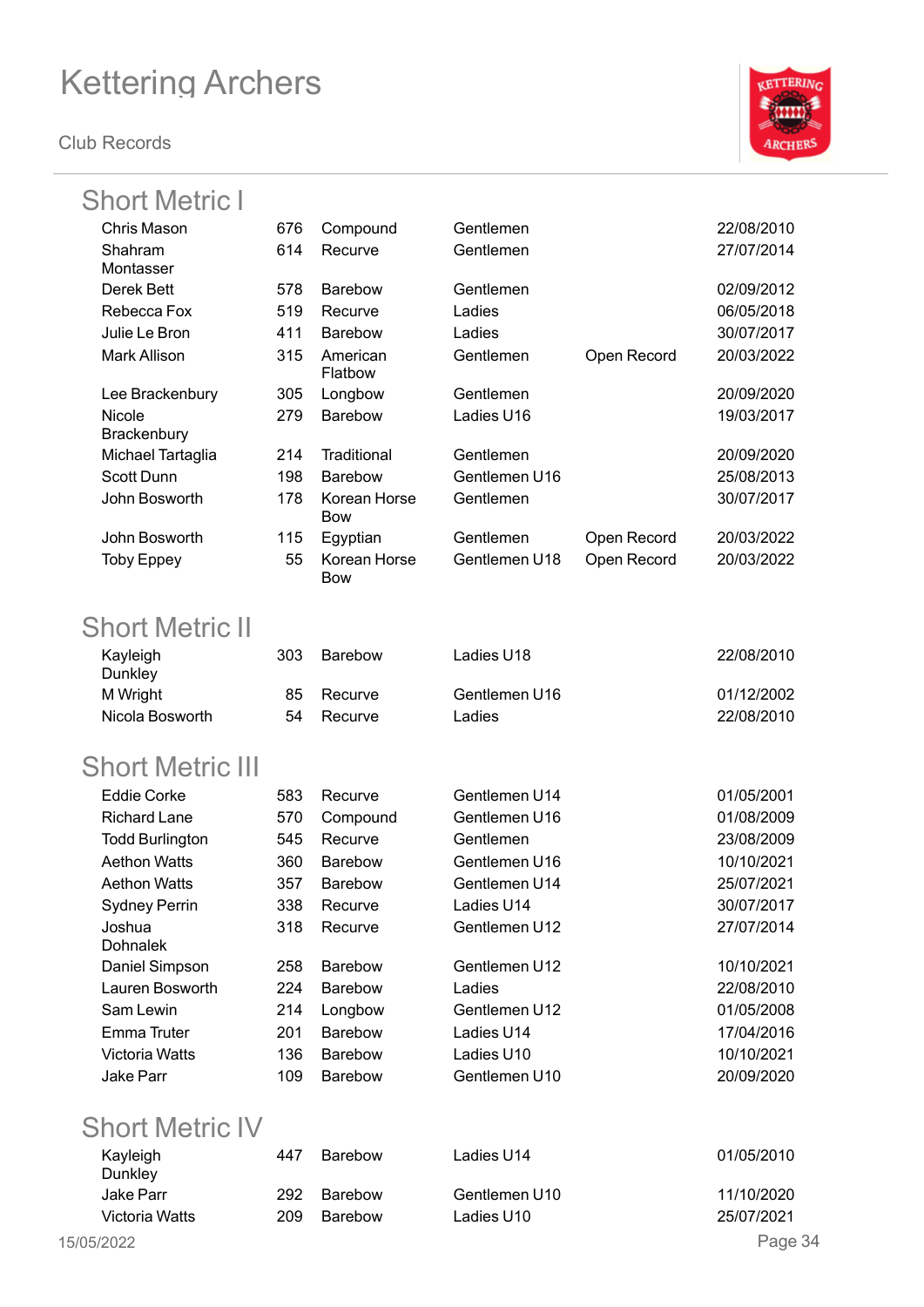# Kettering Archers

Club Records

## Short Metric I

| | | | | | |
|---|---|---|---|---|---|
| Chris Mason | 676 | Compound | Gentlemen | | 22/08/2010 |
| Shahram Montasser | 614 | Recurve | Gentlemen | | 27/07/2014 |
| Derek Bett | 578 | Barebow | Gentlemen | | 02/09/2012 |
| Rebecca Fox | 519 | Recurve | Ladies | | 06/05/2018 |
| Julie Le Bron | 411 | Barebow | Ladies | | 30/07/2017 |
| Mark Allison | 315 | American Flatbow | Gentlemen | Open Record | 20/03/2022 |
| Lee Brackenbury | 305 | Longbow | Gentlemen | | 20/09/2020 |
| Nicole Brackenbury | 279 | Barebow | Ladies U16 | | 19/03/2017 |
| Michael Tartaglia | 214 | Traditional | Gentlemen | | 20/09/2020 |
| Scott Dunn | 198 | Barebow | Gentlemen U16 | | 25/08/2013 |
| John Bosworth | 178 | Korean Horse Bow | Gentlemen | | 30/07/2017 |
| John Bosworth | 115 | Egyptian | Gentlemen | Open Record | 20/03/2022 |
| Toby Eppey | 55 | Korean Horse Bow | Gentlemen U18 | Open Record | 20/03/2022 |

## Short Metric II

| | | | | | |
|---|---|---|---|---|---|
| Kayleigh Dunkley | 303 | Barebow | Ladies U18 | | 22/08/2010 |
| M Wright | 85 | Recurve | Gentlemen U16 | | 01/12/2002 |
| Nicola Bosworth | 54 | Recurve | Ladies | | 22/08/2010 |

## Short Metric III

| | | | | | |
|---|---|---|---|---|---|
| Eddie Corke | 583 | Recurve | Gentlemen U14 | | 01/05/2001 |
| Richard Lane | 570 | Compound | Gentlemen U16 | | 01/08/2009 |
| Todd Burlington | 545 | Recurve | Gentlemen | | 23/08/2009 |
| Aethon Watts | 360 | Barebow | Gentlemen U16 | | 10/10/2021 |
| Aethon Watts | 357 | Barebow | Gentlemen U14 | | 25/07/2021 |
| Sydney Perrin | 338 | Recurve | Ladies U14 | | 30/07/2017 |
| Joshua Dohnalek | 318 | Recurve | Gentlemen U12 | | 27/07/2014 |
| Daniel Simpson | 258 | Barebow | Gentlemen U12 | | 10/10/2021 |
| Lauren Bosworth | 224 | Barebow | Ladies | | 22/08/2010 |
| Sam Lewin | 214 | Longbow | Gentlemen U12 | | 01/05/2008 |
| Emma Truter | 201 | Barebow | Ladies U14 | | 17/04/2016 |
| Victoria Watts | 136 | Barebow | Ladies U10 | | 10/10/2021 |
| Jake Parr | 109 | Barebow | Gentlemen U10 | | 20/09/2020 |

## Short Metric IV

| | | | | | |
|---|---|---|---|---|---|
| Kayleigh Dunkley | 447 | Barebow | Ladies U14 | | 01/05/2010 |
| Jake Parr | 292 | Barebow | Gentlemen U10 | | 11/10/2020 |
| Victoria Watts | 209 | Barebow | Ladies U10 | | 25/07/2021 |

15/05/2022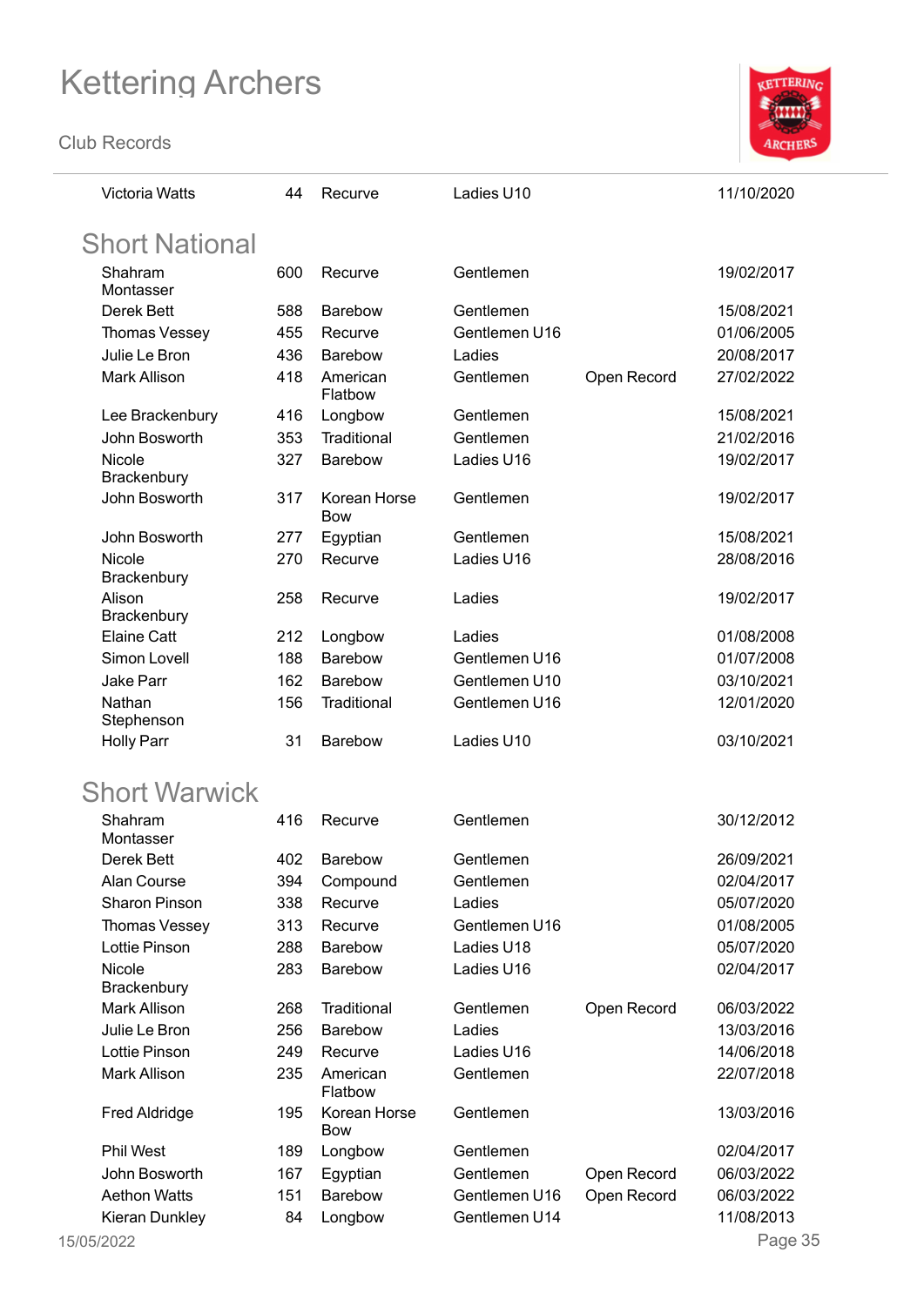| | | | | | |
|---|---|---|---|---|---|
| Victoria Watts | 44 | Recurve | Ladies U10 | | 11/10/2020 |

## Short National

| | | | | | |
|---|---|---|---|---|---|
| Shahram Montasser | 600 | Recurve | Gentlemen | | 19/02/2017 |
| Derek Bett | 588 | Barebow | Gentlemen | | 15/08/2021 |
| Thomas Vessey | 455 | Recurve | Gentlemen U16 | | 01/06/2005 |
| Julie Le Bron | 436 | Barebow | Ladies | | 20/08/2017 |
| Mark Allison | 418 | American Flatbow | Gentlemen | Open Record | 27/02/2022 |
| Lee Brackenbury | 416 | Longbow | Gentlemen | | 15/08/2021 |
| John Bosworth | 353 | Traditional | Gentlemen | | 21/02/2016 |
| Nicole Brackenbury | 327 | Barebow | Ladies U16 | | 19/02/2017 |
| John Bosworth | 317 | Korean Horse Bow | Gentlemen | | 19/02/2017 |
| John Bosworth | 277 | Egyptian | Gentlemen | | 15/08/2021 |
| Nicole Brackenbury | 270 | Recurve | Ladies U16 | | 28/08/2016 |
| Alison Brackenbury | 258 | Recurve | Ladies | | 19/02/2017 |
| Elaine Catt | 212 | Longbow | Ladies | | 01/08/2008 |
| Simon Lovell | 188 | Barebow | Gentlemen U16 | | 01/07/2008 |
| Jake Parr | 162 | Barebow | Gentlemen U10 | | 03/10/2021 |
| Nathan Stephenson | 156 | Traditional | Gentlemen U16 | | 12/01/2020 |
| Holly Parr | 31 | Barebow | Ladies U10 | | 03/10/2021 |

## Short Warwick

| | | | | | |
|---|---|---|---|---|---|
| Shahram Montasser | 416 | Recurve | Gentlemen | | 30/12/2012 |
| Derek Bett | 402 | Barebow | Gentlemen | | 26/09/2021 |
| Alan Course | 394 | Compound | Gentlemen | | 02/04/2017 |
| Sharon Pinson | 338 | Recurve | Ladies | | 05/07/2020 |
| Thomas Vessey | 313 | Recurve | Gentlemen U16 | | 01/08/2005 |
| Lottie Pinson | 288 | Barebow | Ladies U18 | | 05/07/2020 |
| Nicole Brackenbury | 283 | Barebow | Ladies U16 | | 02/04/2017 |
| Mark Allison | 268 | Traditional | Gentlemen | Open Record | 06/03/2022 |
| Julie Le Bron | 256 | Barebow | Ladies | | 13/03/2016 |
| Lottie Pinson | 249 | Recurve | Ladies U16 | | 14/06/2018 |
| Mark Allison | 235 | American Flatbow | Gentlemen | | 22/07/2018 |
| Fred Aldridge | 195 | Korean Horse Bow | Gentlemen | | 13/03/2016 |
| Phil West | 189 | Longbow | Gentlemen | | 02/04/2017 |
| John Bosworth | 167 | Egyptian | Gentlemen | Open Record | 06/03/2022 |
| Aethon Watts | 151 | Barebow | Gentlemen U16 | Open Record | 06/03/2022 |
| Kieran Dunkley | 84 | Longbow | Gentlemen U14 | | 11/08/2013 |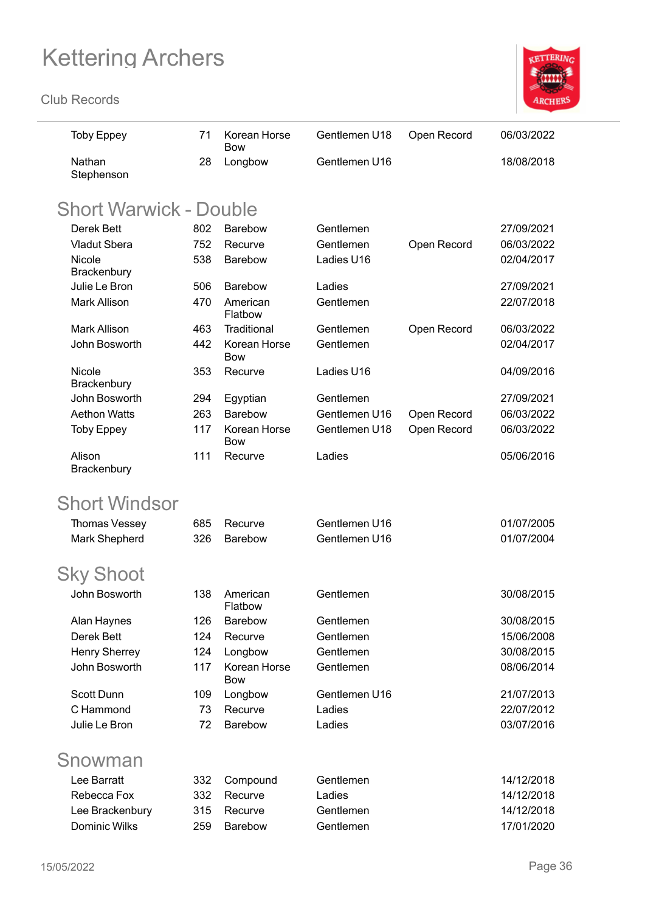| | | | | | |
|---|---|---|---|---|---|
| Toby Eppey | 71 | Korean Horse Bow | Gentlemen U18 | Open Record | 06/03/2022 |
| Nathan Stephenson | 28 | Longbow | Gentlemen U16 | | 18/08/2018 |

## Short Warwick - Double

| | | | | | |
|---|---|---|---|---|---|
| Derek Bett | 802 | Barebow | Gentlemen | | 27/09/2021 |
| Vladut Sbera | 752 | Recurve | Gentlemen | Open Record | 06/03/2022 |
| Nicole Brackenbury | 538 | Barebow | Ladies U16 | | 02/04/2017 |
| Julie Le Bron | 506 | Barebow | Ladies | | 27/09/2021 |
| Mark Allison | 470 | American Flatbow | Gentlemen | | 22/07/2018 |
| Mark Allison | 463 | Traditional | Gentlemen | Open Record | 06/03/2022 |
| John Bosworth | 442 | Korean Horse Bow | Gentlemen | | 02/04/2017 |
| Nicole Brackenbury | 353 | Recurve | Ladies U16 | | 04/09/2016 |
| John Bosworth | 294 | Egyptian | Gentlemen | | 27/09/2021 |
| Aethon Watts | 263 | Barebow | Gentlemen U16 | Open Record | 06/03/2022 |
| Toby Eppey | 117 | Korean Horse Bow | Gentlemen U18 | Open Record | 06/03/2022 |
| Alison Brackenbury | 111 | Recurve | Ladies | | 05/06/2016 |

## Short Windsor

| | | | | | |
|---|---|---|---|---|---|
| Thomas Vessey | 685 | Recurve | Gentlemen U16 | | 01/07/2005 |
| Mark Shepherd | 326 | Barebow | Gentlemen U16 | | 01/07/2004 |

## Sky Shoot

| | | | | | |
|---|---|---|---|---|---|
| John Bosworth | 138 | American Flatbow | Gentlemen | | 30/08/2015 |
| Alan Haynes | 126 | Barebow | Gentlemen | | 30/08/2015 |
| Derek Bett | 124 | Recurve | Gentlemen | | 15/06/2008 |
| Henry Sherrey | 124 | Longbow | Gentlemen | | 30/08/2015 |
| John Bosworth | 117 | Korean Horse Bow | Gentlemen | | 08/06/2014 |
| Scott Dunn | 109 | Longbow | Gentlemen U16 | | 21/07/2013 |
| C Hammond | 73 | Recurve | Ladies | | 22/07/2012 |
| Julie Le Bron | 72 | Barebow | Ladies | | 03/07/2016 |

## Snowman

| | | | | | |
|---|---|---|---|---|---|
| Lee Barratt | 332 | Compound | Gentlemen | | 14/12/2018 |
| Rebecca Fox | 332 | Recurve | Ladies | | 14/12/2018 |
| Lee Brackenbury | 315 | Recurve | Gentlemen | | 14/12/2018 |
| Dominic Wilks | 259 | Barebow | Gentlemen | | 17/01/2020 |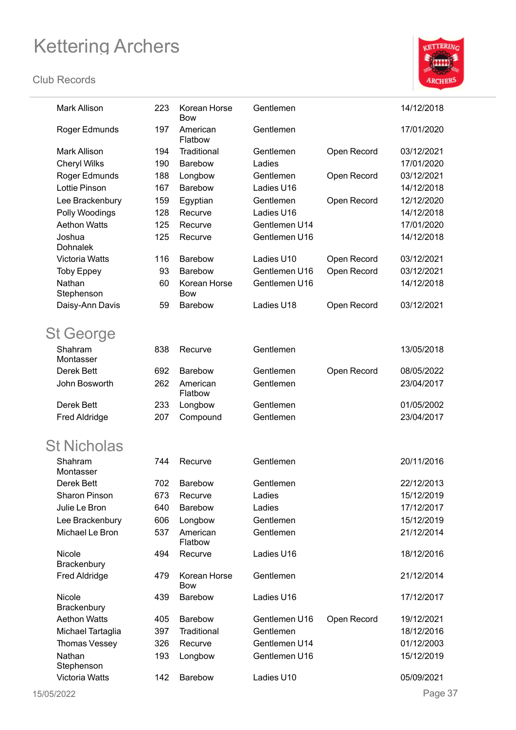| | | | | | |
|---|---|---|---|---|---|
| Mark Allison | 223 | Korean Horse Bow | Gentlemen | | 14/12/2018 |
| Roger Edmunds | 197 | American Flatbow | Gentlemen | | 17/01/2020 |
| Mark Allison | 194 | Traditional | Gentlemen | Open Record | 03/12/2021 |
| Cheryl Wilks | 190 | Barebow | Ladies | | 17/01/2020 |
| Roger Edmunds | 188 | Longbow | Gentlemen | Open Record | 03/12/2021 |
| Lottie Pinson | 167 | Barebow | Ladies U16 | | 14/12/2018 |
| Lee Brackenbury | 159 | Egyptian | Gentlemen | Open Record | 12/12/2020 |
| Polly Woodings | 128 | Recurve | Ladies U16 | | 14/12/2018 |
| Aethon Watts | 125 | Recurve | Gentlemen U14 | | 17/01/2020 |
| Joshua Dohnalek | 125 | Recurve | Gentlemen U16 | | 14/12/2018 |
| Victoria Watts | 116 | Barebow | Ladies U10 | Open Record | 03/12/2021 |
| Toby Eppey | 93 | Barebow | Gentlemen U16 | Open Record | 03/12/2021 |
| Nathan Stephenson | 60 | Korean Horse Bow | Gentlemen U16 | | 14/12/2018 |
| Daisy-Ann Davis | 59 | Barebow | Ladies U18 | Open Record | 03/12/2021 |

## St George

| | | | | | |
|---|---|---|---|---|---|
| Shahram Montasser | 838 | Recurve | Gentlemen | | 13/05/2018 |
| Derek Bett | 692 | Barebow | Gentlemen | Open Record | 08/05/2022 |
| John Bosworth | 262 | American Flatbow | Gentlemen | | 23/04/2017 |
| Derek Bett | 233 | Longbow | Gentlemen | | 01/05/2002 |
| Fred Aldridge | 207 | Compound | Gentlemen | | 23/04/2017 |

## St Nicholas

| | | | | | |
|---|---|---|---|---|---|
| Shahram Montasser | 744 | Recurve | Gentlemen | | 20/11/2016 |
| Derek Bett | 702 | Barebow | Gentlemen | | 22/12/2013 |
| Sharon Pinson | 673 | Recurve | Ladies | | 15/12/2019 |
| Julie Le Bron | 640 | Barebow | Ladies | | 17/12/2017 |
| Lee Brackenbury | 606 | Longbow | Gentlemen | | 15/12/2019 |
| Michael Le Bron | 537 | American Flatbow | Gentlemen | | 21/12/2014 |
| Nicole Brackenbury | 494 | Recurve | Ladies U16 | | 18/12/2016 |
| Fred Aldridge | 479 | Korean Horse Bow | Gentlemen | | 21/12/2014 |
| Nicole Brackenbury | 439 | Barebow | Ladies U16 | | 17/12/2017 |
| Aethon Watts | 405 | Barebow | Gentlemen U16 | Open Record | 19/12/2021 |
| Michael Tartaglia | 397 | Traditional | Gentlemen | | 18/12/2016 |
| Thomas Vessey | 326 | Recurve | Gentlemen U14 | | 01/12/2003 |
| Nathan Stephenson | 193 | Longbow | Gentlemen U16 | | 15/12/2019 |
| Victoria Watts | 142 | Barebow | Ladies U10 | | 05/09/2021 |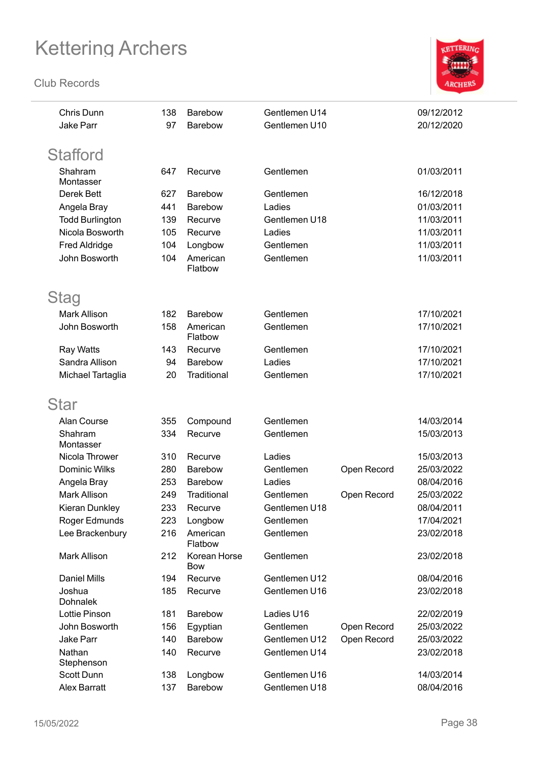| | | | | | |
|---|---|---|---|---|---|
| Chris Dunn | 138 | Barebow | Gentlemen U14 | | 09/12/2012 |
| Jake Parr | 97 | Barebow | Gentlemen U10 | | 20/12/2020 |

## Stafford

| | | | | | |
|---|---|---|---|---|---|
| Shahram Montasser | 647 | Recurve | Gentlemen | | 01/03/2011 |
| Derek Bett | 627 | Barebow | Gentlemen | | 16/12/2018 |
| Angela Bray | 441 | Barebow | Ladies | | 01/03/2011 |
| Todd Burlington | 139 | Recurve | Gentlemen U18 | | 11/03/2011 |
| Nicola Bosworth | 105 | Recurve | Ladies | | 11/03/2011 |
| Fred Aldridge | 104 | Longbow | Gentlemen | | 11/03/2011 |
| John Bosworth | 104 | American Flatbow | Gentlemen | | 11/03/2011 |

## Stag

| | | | | | |
|---|---|---|---|---|---|
| Mark Allison | 182 | Barebow | Gentlemen | | 17/10/2021 |
| John Bosworth | 158 | American Flatbow | Gentlemen | | 17/10/2021 |
| Ray Watts | 143 | Recurve | Gentlemen | | 17/10/2021 |
| Sandra Allison | 94 | Barebow | Ladies | | 17/10/2021 |
| Michael Tartaglia | 20 | Traditional | Gentlemen | | 17/10/2021 |

## Star

| | | | | | |
|---|---|---|---|---|---|
| Alan Course | 355 | Compound | Gentlemen | | 14/03/2014 |
| Shahram Montasser | 334 | Recurve | Gentlemen | | 15/03/2013 |
| Nicola Thrower | 310 | Recurve | Ladies | | 15/03/2013 |
| Dominic Wilks | 280 | Barebow | Gentlemen | Open Record | 25/03/2022 |
| Angela Bray | 253 | Barebow | Ladies | | 08/04/2016 |
| Mark Allison | 249 | Traditional | Gentlemen | Open Record | 25/03/2022 |
| Kieran Dunkley | 233 | Recurve | Gentlemen U18 | | 08/04/2011 |
| Roger Edmunds | 223 | Longbow | Gentlemen | | 17/04/2021 |
| Lee Brackenbury | 216 | American Flatbow | Gentlemen | | 23/02/2018 |
| Mark Allison | 212 | Korean Horse Bow | Gentlemen | | 23/02/2018 |
| Daniel Mills | 194 | Recurve | Gentlemen U12 | | 08/04/2016 |
| Joshua Dohnalek | 185 | Recurve | Gentlemen U16 | | 23/02/2018 |
| Lottie Pinson | 181 | Barebow | Ladies U16 | | 22/02/2019 |
| John Bosworth | 156 | Egyptian | Gentlemen | Open Record | 25/03/2022 |
| Jake Parr | 140 | Barebow | Gentlemen U12 | Open Record | 25/03/2022 |
| Nathan Stephenson | 140 | Recurve | Gentlemen U14 | | 23/02/2018 |
| Scott Dunn | 138 | Longbow | Gentlemen U16 | | 14/03/2014 |
| Alex Barratt | 137 | Barebow | Gentlemen U18 | | 08/04/2016 |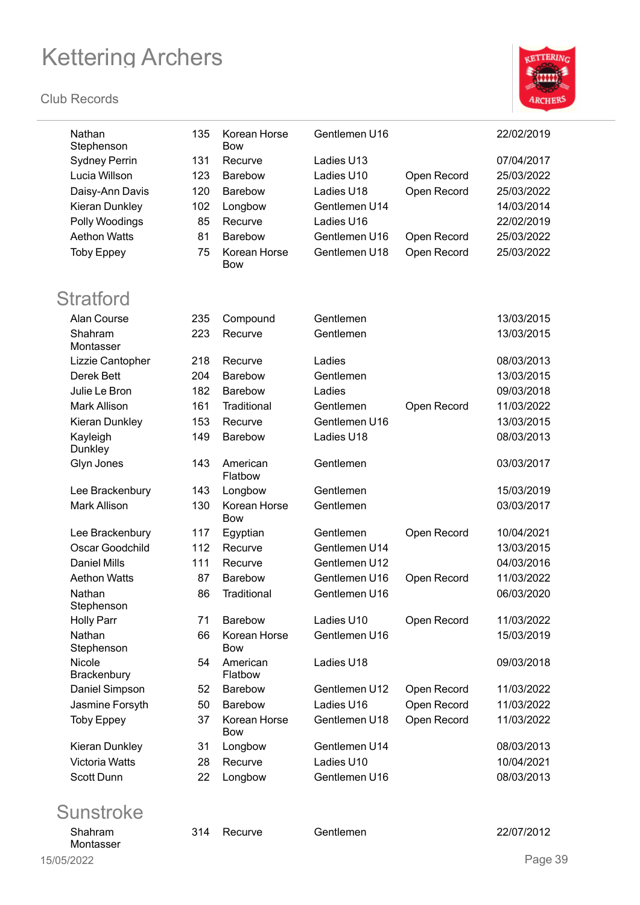| | | | | | |
|---|---|---|---|---|---|
| Nathan Stephenson | 135 | Korean Horse Bow | Gentlemen U16 | | 22/02/2019 |
| Sydney Perrin | 131 | Recurve | Ladies U13 | | 07/04/2017 |
| Lucia Willson | 123 | Barebow | Ladies U10 | Open Record | 25/03/2022 |
| Daisy-Ann Davis | 120 | Barebow | Ladies U18 | Open Record | 25/03/2022 |
| Kieran Dunkley | 102 | Longbow | Gentlemen U14 | | 14/03/2014 |
| Polly Woodings | 85 | Recurve | Ladies U16 | | 22/02/2019 |
| Aethon Watts | 81 | Barebow | Gentlemen U16 | Open Record | 25/03/2022 |
| Toby Eppey | 75 | Korean Horse Bow | Gentlemen U18 | Open Record | 25/03/2022 |

## Stratford

| | | | | | |
|---|---|---|---|---|---|
| Alan Course | 235 | Compound | Gentlemen | | 13/03/2015 |
| Shahram Montasser | 223 | Recurve | Gentlemen | | 13/03/2015 |
| Lizzie Cantopher | 218 | Recurve | Ladies | | 08/03/2013 |
| Derek Bett | 204 | Barebow | Gentlemen | | 13/03/2015 |
| Julie Le Bron | 182 | Barebow | Ladies | | 09/03/2018 |
| Mark Allison | 161 | Traditional | Gentlemen | Open Record | 11/03/2022 |
| Kieran Dunkley | 153 | Recurve | Gentlemen U16 | | 13/03/2015 |
| Kayleigh Dunkley | 149 | Barebow | Ladies U18 | | 08/03/2013 |
| Glyn Jones | 143 | American Flatbow | Gentlemen | | 03/03/2017 |
| Lee Brackenbury | 143 | Longbow | Gentlemen | | 15/03/2019 |
| Mark Allison | 130 | Korean Horse Bow | Gentlemen | | 03/03/2017 |
| Lee Brackenbury | 117 | Egyptian | Gentlemen | Open Record | 10/04/2021 |
| Oscar Goodchild | 112 | Recurve | Gentlemen U14 | | 13/03/2015 |
| Daniel Mills | 111 | Recurve | Gentlemen U12 | | 04/03/2016 |
| Aethon Watts | 87 | Barebow | Gentlemen U16 | Open Record | 11/03/2022 |
| Nathan Stephenson | 86 | Traditional | Gentlemen U16 | | 06/03/2020 |
| Holly Parr | 71 | Barebow | Ladies U10 | Open Record | 11/03/2022 |
| Nathan Stephenson | 66 | Korean Horse Bow | Gentlemen U16 | | 15/03/2019 |
| Nicole Brackenbury | 54 | American Flatbow | Ladies U18 | | 09/03/2018 |
| Daniel Simpson | 52 | Barebow | Gentlemen U12 | Open Record | 11/03/2022 |
| Jasmine Forsyth | 50 | Barebow | Ladies U16 | Open Record | 11/03/2022 |
| Toby Eppey | 37 | Korean Horse Bow | Gentlemen U18 | Open Record | 11/03/2022 |
| Kieran Dunkley | 31 | Longbow | Gentlemen U14 | | 08/03/2013 |
| Victoria Watts | 28 | Recurve | Ladies U10 | | 10/04/2021 |
| Scott Dunn | 22 | Longbow | Gentlemen U16 | | 08/03/2013 |

## Sunstroke

| | | | | | |
|---|---|---|---|---|---|
| Shahram Montasser | 314 | Recurve | Gentlemen | | 22/07/2012 |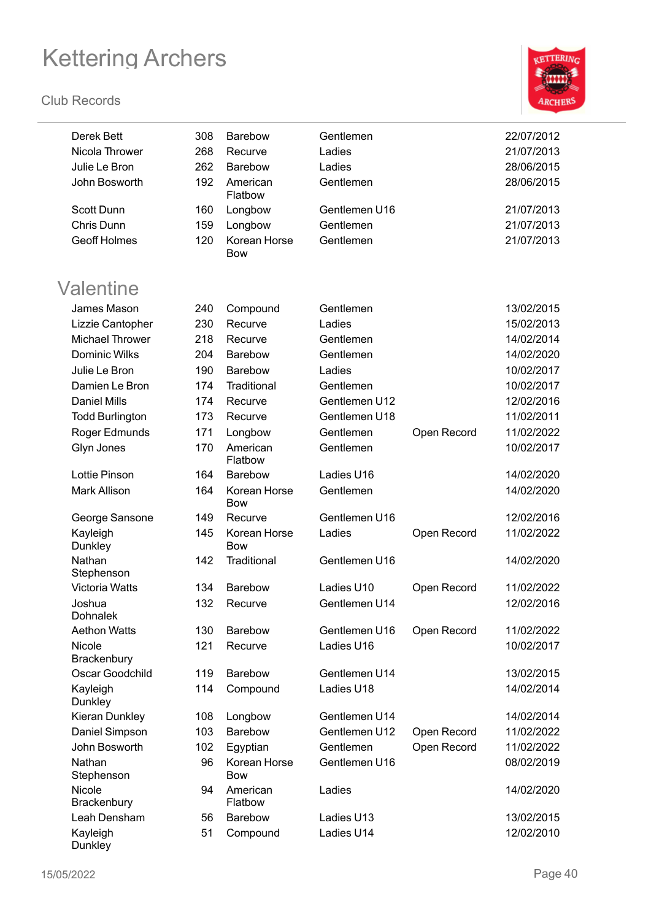| | | | | | |
|---|---|---|---|---|---|
| Derek Bett | 308 | Barebow | Gentlemen | | 22/07/2012 |
| Nicola Thrower | 268 | Recurve | Ladies | | 21/07/2013 |
| Julie Le Bron | 262 | Barebow | Ladies | | 28/06/2015 |
| John Bosworth | 192 | American Flatbow | Gentlemen | | 28/06/2015 |
| Scott Dunn | 160 | Longbow | Gentlemen U16 | | 21/07/2013 |
| Chris Dunn | 159 | Longbow | Gentlemen | | 21/07/2013 |
| Geoff Holmes | 120 | Korean Horse Bow | Gentlemen | | 21/07/2013 |

## Valentine

| | | | | | |
|---|---|---|---|---|---|
| James Mason | 240 | Compound | Gentlemen | | 13/02/2015 |
| Lizzie Cantopher | 230 | Recurve | Ladies | | 15/02/2013 |
| Michael Thrower | 218 | Recurve | Gentlemen | | 14/02/2014 |
| Dominic Wilks | 204 | Barebow | Gentlemen | | 14/02/2020 |
| Julie Le Bron | 190 | Barebow | Ladies | | 10/02/2017 |
| Damien Le Bron | 174 | Traditional | Gentlemen | | 10/02/2017 |
| Daniel Mills | 174 | Recurve | Gentlemen U12 | | 12/02/2016 |
| Todd Burlington | 173 | Recurve | Gentlemen U18 | | 11/02/2011 |
| Roger Edmunds | 171 | Longbow | Gentlemen | Open Record | 11/02/2022 |
| Glyn Jones | 170 | American Flatbow | Gentlemen | | 10/02/2017 |
| Lottie Pinson | 164 | Barebow | Ladies U16 | | 14/02/2020 |
| Mark Allison | 164 | Korean Horse Bow | Gentlemen | | 14/02/2020 |
| George Sansone | 149 | Recurve | Gentlemen U16 | | 12/02/2016 |
| Kayleigh Dunkley | 145 | Korean Horse Bow | Ladies | Open Record | 11/02/2022 |
| Nathan Stephenson | 142 | Traditional | Gentlemen U16 | | 14/02/2020 |
| Victoria Watts | 134 | Barebow | Ladies U10 | Open Record | 11/02/2022 |
| Joshua Dohnalek | 132 | Recurve | Gentlemen U14 | | 12/02/2016 |
| Aethon Watts | 130 | Barebow | Gentlemen U16 | Open Record | 11/02/2022 |
| Nicole Brackenbury | 121 | Recurve | Ladies U16 | | 10/02/2017 |
| Oscar Goodchild | 119 | Barebow | Gentlemen U14 | | 13/02/2015 |
| Kayleigh Dunkley | 114 | Compound | Ladies U18 | | 14/02/2014 |
| Kieran Dunkley | 108 | Longbow | Gentlemen U14 | | 14/02/2014 |
| Daniel Simpson | 103 | Barebow | Gentlemen U12 | Open Record | 11/02/2022 |
| John Bosworth | 102 | Egyptian | Gentlemen | Open Record | 11/02/2022 |
| Nathan Stephenson | 96 | Korean Horse Bow | Gentlemen U16 | | 08/02/2019 |
| Nicole Brackenbury | 94 | American Flatbow | Ladies | | 14/02/2020 |
| Leah Densham | 56 | Barebow | Ladies U13 | | 13/02/2015 |
| Kayleigh Dunkley | 51 | Compound | Ladies U14 | | 12/02/2010 |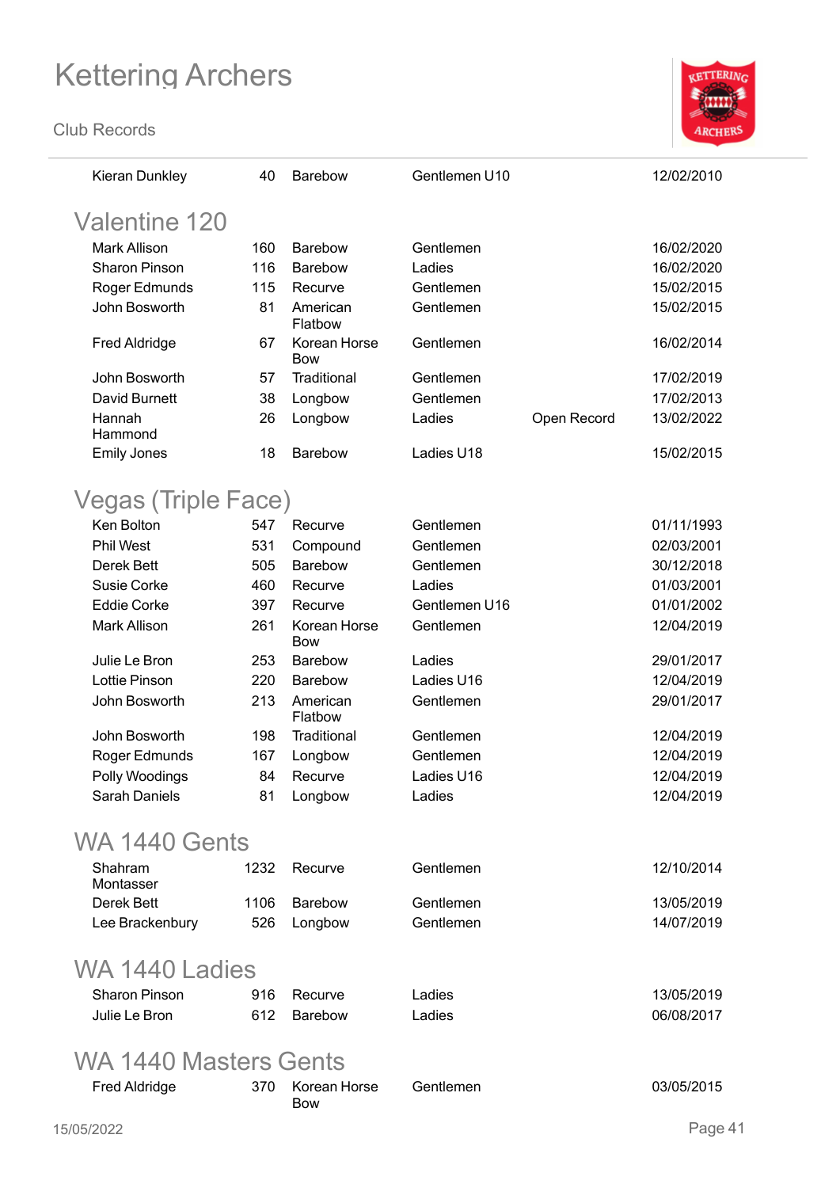| | | | | | |
|---|---|---|---|---|---|
| Kieran Dunkley | 40 | Barebow | Gentlemen U10 | | 12/02/2010 |

## Valentine 120

| | | | | | |
|---|---|---|---|---|---|
| Mark Allison | 160 | Barebow | Gentlemen | | 16/02/2020 |
| Sharon Pinson | 116 | Barebow | Ladies | | 16/02/2020 |
| Roger Edmunds | 115 | Recurve | Gentlemen | | 15/02/2015 |
| John Bosworth | 81 | American Flatbow | Gentlemen | | 15/02/2015 |
| Fred Aldridge | 67 | Korean Horse Bow | Gentlemen | | 16/02/2014 |
| John Bosworth | 57 | Traditional | Gentlemen | | 17/02/2019 |
| David Burnett | 38 | Longbow | Gentlemen | | 17/02/2013 |
| Hannah Hammond | 26 | Longbow | Ladies | Open Record | 13/02/2022 |
| Emily Jones | 18 | Barebow | Ladies U18 | | 15/02/2015 |

## Vegas (Triple Face)

| | | | | | |
|---|---|---|---|---|---|
| Ken Bolton | 547 | Recurve | Gentlemen | | 01/11/1993 |
| Phil West | 531 | Compound | Gentlemen | | 02/03/2001 |
| Derek Bett | 505 | Barebow | Gentlemen | | 30/12/2018 |
| Susie Corke | 460 | Recurve | Ladies | | 01/03/2001 |
| Eddie Corke | 397 | Recurve | Gentlemen U16 | | 01/01/2002 |
| Mark Allison | 261 | Korean Horse Bow | Gentlemen | | 12/04/2019 |
| Julie Le Bron | 253 | Barebow | Ladies | | 29/01/2017 |
| Lottie Pinson | 220 | Barebow | Ladies U16 | | 12/04/2019 |
| John Bosworth | 213 | American Flatbow | Gentlemen | | 29/01/2017 |
| John Bosworth | 198 | Traditional | Gentlemen | | 12/04/2019 |
| Roger Edmunds | 167 | Longbow | Gentlemen | | 12/04/2019 |
| Polly Woodings | 84 | Recurve | Ladies U16 | | 12/04/2019 |
| Sarah Daniels | 81 | Longbow | Ladies | | 12/04/2019 |

## WA 1440 Gents

| | | | | | |
|---|---|---|---|---|---|
| Shahram Montasser | 1232 | Recurve | Gentlemen | | 12/10/2014 |
| Derek Bett | 1106 | Barebow | Gentlemen | | 13/05/2019 |
| Lee Brackenbury | 526 | Longbow | Gentlemen | | 14/07/2019 |

## WA 1440 Ladies

| | | | | | |
|---|---|---|---|---|---|
| Sharon Pinson | 916 | Recurve | Ladies | | 13/05/2019 |
| Julie Le Bron | 612 | Barebow | Ladies | | 06/08/2017 |

## WA 1440 Masters Gents

| | | | | | |
|---|---|---|---|---|---|
| Fred Aldridge | 370 | Korean Horse Bow | Gentlemen | | 03/05/2015 |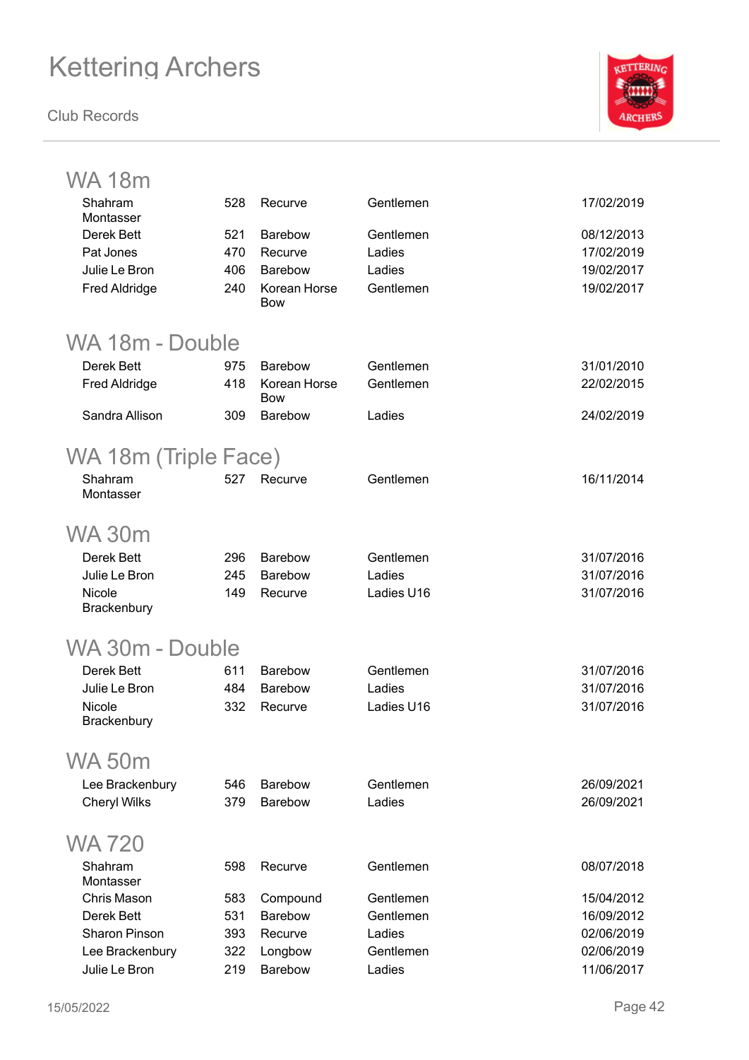## WA 18m

| | | | | |
|---|---|---|---|---|
| Shahram Montasser | 528 | Recurve | Gentlemen | 17/02/2019 |
| Derek Bett | 521 | Barebow | Gentlemen | 08/12/2013 |
| Pat Jones | 470 | Recurve | Ladies | 17/02/2019 |
| Julie Le Bron | 406 | Barebow | Ladies | 19/02/2017 |
| Fred Aldridge | 240 | Korean Horse Bow | Gentlemen | 19/02/2017 |

## WA 18m - Double

| | | | | |
|---|---|---|---|---|
| Derek Bett | 975 | Barebow | Gentlemen | 31/01/2010 |
| Fred Aldridge | 418 | Korean Horse Bow | Gentlemen | 22/02/2015 |
| Sandra Allison | 309 | Barebow | Ladies | 24/02/2019 |

## WA 18m (Triple Face)

| | | | | |
|---|---|---|---|---|
| Shahram Montasser | 527 | Recurve | Gentlemen | 16/11/2014 |

## WA 30m

| | | | | |
|---|---|---|---|---|
| Derek Bett | 296 | Barebow | Gentlemen | 31/07/2016 |
| Julie Le Bron | 245 | Barebow | Ladies | 31/07/2016 |
| Nicole Brackenbury | 149 | Recurve | Ladies U16 | 31/07/2016 |

## WA 30m - Double

| | | | | |
|---|---|---|---|---|
| Derek Bett | 611 | Barebow | Gentlemen | 31/07/2016 |
| Julie Le Bron | 484 | Barebow | Ladies | 31/07/2016 |
| Nicole Brackenbury | 332 | Recurve | Ladies U16 | 31/07/2016 |

## WA 50m

| | | | | |
|---|---|---|---|---|
| Lee Brackenbury | 546 | Barebow | Gentlemen | 26/09/2021 |
| Cheryl Wilks | 379 | Barebow | Ladies | 26/09/2021 |

## WA 720

| | | | | |
|---|---|---|---|---|
| Shahram Montasser | 598 | Recurve | Gentlemen | 08/07/2018 |
| Chris Mason | 583 | Compound | Gentlemen | 15/04/2012 |
| Derek Bett | 531 | Barebow | Gentlemen | 16/09/2012 |
| Sharon Pinson | 393 | Recurve | Ladies | 02/06/2019 |
| Lee Brackenbury | 322 | Longbow | Gentlemen | 02/06/2019 |
| Julie Le Bron | 219 | Barebow | Ladies | 11/06/2017 |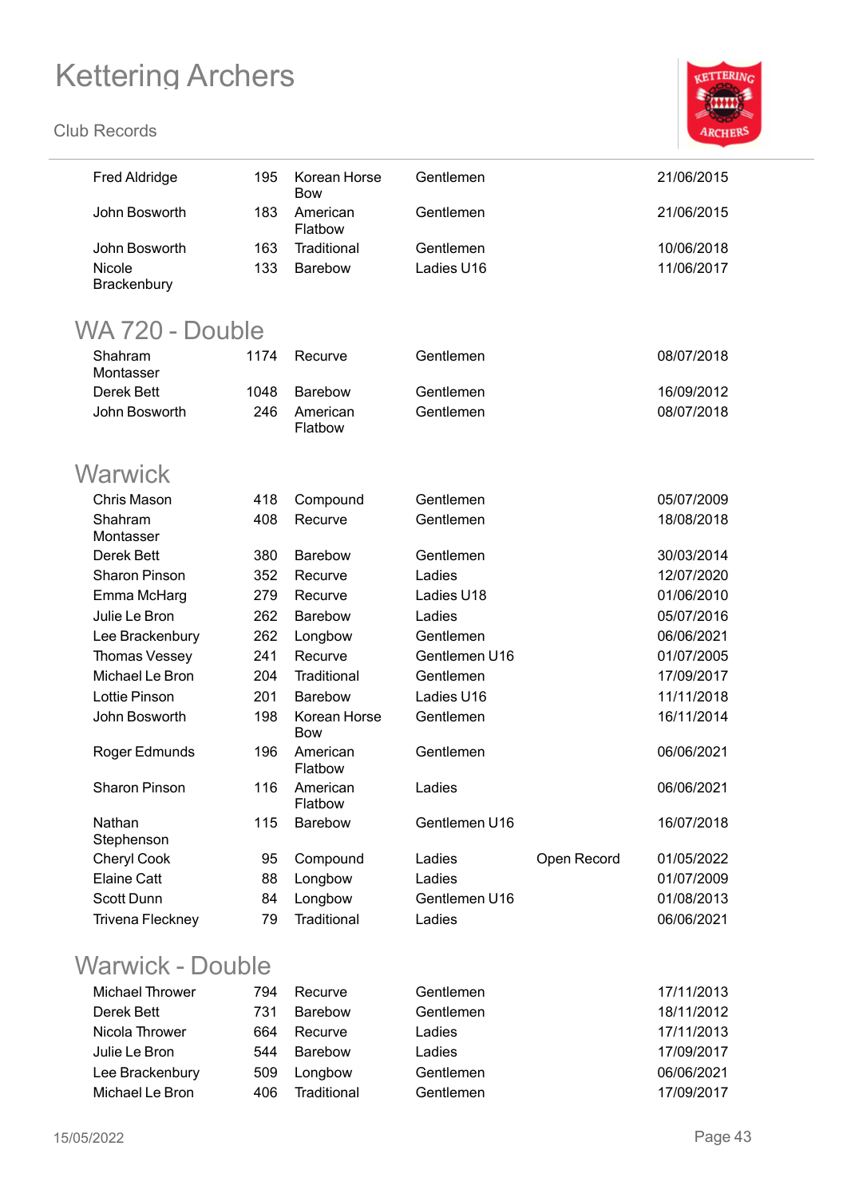| | | | | | |
|---|---|---|---|---|---|
| Fred Aldridge | 195 | Korean Horse Bow | Gentlemen | | 21/06/2015 |
| John Bosworth | 183 | American Flatbow | Gentlemen | | 21/06/2015 |
| John Bosworth | 163 | Traditional | Gentlemen | | 10/06/2018 |
| Nicole Brackenbury | 133 | Barebow | Ladies U16 | | 11/06/2017 |

## WA 720 - Double

| | | | | | |
|---|---|---|---|---|---|
| Shahram Montasser | 1174 | Recurve | Gentlemen | | 08/07/2018 |
| Derek Bett | 1048 | Barebow | Gentlemen | | 16/09/2012 |
| John Bosworth | 246 | American Flatbow | Gentlemen | | 08/07/2018 |

## Warwick

| | | | | | |
|---|---|---|---|---|---|
| Chris Mason | 418 | Compound | Gentlemen | | 05/07/2009 |
| Shahram Montasser | 408 | Recurve | Gentlemen | | 18/08/2018 |
| Derek Bett | 380 | Barebow | Gentlemen | | 30/03/2014 |
| Sharon Pinson | 352 | Recurve | Ladies | | 12/07/2020 |
| Emma McHarg | 279 | Recurve | Ladies U18 | | 01/06/2010 |
| Julie Le Bron | 262 | Barebow | Ladies | | 05/07/2016 |
| Lee Brackenbury | 262 | Longbow | Gentlemen | | 06/06/2021 |
| Thomas Vessey | 241 | Recurve | Gentlemen U16 | | 01/07/2005 |
| Michael Le Bron | 204 | Traditional | Gentlemen | | 17/09/2017 |
| Lottie Pinson | 201 | Barebow | Ladies U16 | | 11/11/2018 |
| John Bosworth | 198 | Korean Horse Bow | Gentlemen | | 16/11/2014 |
| Roger Edmunds | 196 | American Flatbow | Gentlemen | | 06/06/2021 |
| Sharon Pinson | 116 | American Flatbow | Ladies | | 06/06/2021 |
| Nathan Stephenson | 115 | Barebow | Gentlemen U16 | | 16/07/2018 |
| Cheryl Cook | 95 | Compound | Ladies | Open Record | 01/05/2022 |
| Elaine Catt | 88 | Longbow | Ladies | | 01/07/2009 |
| Scott Dunn | 84 | Longbow | Gentlemen U16 | | 01/08/2013 |
| Trivena Fleckney | 79 | Traditional | Ladies | | 06/06/2021 |

## Warwick - Double

| | | | | | |
|---|---|---|---|---|---|
| Michael Thrower | 794 | Recurve | Gentlemen | | 17/11/2013 |
| Derek Bett | 731 | Barebow | Gentlemen | | 18/11/2012 |
| Nicola Thrower | 664 | Recurve | Ladies | | 17/11/2013 |
| Julie Le Bron | 544 | Barebow | Ladies | | 17/09/2017 |
| Lee Brackenbury | 509 | Longbow | Gentlemen | | 06/06/2021 |
| Michael Le Bron | 406 | Traditional | Gentlemen | | 17/09/2017 |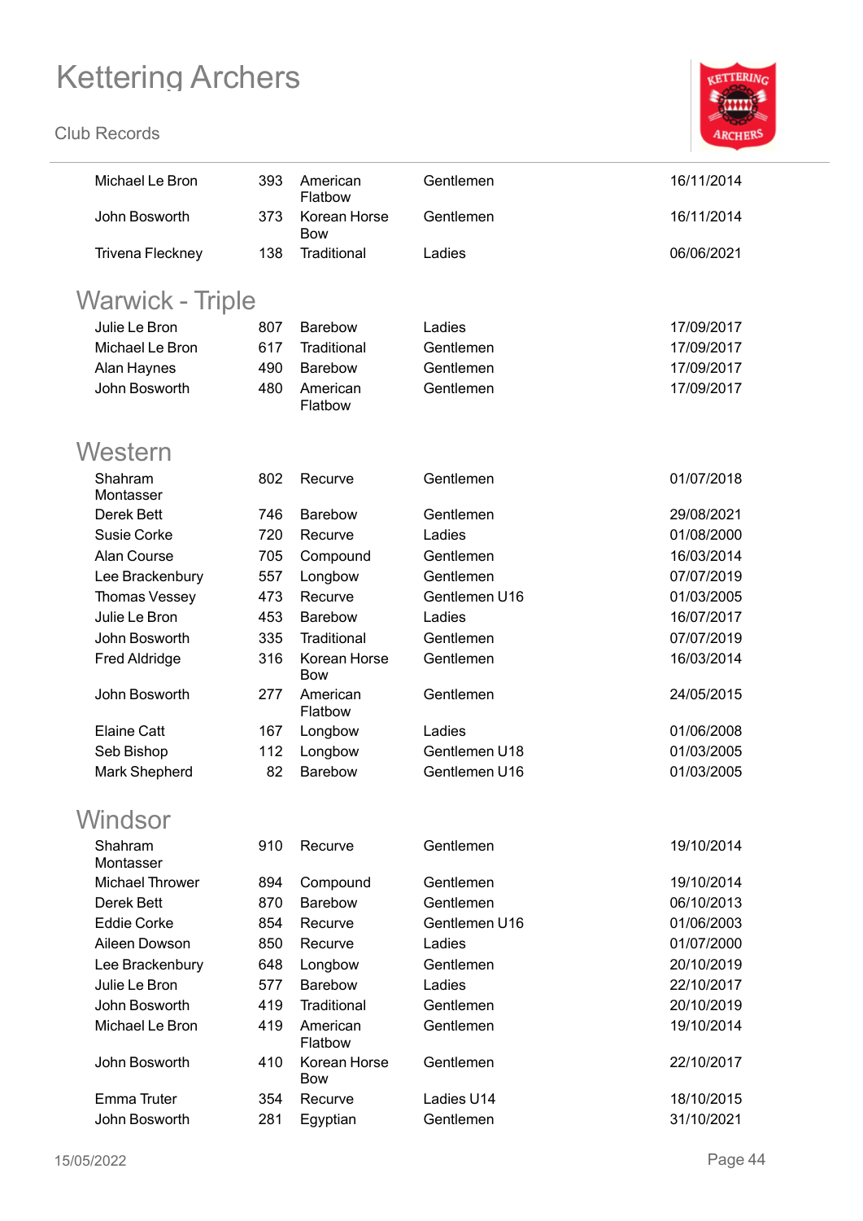| | | | | |
|---|---|---|---|---|
| Michael Le Bron | 393 | American Flatbow | Gentlemen | 16/11/2014 |
| John Bosworth | 373 | Korean Horse Bow | Gentlemen | 16/11/2014 |
| Trivena Fleckney | 138 | Traditional | Ladies | 06/06/2021 |

## Warwick - Triple

| | | | | |
|---|---|---|---|---|
| Julie Le Bron | 807 | Barebow | Ladies | 17/09/2017 |
| Michael Le Bron | 617 | Traditional | Gentlemen | 17/09/2017 |
| Alan Haynes | 490 | Barebow | Gentlemen | 17/09/2017 |
| John Bosworth | 480 | American Flatbow | Gentlemen | 17/09/2017 |

## Western

| | | | | |
|---|---|---|---|---|
| Shahram Montasser | 802 | Recurve | Gentlemen | 01/07/2018 |
| Derek Bett | 746 | Barebow | Gentlemen | 29/08/2021 |
| Susie Corke | 720 | Recurve | Ladies | 01/08/2000 |
| Alan Course | 705 | Compound | Gentlemen | 16/03/2014 |
| Lee Brackenbury | 557 | Longbow | Gentlemen | 07/07/2019 |
| Thomas Vessey | 473 | Recurve | Gentlemen U16 | 01/03/2005 |
| Julie Le Bron | 453 | Barebow | Ladies | 16/07/2017 |
| John Bosworth | 335 | Traditional | Gentlemen | 07/07/2019 |
| Fred Aldridge | 316 | Korean Horse Bow | Gentlemen | 16/03/2014 |
| John Bosworth | 277 | American Flatbow | Gentlemen | 24/05/2015 |
| Elaine Catt | 167 | Longbow | Ladies | 01/06/2008 |
| Seb Bishop | 112 | Longbow | Gentlemen U18 | 01/03/2005 |
| Mark Shepherd | 82 | Barebow | Gentlemen U16 | 01/03/2005 |

## Windsor

| | | | | |
|---|---|---|---|---|
| Shahram Montasser | 910 | Recurve | Gentlemen | 19/10/2014 |
| Michael Thrower | 894 | Compound | Gentlemen | 19/10/2014 |
| Derek Bett | 870 | Barebow | Gentlemen | 06/10/2013 |
| Eddie Corke | 854 | Recurve | Gentlemen U16 | 01/06/2003 |
| Aileen Dowson | 850 | Recurve | Ladies | 01/07/2000 |
| Lee Brackenbury | 648 | Longbow | Gentlemen | 20/10/2019 |
| Julie Le Bron | 577 | Barebow | Ladies | 22/10/2017 |
| John Bosworth | 419 | Traditional | Gentlemen | 20/10/2019 |
| Michael Le Bron | 419 | American Flatbow | Gentlemen | 19/10/2014 |
| John Bosworth | 410 | Korean Horse Bow | Gentlemen | 22/10/2017 |
| Emma Truter | 354 | Recurve | Ladies U14 | 18/10/2015 |
| John Bosworth | 281 | Egyptian | Gentlemen | 31/10/2021 |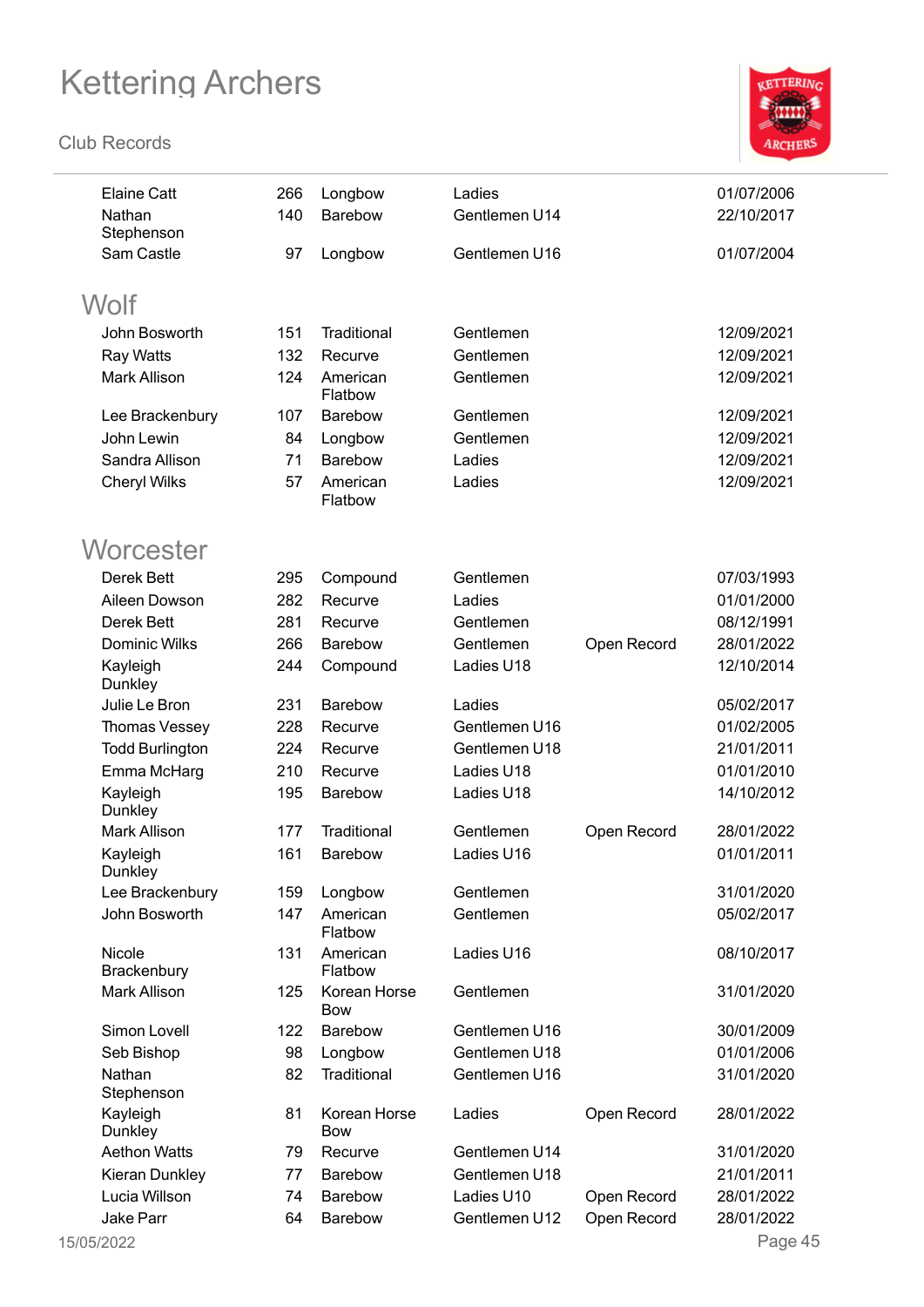| | | | | | |
|---|---|---|---|---|---|
| Elaine Catt | 266 | Longbow | Ladies | | 01/07/2006 |
| Nathan Stephenson | 140 | Barebow | Gentlemen U14 | | 22/10/2017 |
| Sam Castle | 97 | Longbow | Gentlemen U16 | | 01/07/2004 |

## Wolf

| | | | | | |
|---|---|---|---|---|---|
| John Bosworth | 151 | Traditional | Gentlemen | | 12/09/2021 |
| Ray Watts | 132 | Recurve | Gentlemen | | 12/09/2021 |
| Mark Allison | 124 | American Flatbow | Gentlemen | | 12/09/2021 |
| Lee Brackenbury | 107 | Barebow | Gentlemen | | 12/09/2021 |
| John Lewin | 84 | Longbow | Gentlemen | | 12/09/2021 |
| Sandra Allison | 71 | Barebow | Ladies | | 12/09/2021 |
| Cheryl Wilks | 57 | American Flatbow | Ladies | | 12/09/2021 |

## Worcester

| | | | | | |
|---|---|---|---|---|---|
| Derek Bett | 295 | Compound | Gentlemen | | 07/03/1993 |
| Aileen Dowson | 282 | Recurve | Ladies | | 01/01/2000 |
| Derek Bett | 281 | Recurve | Gentlemen | | 08/12/1991 |
| Dominic Wilks | 266 | Barebow | Gentlemen | Open Record | 28/01/2022 |
| Kayleigh Dunkley | 244 | Compound | Ladies U18 | | 12/10/2014 |
| Julie Le Bron | 231 | Barebow | Ladies | | 05/02/2017 |
| Thomas Vessey | 228 | Recurve | Gentlemen U16 | | 01/02/2005 |
| Todd Burlington | 224 | Recurve | Gentlemen U18 | | 21/01/2011 |
| Emma McHarg | 210 | Recurve | Ladies U18 | | 01/01/2010 |
| Kayleigh Dunkley | 195 | Barebow | Ladies U18 | | 14/10/2012 |
| Mark Allison | 177 | Traditional | Gentlemen | Open Record | 28/01/2022 |
| Kayleigh Dunkley | 161 | Barebow | Ladies U16 | | 01/01/2011 |
| Lee Brackenbury | 159 | Longbow | Gentlemen | | 31/01/2020 |
| John Bosworth | 147 | American Flatbow | Gentlemen | | 05/02/2017 |
| Nicole Brackenbury | 131 | American Flatbow | Ladies U16 | | 08/10/2017 |
| Mark Allison | 125 | Korean Horse Bow | Gentlemen | | 31/01/2020 |
| Simon Lovell | 122 | Barebow | Gentlemen U16 | | 30/01/2009 |
| Seb Bishop | 98 | Longbow | Gentlemen U18 | | 01/01/2006 |
| Nathan Stephenson | 82 | Traditional | Gentlemen U16 | | 31/01/2020 |
| Kayleigh Dunkley | 81 | Korean Horse Bow | Ladies | Open Record | 28/01/2022 |
| Aethon Watts | 79 | Recurve | Gentlemen U14 | | 31/01/2020 |
| Kieran Dunkley | 77 | Barebow | Gentlemen U18 | | 21/01/2011 |
| Lucia Willson | 74 | Barebow | Ladies U10 | Open Record | 28/01/2022 |
| Jake Parr | 64 | Barebow | Gentlemen U12 | Open Record | 28/01/2022 |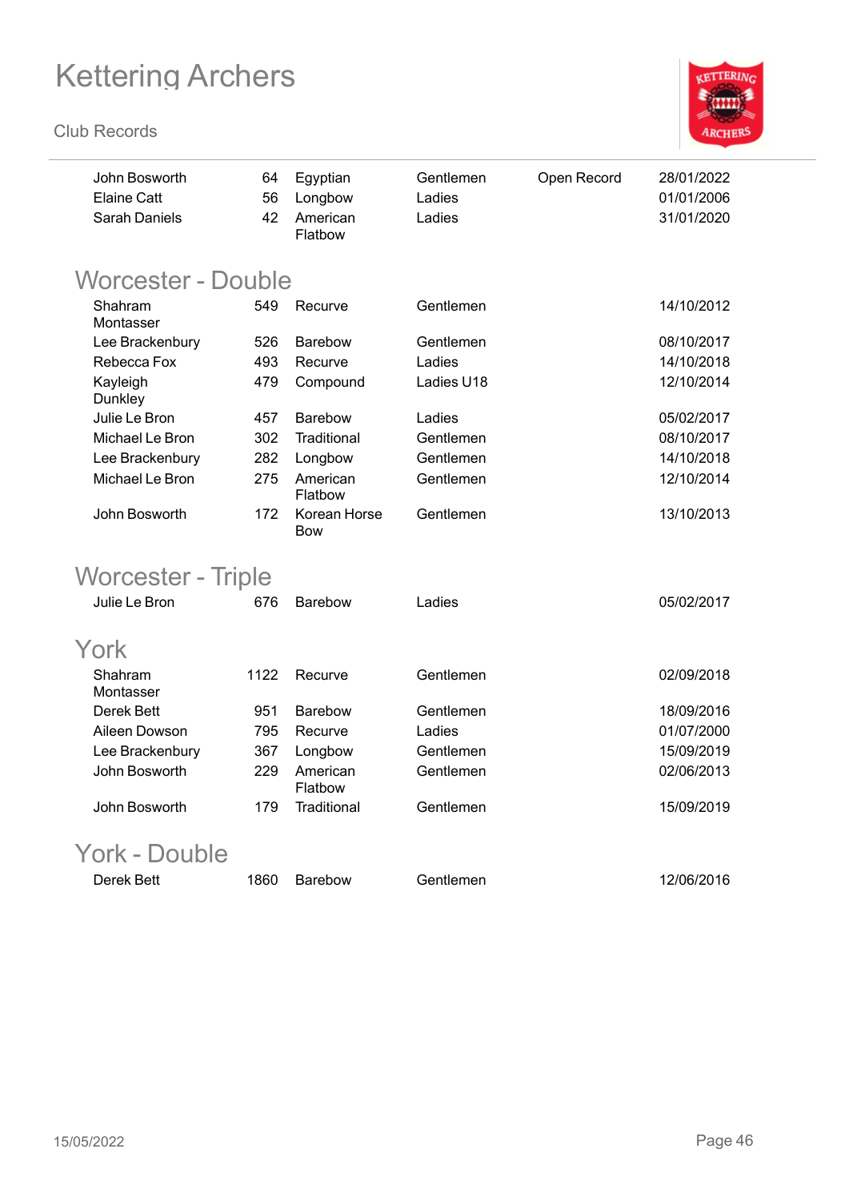| | | | | | |
|---|---|---|---|---|---|
| John Bosworth | 64 | Egyptian | Gentlemen | Open Record | 28/01/2022 |
| Elaine Catt | 56 | Longbow | Ladies | | 01/01/2006 |
| Sarah Daniels | 42 | American Flatbow | Ladies | | 31/01/2020 |

## Worcester - Double

| | | | | | |
|---|---|---|---|---|---|
| Shahram Montasser | 549 | Recurve | Gentlemen | | 14/10/2012 |
| Lee Brackenbury | 526 | Barebow | Gentlemen | | 08/10/2017 |
| Rebecca Fox | 493 | Recurve | Ladies | | 14/10/2018 |
| Kayleigh Dunkley | 479 | Compound | Ladies U18 | | 12/10/2014 |
| Julie Le Bron | 457 | Barebow | Ladies | | 05/02/2017 |
| Michael Le Bron | 302 | Traditional | Gentlemen | | 08/10/2017 |
| Lee Brackenbury | 282 | Longbow | Gentlemen | | 14/10/2018 |
| Michael Le Bron | 275 | American Flatbow | Gentlemen | | 12/10/2014 |
| John Bosworth | 172 | Korean Horse Bow | Gentlemen | | 13/10/2013 |

## Worcester - Triple

| | | | | | |
|---|---|---|---|---|---|
| Julie Le Bron | 676 | Barebow | Ladies | | 05/02/2017 |

## York

| | | | | | |
|---|---|---|---|---|---|
| Shahram Montasser | 1122 | Recurve | Gentlemen | | 02/09/2018 |
| Derek Bett | 951 | Barebow | Gentlemen | | 18/09/2016 |
| Aileen Dowson | 795 | Recurve | Ladies | | 01/07/2000 |
| Lee Brackenbury | 367 | Longbow | Gentlemen | | 15/09/2019 |
| John Bosworth | 229 | American Flatbow | Gentlemen | | 02/06/2013 |
| John Bosworth | 179 | Traditional | Gentlemen | | 15/09/2019 |

## York - Double

| | | | | | |
|---|---|---|---|---|---|
| Derek Bett | 1860 | Barebow | Gentlemen | | 12/06/2016 |